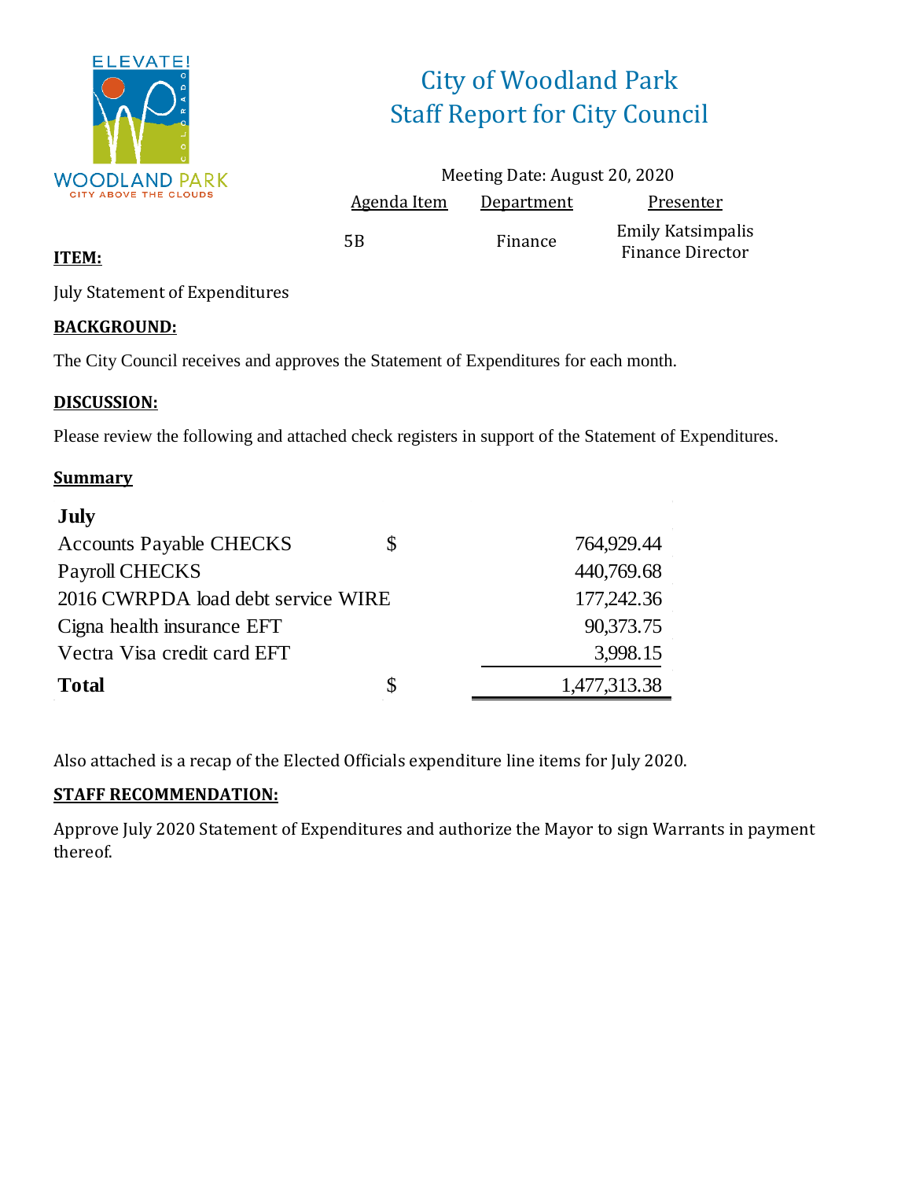# City of Woodland Park
## Staff Report for City Council

Meeting Date: August 20, 2020

| Agenda Item | Department | Presenter |
|---|---|---|
| 5B | Finance | Emily Katsimpalis<br>Finance Director |

**ITEM:**

July Statement of Expenditures

**BACKGROUND:**

The City Council receives and approves the Statement of Expenditures for each month.

**DISCUSSION:**

Please review the following and attached check registers in support of the Statement of Expenditures.

**Summary**

| **July** | | |
|---|---|---|
| Accounts Payable CHECKS | $ | 764,929.44 |
| Payroll CHECKS | | 440,769.68 |
| 2016 CWRPDA load debt service WIRE | | 177,242.36 |
| Cigna health insurance EFT | | 90,373.75 |
| Vectra Visa credit card EFT | | 3,998.15 |
| **Total** | $ | 1,477,313.38 |

Also attached is a recap of the Elected Officials expenditure line items for July 2020.

**STAFF RECOMMENDATION:**

Approve July 2020 Statement of Expenditures and authorize the Mayor to sign Warrants in payment thereof.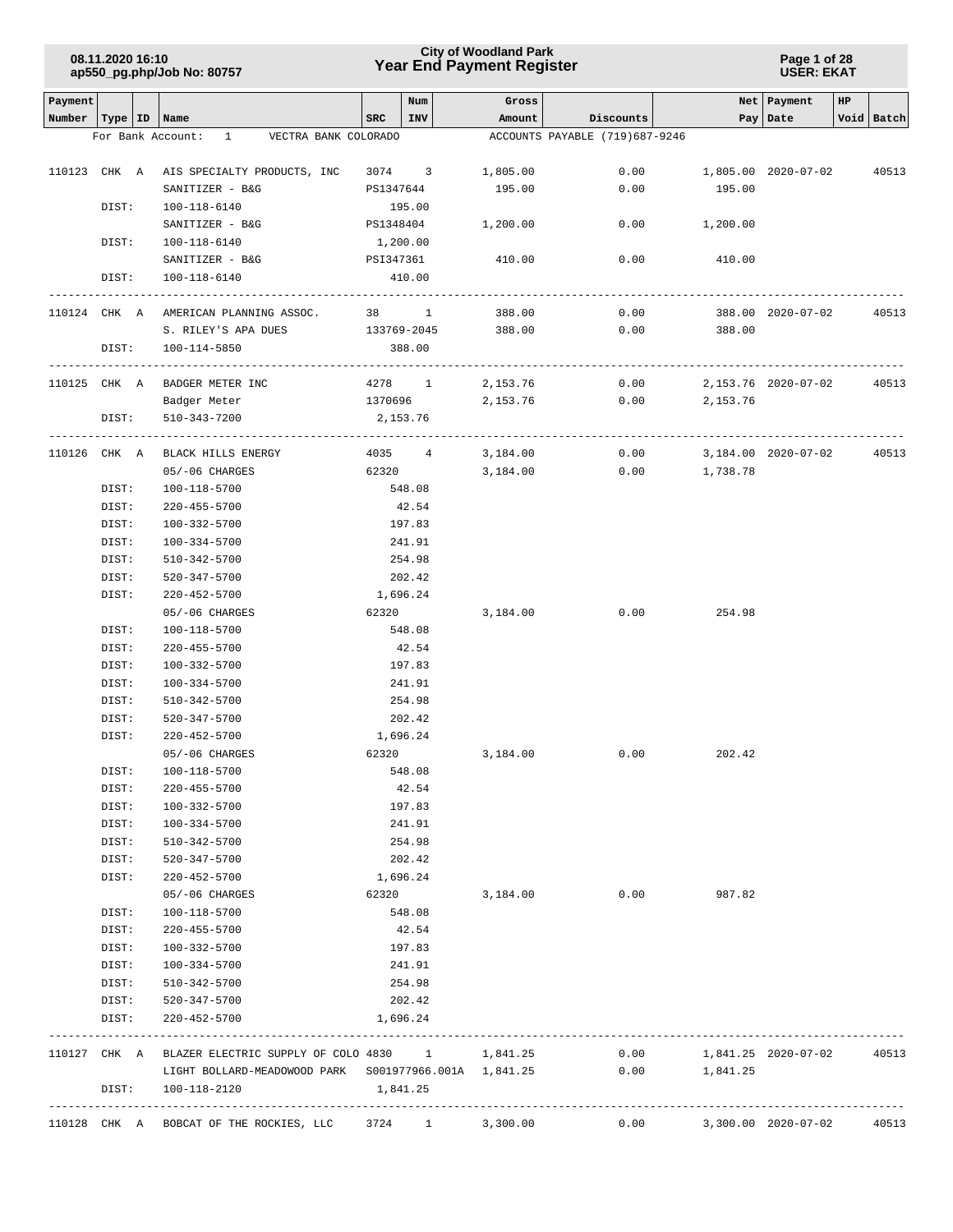# City of Woodland Park
## Year End Payment Register

08.11.2020 16:10
ap550_pg.php/Job No: 80757

USER: EKAT

For Bank Account: 1 VECTRA BANK COLORADO — ACCOUNTS PAYABLE (719)687-9246

| Payment Number | Type | ID | Name | SRC | Num INV | Gross Amount | Discounts | Net Pay | Payment Date | HP | Void | Batch |
|---|---|---|---|---|---|---|---|---|---|---|---|---|
| 110123 | CHK | A | AIS SPECIALTY PRODUCTS, INC | 3074 | 3 | 1,805.00 | 0.00 | 1,805.00 | 2020-07-02 | | | 40513 |
| | | | SANITIZER - B&G | PS1347644 | | 195.00 | 0.00 | 195.00 | | | | |
| | DIST: | | 100-118-6140 | 195.00 | | | | | | | | |
| | | | SANITIZER - B&G | PS1348404 | | 1,200.00 | 0.00 | 1,200.00 | | | | |
| | DIST: | | 100-118-6140 | 1,200.00 | | | | | | | | |
| | | | SANITIZER - B&G | PSI347361 | | 410.00 | 0.00 | 410.00 | | | | |
| | DIST: | | 100-118-6140 | 410.00 | | | | | | | | |
| 110124 | CHK | A | AMERICAN PLANNING ASSOC. | 38 | 1 | 388.00 | 0.00 | 388.00 | 2020-07-02 | | | 40513 |
| | | | S. RILEY'S APA DUES | 133769-2045 | | 388.00 | 0.00 | 388.00 | | | | |
| | DIST: | | 100-114-5850 | 388.00 | | | | | | | | |
| 110125 | CHK | A | BADGER METER INC | 4278 | 1 | 2,153.76 | 0.00 | 2,153.76 | 2020-07-02 | | | 40513 |
| | | | Badger Meter | 1370696 | | 2,153.76 | 0.00 | 2,153.76 | | | | |
| | DIST: | | 510-343-7200 | 2,153.76 | | | | | | | | |
| 110126 | CHK | A | BLACK HILLS ENERGY | 4035 | 4 | 3,184.00 | 0.00 | 3,184.00 | 2020-07-02 | | | 40513 |
| | | | 05/-06 CHARGES | 62320 | | 3,184.00 | 0.00 | 1,738.78 | | | | |
| | DIST: | | 100-118-5700 | 548.08 | | | | | | | | |
| | DIST: | | 220-455-5700 | 42.54 | | | | | | | | |
| | DIST: | | 100-332-5700 | 197.83 | | | | | | | | |
| | DIST: | | 100-334-5700 | 241.91 | | | | | | | | |
| | DIST: | | 510-342-5700 | 254.98 | | | | | | | | |
| | DIST: | | 520-347-5700 | 202.42 | | | | | | | | |
| | DIST: | | 220-452-5700 | 1,696.24 | | | | | | | | |
| | | | 05/-06 CHARGES | 62320 | | 3,184.00 | 0.00 | 254.98 | | | | |
| | DIST: | | 100-118-5700 | 548.08 | | | | | | | | |
| | DIST: | | 220-455-5700 | 42.54 | | | | | | | | |
| | DIST: | | 100-332-5700 | 197.83 | | | | | | | | |
| | DIST: | | 100-334-5700 | 241.91 | | | | | | | | |
| | DIST: | | 510-342-5700 | 254.98 | | | | | | | | |
| | DIST: | | 520-347-5700 | 202.42 | | | | | | | | |
| | DIST: | | 220-452-5700 | 1,696.24 | | | | | | | | |
| | | | 05/-06 CHARGES | 62320 | | 3,184.00 | 0.00 | 202.42 | | | | |
| | DIST: | | 100-118-5700 | 548.08 | | | | | | | | |
| | DIST: | | 220-455-5700 | 42.54 | | | | | | | | |
| | DIST: | | 100-332-5700 | 197.83 | | | | | | | | |
| | DIST: | | 100-334-5700 | 241.91 | | | | | | | | |
| | DIST: | | 510-342-5700 | 254.98 | | | | | | | | |
| | DIST: | | 520-347-5700 | 202.42 | | | | | | | | |
| | DIST: | | 220-452-5700 | 1,696.24 | | | | | | | | |
| | | | 05/-06 CHARGES | 62320 | | 3,184.00 | 0.00 | 987.82 | | | | |
| | DIST: | | 100-118-5700 | 548.08 | | | | | | | | |
| | DIST: | | 220-455-5700 | 42.54 | | | | | | | | |
| | DIST: | | 100-332-5700 | 197.83 | | | | | | | | |
| | DIST: | | 100-334-5700 | 241.91 | | | | | | | | |
| | DIST: | | 510-342-5700 | 254.98 | | | | | | | | |
| | DIST: | | 520-347-5700 | 202.42 | | | | | | | | |
| | DIST: | | 220-452-5700 | 1,696.24 | | | | | | | | |
| 110127 | CHK | A | BLAZER ELECTRIC SUPPLY OF COLO | 4830 | 1 | 1,841.25 | 0.00 | 1,841.25 | 2020-07-02 | | | 40513 |
| | | | LIGHT BOLLARD-MEADOWOOD PARK | S001977966.001A | | 1,841.25 | 0.00 | 1,841.25 | | | | |
| | DIST: | | 100-118-2120 | 1,841.25 | | | | | | | | |
| 110128 | CHK | A | BOBCAT OF THE ROCKIES, LLC | 3724 | 1 | 3,300.00 | 0.00 | 3,300.00 | 2020-07-02 | | | 40513 |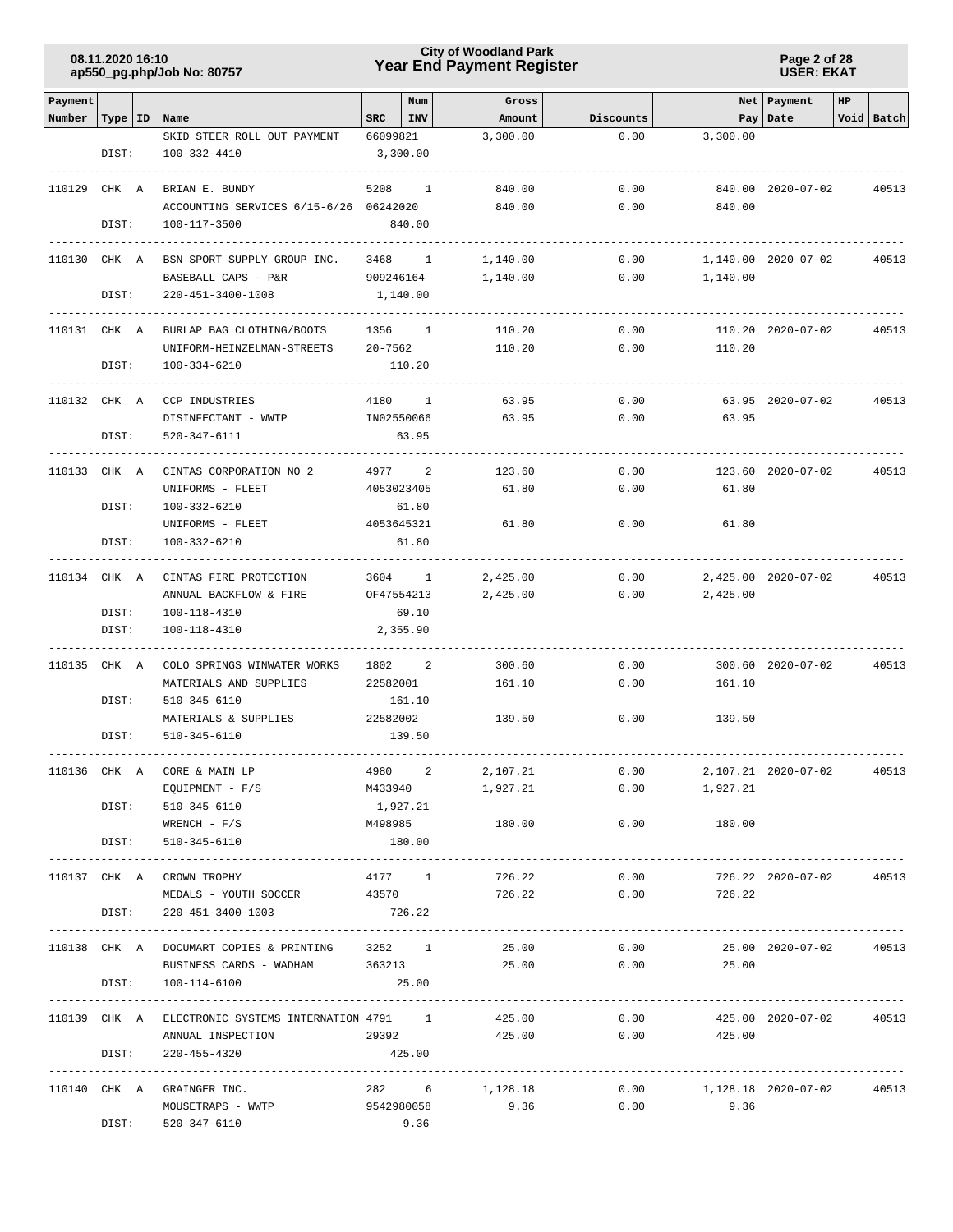| Payment Number | Type | ID | Name | SRC | Num INV | Gross Amount | Discounts | Net Pay | Payment Date | HP | Void | Batch |
|---|---|---|---|---|---|---|---|---|---|---|---|---|
| | | | SKID STEER ROLL OUT PAYMENT | 66099821 | | 3,300.00 | 0.00 | 3,300.00 | | | | |
| | DIST: | | 100-332-4410 | 3,300.00 | | | | | | | | |
| 110129 | CHK | A | BRIAN E. BUNDY | 5208 | 1 | 840.00 | 0.00 | 840.00 | 2020-07-02 | | | 40513 |
| | | | ACCOUNTING SERVICES 6/15-6/26 | 06242020 | | 840.00 | 0.00 | 840.00 | | | | |
| | DIST: | | 100-117-3500 | 840.00 | | | | | | | | |
| 110130 | CHK | A | BSN SPORT SUPPLY GROUP INC. | 3468 | 1 | 1,140.00 | 0.00 | 1,140.00 | 2020-07-02 | | | 40513 |
| | | | BASEBALL CAPS - P&R | 909246164 | | 1,140.00 | 0.00 | 1,140.00 | | | | |
| | DIST: | | 220-451-3400-1008 | 1,140.00 | | | | | | | | |
| 110131 | CHK | A | BURLAP BAG CLOTHING/BOOTS | 1356 | 1 | 110.20 | 0.00 | 110.20 | 2020-07-02 | | | 40513 |
| | | | UNIFORM-HEINZELMAN-STREETS | 20-7562 | | 110.20 | 0.00 | 110.20 | | | | |
| | DIST: | | 100-334-6210 | 110.20 | | | | | | | | |
| 110132 | CHK | A | CCP INDUSTRIES | 4180 | 1 | 63.95 | 0.00 | 63.95 | 2020-07-02 | | | 40513 |
| | | | DISINFECTANT - WWTP | IN02550066 | | 63.95 | 0.00 | 63.95 | | | | |
| | DIST: | | 520-347-6111 | 63.95 | | | | | | | | |
| 110133 | CHK | A | CINTAS CORPORATION NO 2 | 4977 | 2 | 123.60 | 0.00 | 123.60 | 2020-07-02 | | | 40513 |
| | | | UNIFORMS - FLEET | 4053023405 | | 61.80 | 0.00 | 61.80 | | | | |
| | DIST: | | 100-332-6210 | 61.80 | | | | | | | | |
| | | | UNIFORMS - FLEET | 4053645321 | | 61.80 | 0.00 | 61.80 | | | | |
| | DIST: | | 100-332-6210 | 61.80 | | | | | | | | |
| 110134 | CHK | A | CINTAS FIRE PROTECTION | 3604 | 1 | 2,425.00 | 0.00 | 2,425.00 | 2020-07-02 | | | 40513 |
| | | | ANNUAL BACKFLOW & FIRE | OF47554213 | | 2,425.00 | 0.00 | 2,425.00 | | | | |
| | DIST: | | 100-118-4310 | 69.10 | | | | | | | | |
| | DIST: | | 100-118-4310 | 2,355.90 | | | | | | | | |
| 110135 | CHK | A | COLO SPRINGS WINWATER WORKS | 1802 | 2 | 300.60 | 0.00 | 300.60 | 2020-07-02 | | | 40513 |
| | | | MATERIALS AND SUPPLIES | 22582001 | | 161.10 | 0.00 | 161.10 | | | | |
| | DIST: | | 510-345-6110 | 161.10 | | | | | | | | |
| | | | MATERIALS & SUPPLIES | 22582002 | | 139.50 | 0.00 | 139.50 | | | | |
| | DIST: | | 510-345-6110 | 139.50 | | | | | | | | |
| 110136 | CHK | A | CORE & MAIN LP | 4980 | 2 | 2,107.21 | 0.00 | 2,107.21 | 2020-07-02 | | | 40513 |
| | | | EQUIPMENT - F/S | M433940 | | 1,927.21 | 0.00 | 1,927.21 | | | | |
| | DIST: | | 510-345-6110 | 1,927.21 | | | | | | | | |
| | | | WRENCH - F/S | M498985 | | 180.00 | 0.00 | 180.00 | | | | |
| | DIST: | | 510-345-6110 | 180.00 | | | | | | | | |
| 110137 | CHK | A | CROWN TROPHY | 4177 | 1 | 726.22 | 0.00 | 726.22 | 2020-07-02 | | | 40513 |
| | | | MEDALS - YOUTH SOCCER | 43570 | | 726.22 | 0.00 | 726.22 | | | | |
| | DIST: | | 220-451-3400-1003 | 726.22 | | | | | | | | |
| 110138 | CHK | A | DOCUMART COPIES & PRINTING | 3252 | 1 | 25.00 | 0.00 | 25.00 | 2020-07-02 | | | 40513 |
| | | | BUSINESS CARDS - WADHAM | 363213 | | 25.00 | 0.00 | 25.00 | | | | |
| | DIST: | | 100-114-6100 | 25.00 | | | | | | | | |
| 110139 | CHK | A | ELECTRONIC SYSTEMS INTERNATION | 4791 | 1 | 425.00 | 0.00 | 425.00 | 2020-07-02 | | | 40513 |
| | | | ANNUAL INSPECTION | 29392 | | 425.00 | 0.00 | 425.00 | | | | |
| | DIST: | | 220-455-4320 | 425.00 | | | | | | | | |
| 110140 | CHK | A | GRAINGER INC. | 282 | 6 | 1,128.18 | 0.00 | 1,128.18 | 2020-07-02 | | | 40513 |
| | | | MOUSETRAPS - WWTP | 9542980058 | | 9.36 | 0.00 | 9.36 | | | | |
| | DIST: | | 520-347-6110 | 9.36 | | | | | | | | |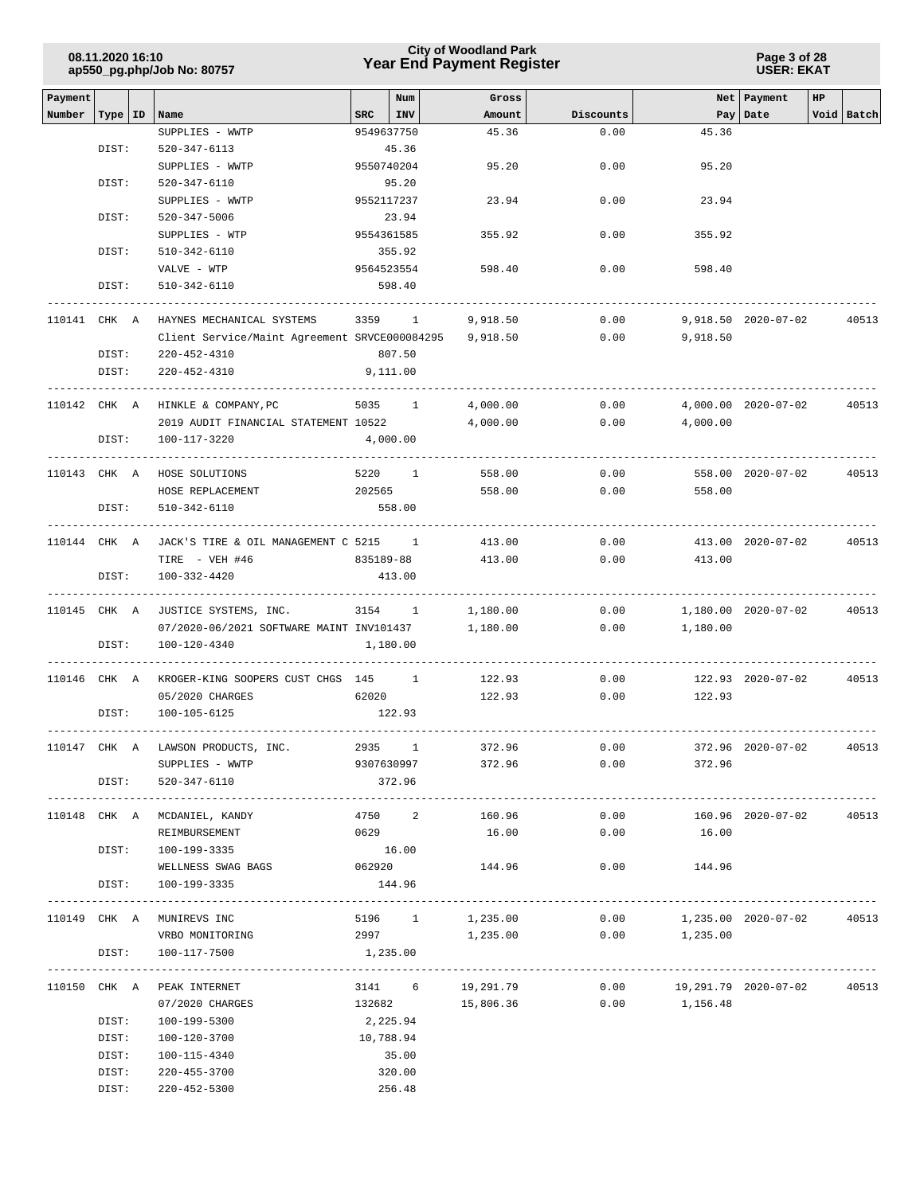| Payment Number | Type | ID | Name | SRC | Num INV | Gross Amount | Discounts | Net Pay | Payment Date | HP Void | Batch |
|---|---|---|---|---|---|---|---|---|---|---|---|
| | | | SUPPLIES - WWTP | 9549637750 | | 45.36 | 0.00 | 45.36 | | | |
| | DIST: | | 520-347-6113 | | 45.36 | | | | | | |
| | | | SUPPLIES - WWTP | 9550740204 | | 95.20 | 0.00 | 95.20 | | | |
| | DIST: | | 520-347-6110 | | 95.20 | | | | | | |
| | | | SUPPLIES - WWTP | 9552117237 | | 23.94 | 0.00 | 23.94 | | | |
| | DIST: | | 520-347-5006 | | 23.94 | | | | | | |
| | | | SUPPLIES - WTP | 9554361585 | | 355.92 | 0.00 | 355.92 | | | |
| | DIST: | | 510-342-6110 | | 355.92 | | | | | | |
| | | | VALVE - WTP | 9564523554 | | 598.40 | 0.00 | 598.40 | | | |
| | DIST: | | 510-342-6110 | | 598.40 | | | | | | |
| 110141 | CHK | A | HAYNES MECHANICAL SYSTEMS | 3359 | 1 | 9,918.50 | 0.00 | 9,918.50 | 2020-07-02 | | 40513 |
| | | | Client Service/Maint Agreement SRVCE000084295 | | | 9,918.50 | 0.00 | 9,918.50 | | | |
| | DIST: | | 220-452-4310 | | 807.50 | | | | | | |
| | DIST: | | 220-452-4310 | | 9,111.00 | | | | | | |
| 110142 | CHK | A | HINKLE & COMPANY,PC | 5035 | 1 | 4,000.00 | 0.00 | 4,000.00 | 2020-07-02 | | 40513 |
| | | | 2019 AUDIT FINANCIAL STATEMENT 10522 | | | 4,000.00 | 0.00 | 4,000.00 | | | |
| | DIST: | | 100-117-3220 | | 4,000.00 | | | | | | |
| 110143 | CHK | A | HOSE SOLUTIONS | 5220 | 1 | 558.00 | 0.00 | 558.00 | 2020-07-02 | | 40513 |
| | | | HOSE REPLACEMENT | 202565 | | 558.00 | 0.00 | 558.00 | | | |
| | DIST: | | 510-342-6110 | | 558.00 | | | | | | |
| 110144 | CHK | A | JACK'S TIRE & OIL MANAGEMENT C | 5215 | 1 | 413.00 | 0.00 | 413.00 | 2020-07-02 | | 40513 |
| | | | TIRE - VEH #46 | 835189-88 | | 413.00 | 0.00 | 413.00 | | | |
| | DIST: | | 100-332-4420 | | 413.00 | | | | | | |
| 110145 | CHK | A | JUSTICE SYSTEMS, INC. | 3154 | 1 | 1,180.00 | 0.00 | 1,180.00 | 2020-07-02 | | 40513 |
| | | | 07/2020-06/2021 SOFTWARE MAINT INV101437 | | | 1,180.00 | 0.00 | 1,180.00 | | | |
| | DIST: | | 100-120-4340 | | 1,180.00 | | | | | | |
| 110146 | CHK | A | KROGER-KING SOOPERS CUST CHGS | 145 | 1 | 122.93 | 0.00 | 122.93 | 2020-07-02 | | 40513 |
| | | | 05/2020 CHARGES | 62020 | | 122.93 | 0.00 | 122.93 | | | |
| | DIST: | | 100-105-6125 | | 122.93 | | | | | | |
| 110147 | CHK | A | LAWSON PRODUCTS, INC. | 2935 | 1 | 372.96 | 0.00 | 372.96 | 2020-07-02 | | 40513 |
| | | | SUPPLIES - WWTP | 9307630997 | | 372.96 | 0.00 | 372.96 | | | |
| | DIST: | | 520-347-6110 | | 372.96 | | | | | | |
| 110148 | CHK | A | MCDANIEL, KANDY | 4750 | 2 | 160.96 | 0.00 | 160.96 | 2020-07-02 | | 40513 |
| | | | REIMBURSEMENT | 0629 | | 16.00 | 0.00 | 16.00 | | | |
| | DIST: | | 100-199-3335 | | 16.00 | | | | | | |
| | | | WELLNESS SWAG BAGS | 062920 | | 144.96 | 0.00 | 144.96 | | | |
| | DIST: | | 100-199-3335 | | 144.96 | | | | | | |
| 110149 | CHK | A | MUNIREVS INC | 5196 | 1 | 1,235.00 | 0.00 | 1,235.00 | 2020-07-02 | | 40513 |
| | | | VRBO MONITORING | 2997 | | 1,235.00 | 0.00 | 1,235.00 | | | |
| | DIST: | | 100-117-7500 | | 1,235.00 | | | | | | |
| 110150 | CHK | A | PEAK INTERNET | 3141 | 6 | 19,291.79 | 0.00 | 19,291.79 | 2020-07-02 | | 40513 |
| | | | 07/2020 CHARGES | 132682 | | 15,806.36 | 0.00 | 1,156.48 | | | |
| | DIST: | | 100-199-5300 | | 2,225.94 | | | | | | |
| | DIST: | | 100-120-3700 | | 10,788.94 | | | | | | |
| | DIST: | | 100-115-4340 | | 35.00 | | | | | | |
| | DIST: | | 220-455-3700 | | 320.00 | | | | | | |
| | DIST: | | 220-452-5300 | | 256.48 | | | | | | |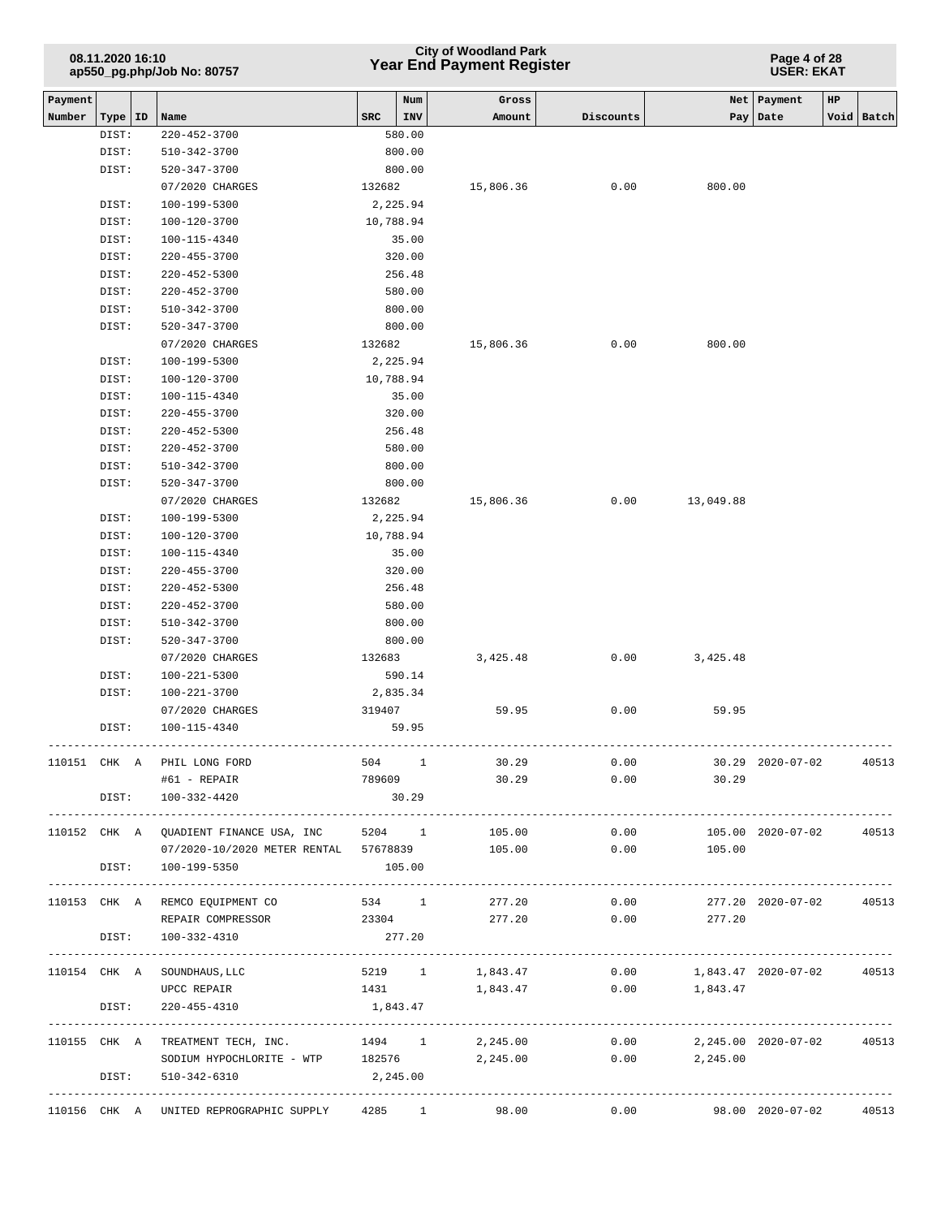| Payment Number | Type | ID | Name | SRC | Num INV | Gross Amount | Discounts | Net Pay | Payment Date | HP Void | Batch |
|---|---|---|---|---|---|---|---|---|---|---|---|
| | DIST: | | 220-452-3700 | | 580.00 | | | | | | |
| | DIST: | | 510-342-3700 | | 800.00 | | | | | | |
| | DIST: | | 520-347-3700 | | 800.00 | | | | | | |
| | | | 07/2020 CHARGES | 132682 | | 15,806.36 | 0.00 | 800.00 | | | |
| | DIST: | | 100-199-5300 | | 2,225.94 | | | | | | |
| | DIST: | | 100-120-3700 | | 10,788.94 | | | | | | |
| | DIST: | | 100-115-4340 | | 35.00 | | | | | | |
| | DIST: | | 220-455-3700 | | 320.00 | | | | | | |
| | DIST: | | 220-452-5300 | | 256.48 | | | | | | |
| | DIST: | | 220-452-3700 | | 580.00 | | | | | | |
| | DIST: | | 510-342-3700 | | 800.00 | | | | | | |
| | DIST: | | 520-347-3700 | | 800.00 | | | | | | |
| | | | 07/2020 CHARGES | 132682 | | 15,806.36 | 0.00 | 800.00 | | | |
| | DIST: | | 100-199-5300 | | 2,225.94 | | | | | | |
| | DIST: | | 100-120-3700 | | 10,788.94 | | | | | | |
| | DIST: | | 100-115-4340 | | 35.00 | | | | | | |
| | DIST: | | 220-455-3700 | | 320.00 | | | | | | |
| | DIST: | | 220-452-5300 | | 256.48 | | | | | | |
| | DIST: | | 220-452-3700 | | 580.00 | | | | | | |
| | DIST: | | 510-342-3700 | | 800.00 | | | | | | |
| | DIST: | | 520-347-3700 | | 800.00 | | | | | | |
| | | | 07/2020 CHARGES | 132682 | | 15,806.36 | 0.00 | 13,049.88 | | | |
| | DIST: | | 100-199-5300 | | 2,225.94 | | | | | | |
| | DIST: | | 100-120-3700 | | 10,788.94 | | | | | | |
| | DIST: | | 100-115-4340 | | 35.00 | | | | | | |
| | DIST: | | 220-455-3700 | | 320.00 | | | | | | |
| | DIST: | | 220-452-5300 | | 256.48 | | | | | | |
| | DIST: | | 220-452-3700 | | 580.00 | | | | | | |
| | DIST: | | 510-342-3700 | | 800.00 | | | | | | |
| | DIST: | | 520-347-3700 | | 800.00 | | | | | | |
| | | | 07/2020 CHARGES | 132683 | | 3,425.48 | 0.00 | 3,425.48 | | | |
| | DIST: | | 100-221-5300 | | 590.14 | | | | | | |
| | DIST: | | 100-221-3700 | | 2,835.34 | | | | | | |
| | | | 07/2020 CHARGES | 319407 | | 59.95 | 0.00 | 59.95 | | | |
| | DIST: | | 100-115-4340 | | 59.95 | | | | | | |
| 110151 | CHK | A | PHIL LONG FORD | 504 | 1 | 30.29 | 0.00 | 30.29 | 2020-07-02 | | 40513 |
| | | | #61 - REPAIR | 789609 | | 30.29 | 0.00 | 30.29 | | | |
| | DIST: | | 100-332-4420 | | 30.29 | | | | | | |
| 110152 | CHK | A | QUADIENT FINANCE USA, INC | 5204 | 1 | 105.00 | 0.00 | 105.00 | 2020-07-02 | | 40513 |
| | | | 07/2020-10/2020 METER RENTAL | 57678839 | | 105.00 | 0.00 | 105.00 | | | |
| | DIST: | | 100-199-5350 | | 105.00 | | | | | | |
| 110153 | CHK | A | REMCO EQUIPMENT CO | 534 | 1 | 277.20 | 0.00 | 277.20 | 2020-07-02 | | 40513 |
| | | | REPAIR COMPRESSOR | 23304 | | 277.20 | 0.00 | 277.20 | | | |
| | DIST: | | 100-332-4310 | | 277.20 | | | | | | |
| 110154 | CHK | A | SOUNDHAUS,LLC | 5219 | 1 | 1,843.47 | 0.00 | 1,843.47 | 2020-07-02 | | 40513 |
| | | | UPCC REPAIR | 1431 | | 1,843.47 | 0.00 | 1,843.47 | | | |
| | DIST: | | 220-455-4310 | | 1,843.47 | | | | | | |
| 110155 | CHK | A | TREATMENT TECH, INC. | 1494 | 1 | 2,245.00 | 0.00 | 2,245.00 | 2020-07-02 | | 40513 |
| | | | SODIUM HYPOCHLORITE - WTP | 182576 | | 2,245.00 | 0.00 | 2,245.00 | | | |
| | DIST: | | 510-342-6310 | | 2,245.00 | | | | | | |
| 110156 | CHK | A | UNITED REPROGRAPHIC SUPPLY | 4285 | 1 | 98.00 | 0.00 | 98.00 | 2020-07-02 | | 40513 |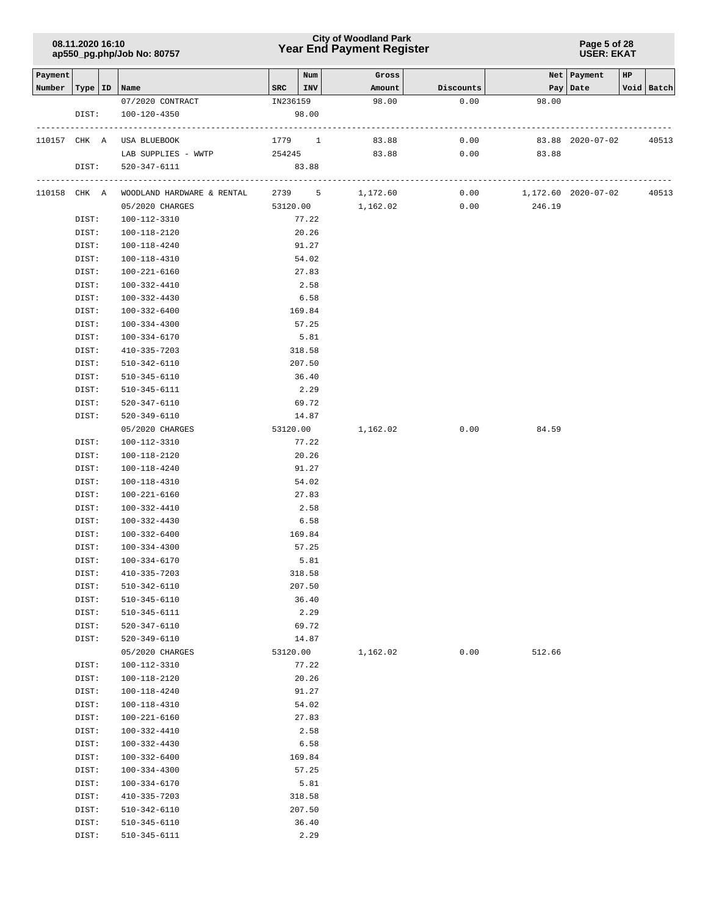| Payment Number | Type | ID | Name | SRC | Num INV | Gross Amount | Discounts | Net Pay | Payment Date | HP Void | Batch |
|---|---|---|---|---|---|---|---|---|---|---|---|
| | | | 07/2020 CONTRACT | IN236159 | | 98.00 | 0.00 | 98.00 | | | |
| | DIST: | | 100-120-4350 | | 98.00 | | | | | | |
| 110157 | CHK | A | USA BLUEBOOK | 1779 | 1 | 83.88 | 0.00 | 83.88 | 2020-07-02 | | 40513 |
| | | | LAB SUPPLIES - WWTP | 254245 | | 83.88 | 0.00 | 83.88 | | | |
| | DIST: | | 520-347-6111 | | 83.88 | | | | | | |
| 110158 | CHK | A | WOODLAND HARDWARE & RENTAL | 2739 | 5 | 1,172.60 | 0.00 | 1,172.60 | 2020-07-02 | | 40513 |
| | | | 05/2020 CHARGES | 53120.00 | | 1,162.02 | 0.00 | 246.19 | | | |
| | DIST: | | 100-112-3310 | | 77.22 | | | | | | |
| | DIST: | | 100-118-2120 | | 20.26 | | | | | | |
| | DIST: | | 100-118-4240 | | 91.27 | | | | | | |
| | DIST: | | 100-118-4310 | | 54.02 | | | | | | |
| | DIST: | | 100-221-6160 | | 27.83 | | | | | | |
| | DIST: | | 100-332-4410 | | 2.58 | | | | | | |
| | DIST: | | 100-332-4430 | | 6.58 | | | | | | |
| | DIST: | | 100-332-6400 | | 169.84 | | | | | | |
| | DIST: | | 100-334-4300 | | 57.25 | | | | | | |
| | DIST: | | 100-334-6170 | | 5.81 | | | | | | |
| | DIST: | | 410-335-7203 | | 318.58 | | | | | | |
| | DIST: | | 510-342-6110 | | 207.50 | | | | | | |
| | DIST: | | 510-345-6110 | | 36.40 | | | | | | |
| | DIST: | | 510-345-6111 | | 2.29 | | | | | | |
| | DIST: | | 520-347-6110 | | 69.72 | | | | | | |
| | DIST: | | 520-349-6110 | | 14.87 | | | | | | |
| | | | 05/2020 CHARGES | 53120.00 | | 1,162.02 | 0.00 | 84.59 | | | |
| | DIST: | | 100-112-3310 | | 77.22 | | | | | | |
| | DIST: | | 100-118-2120 | | 20.26 | | | | | | |
| | DIST: | | 100-118-4240 | | 91.27 | | | | | | |
| | DIST: | | 100-118-4310 | | 54.02 | | | | | | |
| | DIST: | | 100-221-6160 | | 27.83 | | | | | | |
| | DIST: | | 100-332-4410 | | 2.58 | | | | | | |
| | DIST: | | 100-332-4430 | | 6.58 | | | | | | |
| | DIST: | | 100-332-6400 | | 169.84 | | | | | | |
| | DIST: | | 100-334-4300 | | 57.25 | | | | | | |
| | DIST: | | 100-334-6170 | | 5.81 | | | | | | |
| | DIST: | | 410-335-7203 | | 318.58 | | | | | | |
| | DIST: | | 510-342-6110 | | 207.50 | | | | | | |
| | DIST: | | 510-345-6110 | | 36.40 | | | | | | |
| | DIST: | | 510-345-6111 | | 2.29 | | | | | | |
| | DIST: | | 520-347-6110 | | 69.72 | | | | | | |
| | DIST: | | 520-349-6110 | | 14.87 | | | | | | |
| | | | 05/2020 CHARGES | 53120.00 | | 1,162.02 | 0.00 | 512.66 | | | |
| | DIST: | | 100-112-3310 | | 77.22 | | | | | | |
| | DIST: | | 100-118-2120 | | 20.26 | | | | | | |
| | DIST: | | 100-118-4240 | | 91.27 | | | | | | |
| | DIST: | | 100-118-4310 | | 54.02 | | | | | | |
| | DIST: | | 100-221-6160 | | 27.83 | | | | | | |
| | DIST: | | 100-332-4410 | | 2.58 | | | | | | |
| | DIST: | | 100-332-4430 | | 6.58 | | | | | | |
| | DIST: | | 100-332-6400 | | 169.84 | | | | | | |
| | DIST: | | 100-334-4300 | | 57.25 | | | | | | |
| | DIST: | | 100-334-6170 | | 5.81 | | | | | | |
| | DIST: | | 410-335-7203 | | 318.58 | | | | | | |
| | DIST: | | 510-342-6110 | | 207.50 | | | | | | |
| | DIST: | | 510-345-6110 | | 36.40 | | | | | | |
| | DIST: | | 510-345-6111 | | 2.29 | | | | | | |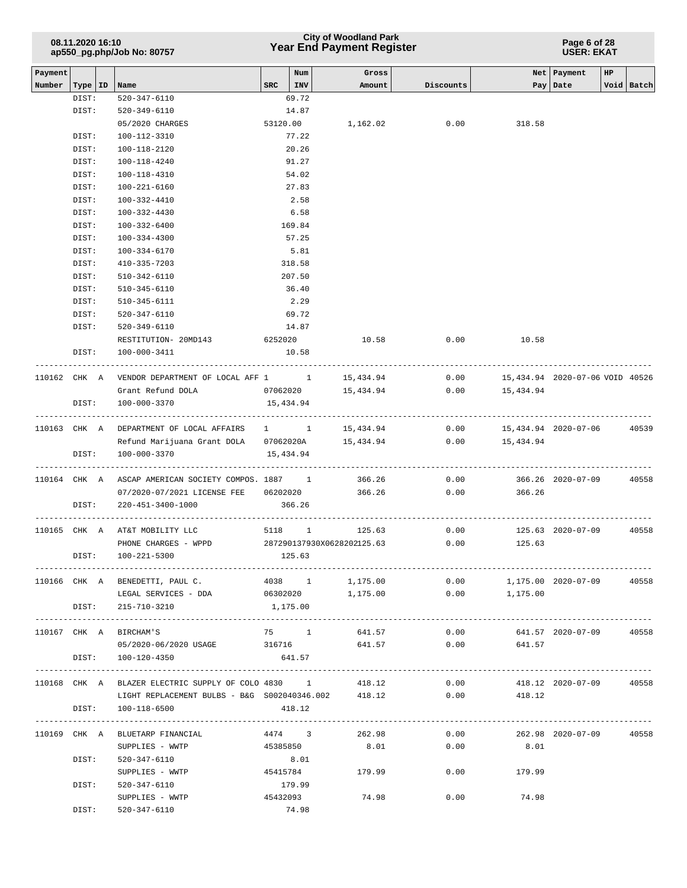| Payment Number | Type | ID | Name | SRC | Num INV | Gross Amount | Discounts | Net Pay | Payment Date | HP Void | Batch |
|---|---|---|---|---|---|---|---|---|---|---|---|
| | DIST: | | 520-347-6110 | | 69.72 | | | | | | |
| | DIST: | | 520-349-6110 | | 14.87 | | | | | | |
| | | | 05/2020 CHARGES | 53120.00 | | 1,162.02 | 0.00 | 318.58 | | | |
| | DIST: | | 100-112-3310 | | 77.22 | | | | | | |
| | DIST: | | 100-118-2120 | | 20.26 | | | | | | |
| | DIST: | | 100-118-4240 | | 91.27 | | | | | | |
| | DIST: | | 100-118-4310 | | 54.02 | | | | | | |
| | DIST: | | 100-221-6160 | | 27.83 | | | | | | |
| | DIST: | | 100-332-4410 | | 2.58 | | | | | | |
| | DIST: | | 100-332-4430 | | 6.58 | | | | | | |
| | DIST: | | 100-332-6400 | | 169.84 | | | | | | |
| | DIST: | | 100-334-4300 | | 57.25 | | | | | | |
| | DIST: | | 100-334-6170 | | 5.81 | | | | | | |
| | DIST: | | 410-335-7203 | | 318.58 | | | | | | |
| | DIST: | | 510-342-6110 | | 207.50 | | | | | | |
| | DIST: | | 510-345-6110 | | 36.40 | | | | | | |
| | DIST: | | 510-345-6111 | | 2.29 | | | | | | |
| | DIST: | | 520-347-6110 | | 69.72 | | | | | | |
| | DIST: | | 520-349-6110 | | 14.87 | | | | | | |
| | | | RESTITUTION- 20MD143 | 6252020 | | 10.58 | 0.00 | 10.58 | | | |
| | DIST: | | 100-000-3411 | | 10.58 | | | | | | |
| 110162 | CHK | A | VENDOR DEPARTMENT OF LOCAL AFF | 1 | 1 | 15,434.94 | 0.00 | 15,434.94 | 2020-07-06 | VOID | 40526 |
| | | | Grant Refund DOLA | 07062020 | | 15,434.94 | 0.00 | 15,434.94 | | | |
| | DIST: | | 100-000-3370 | | 15,434.94 | | | | | | |
| 110163 | CHK | A | DEPARTMENT OF LOCAL AFFAIRS | 1 | 1 | 15,434.94 | 0.00 | 15,434.94 | 2020-07-06 | | 40539 |
| | | | Refund Marijuana Grant DOLA | 07062020A | | 15,434.94 | 0.00 | 15,434.94 | | | |
| | DIST: | | 100-000-3370 | | 15,434.94 | | | | | | |
| 110164 | CHK | A | ASCAP AMERICAN SOCIETY COMPOS. | 1887 | 1 | 366.26 | 0.00 | 366.26 | 2020-07-09 | | 40558 |
| | | | 07/2020-07/2021 LICENSE FEE | 06202020 | | 366.26 | 0.00 | 366.26 | | | |
| | DIST: | | 220-451-3400-1000 | | 366.26 | | | | | | |
| 110165 | CHK | A | AT&T MOBILITY LLC | 5118 | 1 | 125.63 | 0.00 | 125.63 | 2020-07-09 | | 40558 |
| | | | PHONE CHARGES - WPPD | 287290137930X0628202 | | 125.63 | 0.00 | 125.63 | | | |
| | DIST: | | 100-221-5300 | | 125.63 | | | | | | |
| 110166 | CHK | A | BENEDETTI, PAUL C. | 4038 | 1 | 1,175.00 | 0.00 | 1,175.00 | 2020-07-09 | | 40558 |
| | | | LEGAL SERVICES - DDA | 06302020 | | 1,175.00 | 0.00 | 1,175.00 | | | |
| | DIST: | | 215-710-3210 | | 1,175.00 | | | | | | |
| 110167 | CHK | A | BIRCHAM'S | 75 | 1 | 641.57 | 0.00 | 641.57 | 2020-07-09 | | 40558 |
| | | | 05/2020-06/2020 USAGE | 316716 | | 641.57 | 0.00 | 641.57 | | | |
| | DIST: | | 100-120-4350 | | 641.57 | | | | | | |
| 110168 | CHK | A | BLAZER ELECTRIC SUPPLY OF COLO | 4830 | 1 | 418.12 | 0.00 | 418.12 | 2020-07-09 | | 40558 |
| | | | LIGHT REPLACEMENT BULBS - B&G | S002040346.002 | | 418.12 | 0.00 | 418.12 | | | |
| | DIST: | | 100-118-6500 | | 418.12 | | | | | | |
| 110169 | CHK | A | BLUETARP FINANCIAL | 4474 | 3 | 262.98 | 0.00 | 262.98 | 2020-07-09 | | 40558 |
| | | | SUPPLIES - WWTP | 45385850 | | 8.01 | 0.00 | 8.01 | | | |
| | DIST: | | 520-347-6110 | | 8.01 | | | | | | |
| | | | SUPPLIES - WWTP | 45415784 | | 179.99 | 0.00 | 179.99 | | | |
| | DIST: | | 520-347-6110 | | 179.99 | | | | | | |
| | | | SUPPLIES - WWTP | 45432093 | | 74.98 | 0.00 | 74.98 | | | |
| | DIST: | | 520-347-6110 | | 74.98 | | | | | | |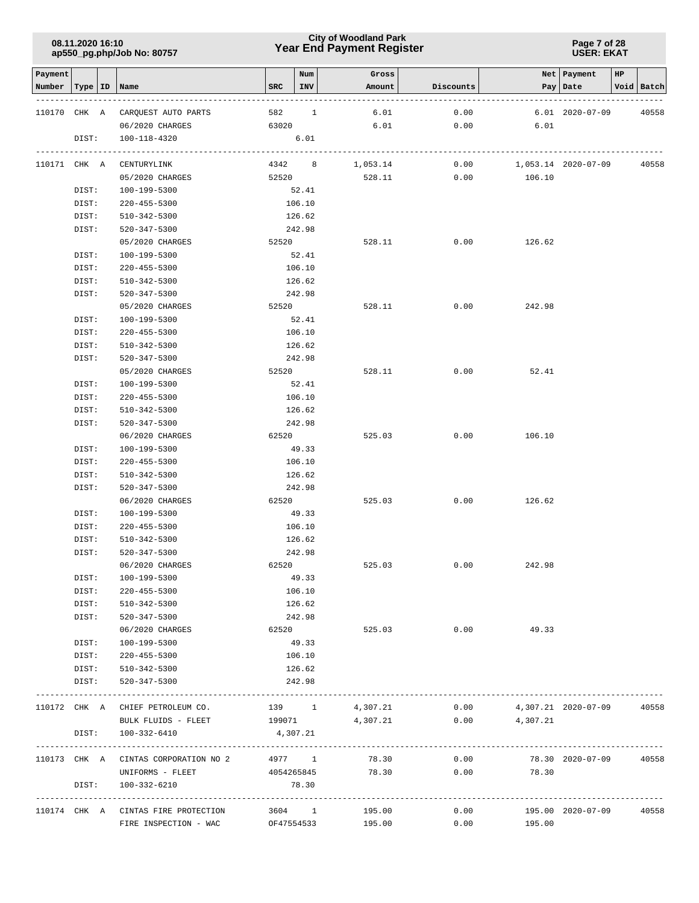# City of Woodland Park
## Year End Payment Register

| Payment Number | Type | ID | Name | SRC | Num INV | Gross Amount | Discounts | Net Pay | Payment Date | HP Void | Batch |
|---|---|---|---|---|---|---|---|---|---|---|---|
| 110170 | CHK | A | CARQUEST AUTO PARTS | 582 | 1 | 6.01 | 0.00 | 6.01 | 2020-07-09 | | 40558 |
| | | | 06/2020 CHARGES | 63020 | | 6.01 | 0.00 | 6.01 | | | |
| | DIST: | | 100-118-4320 | | 6.01 | | | | | | |
| 110171 | CHK | A | CENTURYLINK | 4342 | 8 | 1,053.14 | 0.00 | 1,053.14 | 2020-07-09 | | 40558 |
| | | | 05/2020 CHARGES | 52520 | | 528.11 | 0.00 | 106.10 | | | |
| | DIST: | | 100-199-5300 | | 52.41 | | | | | | |
| | DIST: | | 220-455-5300 | | 106.10 | | | | | | |
| | DIST: | | 510-342-5300 | | 126.62 | | | | | | |
| | DIST: | | 520-347-5300 | | 242.98 | | | | | | |
| | | | 05/2020 CHARGES | 52520 | | 528.11 | 0.00 | 126.62 | | | |
| | DIST: | | 100-199-5300 | | 52.41 | | | | | | |
| | DIST: | | 220-455-5300 | | 106.10 | | | | | | |
| | DIST: | | 510-342-5300 | | 126.62 | | | | | | |
| | DIST: | | 520-347-5300 | | 242.98 | | | | | | |
| | | | 05/2020 CHARGES | 52520 | | 528.11 | 0.00 | 242.98 | | | |
| | DIST: | | 100-199-5300 | | 52.41 | | | | | | |
| | DIST: | | 220-455-5300 | | 106.10 | | | | | | |
| | DIST: | | 510-342-5300 | | 126.62 | | | | | | |
| | DIST: | | 520-347-5300 | | 242.98 | | | | | | |
| | | | 05/2020 CHARGES | 52520 | | 528.11 | 0.00 | 52.41 | | | |
| | DIST: | | 100-199-5300 | | 52.41 | | | | | | |
| | DIST: | | 220-455-5300 | | 106.10 | | | | | | |
| | DIST: | | 510-342-5300 | | 126.62 | | | | | | |
| | DIST: | | 520-347-5300 | | 242.98 | | | | | | |
| | | | 06/2020 CHARGES | 62520 | | 525.03 | 0.00 | 106.10 | | | |
| | DIST: | | 100-199-5300 | | 49.33 | | | | | | |
| | DIST: | | 220-455-5300 | | 106.10 | | | | | | |
| | DIST: | | 510-342-5300 | | 126.62 | | | | | | |
| | DIST: | | 520-347-5300 | | 242.98 | | | | | | |
| | | | 06/2020 CHARGES | 62520 | | 525.03 | 0.00 | 126.62 | | | |
| | DIST: | | 100-199-5300 | | 49.33 | | | | | | |
| | DIST: | | 220-455-5300 | | 106.10 | | | | | | |
| | DIST: | | 510-342-5300 | | 126.62 | | | | | | |
| | DIST: | | 520-347-5300 | | 242.98 | | | | | | |
| | | | 06/2020 CHARGES | 62520 | | 525.03 | 0.00 | 242.98 | | | |
| | DIST: | | 100-199-5300 | | 49.33 | | | | | | |
| | DIST: | | 220-455-5300 | | 106.10 | | | | | | |
| | DIST: | | 510-342-5300 | | 126.62 | | | | | | |
| | DIST: | | 520-347-5300 | | 242.98 | | | | | | |
| | | | 06/2020 CHARGES | 62520 | | 525.03 | 0.00 | 49.33 | | | |
| | DIST: | | 100-199-5300 | | 49.33 | | | | | | |
| | DIST: | | 220-455-5300 | | 106.10 | | | | | | |
| | DIST: | | 510-342-5300 | | 126.62 | | | | | | |
| | DIST: | | 520-347-5300 | | 242.98 | | | | | | |
| 110172 | CHK | A | CHIEF PETROLEUM CO. | 139 | 1 | 4,307.21 | 0.00 | 4,307.21 | 2020-07-09 | | 40558 |
| | | | BULK FLUIDS - FLEET | 199071 | | 4,307.21 | 0.00 | 4,307.21 | | | |
| | DIST: | | 100-332-6410 | | 4,307.21 | | | | | | |
| 110173 | CHK | A | CINTAS CORPORATION NO 2 | 4977 | 1 | 78.30 | 0.00 | 78.30 | 2020-07-09 | | 40558 |
| | | | UNIFORMS - FLEET | 4054265845 | | 78.30 | 0.00 | 78.30 | | | |
| | DIST: | | 100-332-6210 | | 78.30 | | | | | | |
| 110174 | CHK | A | CINTAS FIRE PROTECTION | 3604 | 1 | 195.00 | 0.00 | 195.00 | 2020-07-09 | | 40558 |
| | | | FIRE INSPECTION - WAC | OF47554533 | | 195.00 | 0.00 | 195.00 | | | |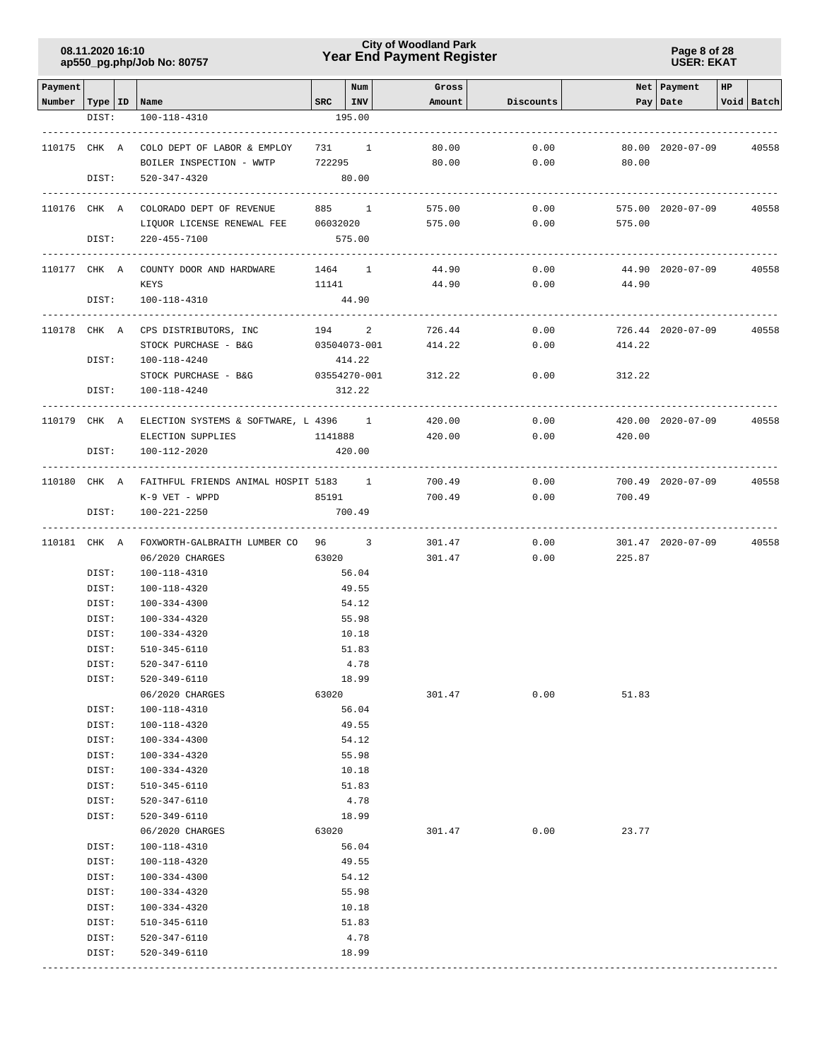| Payment Number | Type | ID | Name | SRC | Num INV | Gross Amount | Discounts | Net Pay | Payment Date | HP Void | Batch |
|---|---|---|---|---|---|---|---|---|---|---|---|
| | DIST: | | 100-118-4310 | | 195.00 | | | | | | |
| 110175 | CHK | A | COLO DEPT OF LABOR & EMPLOY | 731 | 1 | 80.00 | 0.00 | 80.00 | 2020-07-09 | | 40558 |
| | | | BOILER INSPECTION - WWTP | 722295 | | 80.00 | 0.00 | 80.00 | | | |
| | DIST: | | 520-347-4320 | | 80.00 | | | | | | |
| 110176 | CHK | A | COLORADO DEPT OF REVENUE | 885 | 1 | 575.00 | 0.00 | 575.00 | 2020-07-09 | | 40558 |
| | | | LIQUOR LICENSE RENEWAL FEE | 06032020 | | 575.00 | 0.00 | 575.00 | | | |
| | DIST: | | 220-455-7100 | | 575.00 | | | | | | |
| 110177 | CHK | A | COUNTY DOOR AND HARDWARE | 1464 | 1 | 44.90 | 0.00 | 44.90 | 2020-07-09 | | 40558 |
| | | | KEYS | 11141 | | 44.90 | 0.00 | 44.90 | | | |
| | DIST: | | 100-118-4310 | | 44.90 | | | | | | |
| 110178 | CHK | A | CPS DISTRIBUTORS, INC | 194 | 2 | 726.44 | 0.00 | 726.44 | 2020-07-09 | | 40558 |
| | | | STOCK PURCHASE - B&G | 03504073-001 | | 414.22 | 0.00 | 414.22 | | | |
| | DIST: | | 100-118-4240 | | 414.22 | | | | | | |
| | | | STOCK PURCHASE - B&G | 03554270-001 | | 312.22 | 0.00 | 312.22 | | | |
| | DIST: | | 100-118-4240 | | 312.22 | | | | | | |
| 110179 | CHK | A | ELECTION SYSTEMS & SOFTWARE, L | 4396 | 1 | 420.00 | 0.00 | 420.00 | 2020-07-09 | | 40558 |
| | | | ELECTION SUPPLIES | 1141888 | | 420.00 | 0.00 | 420.00 | | | |
| | DIST: | | 100-112-2020 | | 420.00 | | | | | | |
| 110180 | CHK | A | FAITHFUL FRIENDS ANIMAL HOSPIT | 5183 | 1 | 700.49 | 0.00 | 700.49 | 2020-07-09 | | 40558 |
| | | | K-9 VET - WPPD | 85191 | | 700.49 | 0.00 | 700.49 | | | |
| | DIST: | | 100-221-2250 | | 700.49 | | | | | | |
| 110181 | CHK | A | FOXWORTH-GALBRAITH LUMBER CO | 96 | 3 | 301.47 | 0.00 | 301.47 | 2020-07-09 | | 40558 |
| | | | 06/2020 CHARGES | 63020 | | 301.47 | 0.00 | 225.87 | | | |
| | DIST: | | 100-118-4310 | | 56.04 | | | | | | |
| | DIST: | | 100-118-4320 | | 49.55 | | | | | | |
| | DIST: | | 100-334-4300 | | 54.12 | | | | | | |
| | DIST: | | 100-334-4320 | | 55.98 | | | | | | |
| | DIST: | | 100-334-4320 | | 10.18 | | | | | | |
| | DIST: | | 510-345-6110 | | 51.83 | | | | | | |
| | DIST: | | 520-347-6110 | | 4.78 | | | | | | |
| | DIST: | | 520-349-6110 | | 18.99 | | | | | | |
| | | | 06/2020 CHARGES | 63020 | | 301.47 | 0.00 | 51.83 | | | |
| | DIST: | | 100-118-4310 | | 56.04 | | | | | | |
| | DIST: | | 100-118-4320 | | 49.55 | | | | | | |
| | DIST: | | 100-334-4300 | | 54.12 | | | | | | |
| | DIST: | | 100-334-4320 | | 55.98 | | | | | | |
| | DIST: | | 100-334-4320 | | 10.18 | | | | | | |
| | DIST: | | 510-345-6110 | | 51.83 | | | | | | |
| | DIST: | | 520-347-6110 | | 4.78 | | | | | | |
| | DIST: | | 520-349-6110 | | 18.99 | | | | | | |
| | | | 06/2020 CHARGES | 63020 | | 301.47 | 0.00 | 23.77 | | | |
| | DIST: | | 100-118-4310 | | 56.04 | | | | | | |
| | DIST: | | 100-118-4320 | | 49.55 | | | | | | |
| | DIST: | | 100-334-4300 | | 54.12 | | | | | | |
| | DIST: | | 100-334-4320 | | 55.98 | | | | | | |
| | DIST: | | 100-334-4320 | | 10.18 | | | | | | |
| | DIST: | | 510-345-6110 | | 51.83 | | | | | | |
| | DIST: | | 520-347-6110 | | 4.78 | | | | | | |
| | DIST: | | 520-349-6110 | | 18.99 | | | | | | |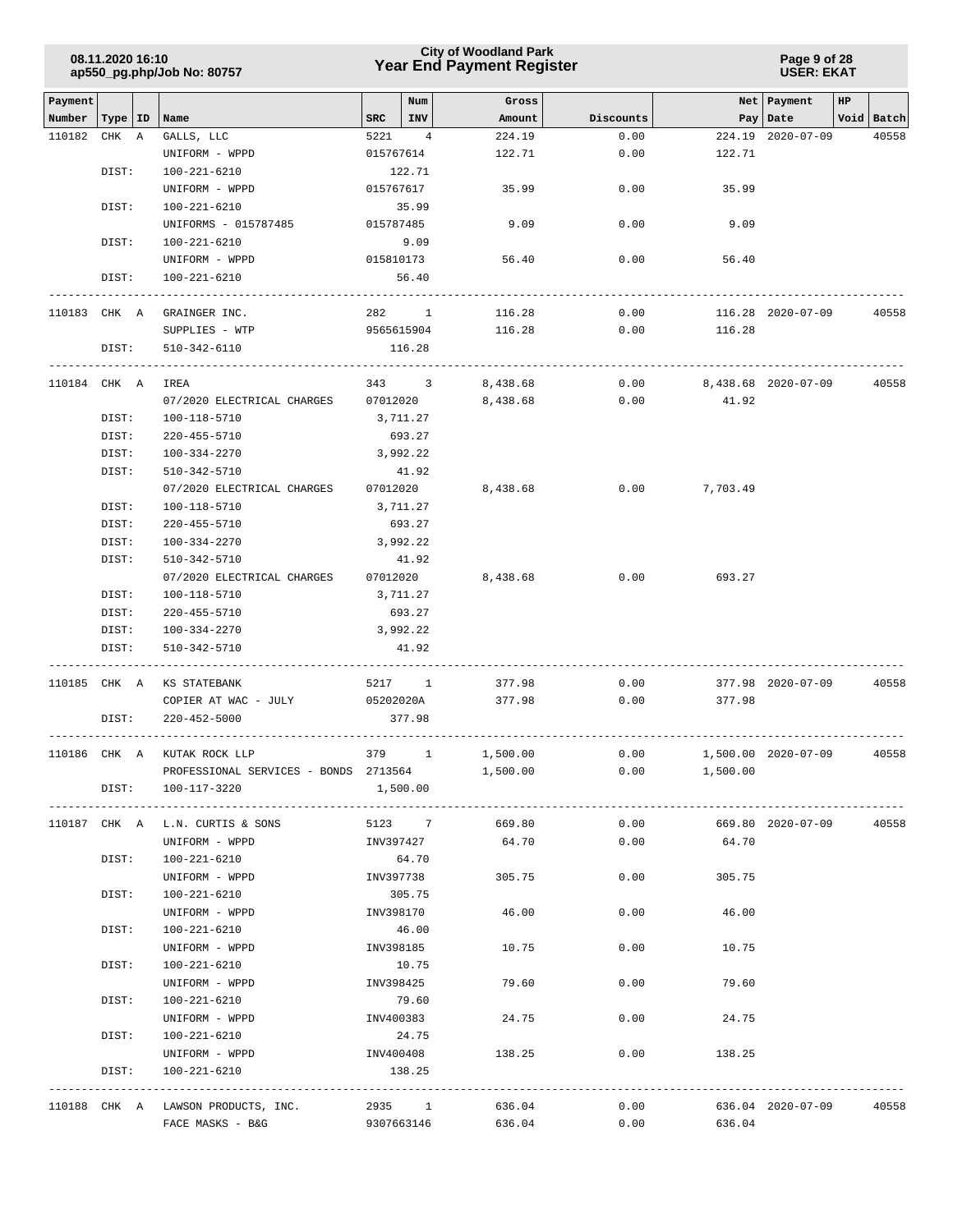| Payment Number | Type | ID | Name | SRC | Num INV | Gross Amount | Discounts | Net Pay | Payment Date | HP | Void | Batch |
|---|---|---|---|---|---|---|---|---|---|---|---|---|
| 110182 | CHK | A | GALLS, LLC | 5221 | 4 | 224.19 | 0.00 | 224.19 | 2020-07-09 | | | 40558 |
| | | | UNIFORM - WPPD | 015767614 | | 122.71 | 0.00 | 122.71 | | | | |
| | DIST: | | 100-221-6210 | 122.71 | | | | | | | | |
| | | | UNIFORM - WPPD | 015767617 | | 35.99 | 0.00 | 35.99 | | | | |
| | DIST: | | 100-221-6210 | 35.99 | | | | | | | | |
| | | | UNIFORMS - 015787485 | 015787485 | | 9.09 | 0.00 | 9.09 | | | | |
| | DIST: | | 100-221-6210 | 9.09 | | | | | | | | |
| | | | UNIFORM - WPPD | 015810173 | | 56.40 | 0.00 | 56.40 | | | | |
| | DIST: | | 100-221-6210 | 56.40 | | | | | | | | |
| 110183 | CHK | A | GRAINGER INC. | 282 | 1 | 116.28 | 0.00 | 116.28 | 2020-07-09 | | | 40558 |
| | | | SUPPLIES - WTP | 9565615904 | | 116.28 | 0.00 | 116.28 | | | | |
| | DIST: | | 510-342-6110 | 116.28 | | | | | | | | |
| 110184 | CHK | A | IREA | 343 | 3 | 8,438.68 | 0.00 | 8,438.68 | 2020-07-09 | | | 40558 |
| | | | 07/2020 ELECTRICAL CHARGES | 07012020 | | 8,438.68 | 0.00 | 41.92 | | | | |
| | DIST: | | 100-118-5710 | 3,711.27 | | | | | | | | |
| | DIST: | | 220-455-5710 | 693.27 | | | | | | | | |
| | DIST: | | 100-334-2270 | 3,992.22 | | | | | | | | |
| | DIST: | | 510-342-5710 | 41.92 | | | | | | | | |
| | | | 07/2020 ELECTRICAL CHARGES | 07012020 | | 8,438.68 | 0.00 | 7,703.49 | | | | |
| | DIST: | | 100-118-5710 | 3,711.27 | | | | | | | | |
| | DIST: | | 220-455-5710 | 693.27 | | | | | | | | |
| | DIST: | | 100-334-2270 | 3,992.22 | | | | | | | | |
| | DIST: | | 510-342-5710 | 41.92 | | | | | | | | |
| | | | 07/2020 ELECTRICAL CHARGES | 07012020 | | 8,438.68 | 0.00 | 693.27 | | | | |
| | DIST: | | 100-118-5710 | 3,711.27 | | | | | | | | |
| | DIST: | | 220-455-5710 | 693.27 | | | | | | | | |
| | DIST: | | 100-334-2270 | 3,992.22 | | | | | | | | |
| | DIST: | | 510-342-5710 | 41.92 | | | | | | | | |
| 110185 | CHK | A | KS STATEBANK | 5217 | 1 | 377.98 | 0.00 | 377.98 | 2020-07-09 | | | 40558 |
| | | | COPIER AT WAC - JULY | 05202020A | | 377.98 | 0.00 | 377.98 | | | | |
| | DIST: | | 220-452-5000 | 377.98 | | | | | | | | |
| 110186 | CHK | A | KUTAK ROCK LLP | 379 | 1 | 1,500.00 | 0.00 | 1,500.00 | 2020-07-09 | | | 40558 |
| | | | PROFESSIONAL SERVICES - BONDS | 2713564 | | 1,500.00 | 0.00 | 1,500.00 | | | | |
| | DIST: | | 100-117-3220 | 1,500.00 | | | | | | | | |
| 110187 | CHK | A | L.N. CURTIS & SONS | 5123 | 7 | 669.80 | 0.00 | 669.80 | 2020-07-09 | | | 40558 |
| | | | UNIFORM - WPPD | INV397427 | | 64.70 | 0.00 | 64.70 | | | | |
| | DIST: | | 100-221-6210 | 64.70 | | | | | | | | |
| | | | UNIFORM - WPPD | INV397738 | | 305.75 | 0.00 | 305.75 | | | | |
| | DIST: | | 100-221-6210 | 305.75 | | | | | | | | |
| | | | UNIFORM - WPPD | INV398170 | | 46.00 | 0.00 | 46.00 | | | | |
| | DIST: | | 100-221-6210 | 46.00 | | | | | | | | |
| | | | UNIFORM - WPPD | INV398185 | | 10.75 | 0.00 | 10.75 | | | | |
| | DIST: | | 100-221-6210 | 10.75 | | | | | | | | |
| | | | UNIFORM - WPPD | INV398425 | | 79.60 | 0.00 | 79.60 | | | | |
| | DIST: | | 100-221-6210 | 79.60 | | | | | | | | |
| | | | UNIFORM - WPPD | INV400383 | | 24.75 | 0.00 | 24.75 | | | | |
| | DIST: | | 100-221-6210 | 24.75 | | | | | | | | |
| | | | UNIFORM - WPPD | INV400408 | | 138.25 | 0.00 | 138.25 | | | | |
| | DIST: | | 100-221-6210 | 138.25 | | | | | | | | |
| 110188 | CHK | A | LAWSON PRODUCTS, INC. | 2935 | 1 | 636.04 | 0.00 | 636.04 | 2020-07-09 | | | 40558 |
| | | | FACE MASKS - B&G | 9307663146 | | 636.04 | 0.00 | 636.04 | | | | |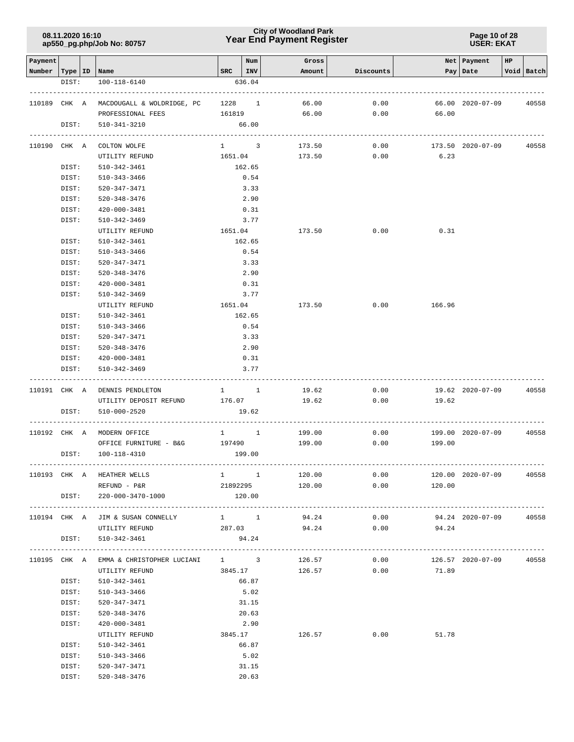# City of Woodland Park
## Year End Payment Register

08.11.2020 16:10
ap550_pg.php/Job No: 80757

USER: EKAT

| Payment Number | Type | ID | Name | SRC | Num INV | Gross Amount | Discounts | Net Pay | Payment Date | HP Void | Batch |
|---|---|---|---|---|---|---|---|---|---|---|---|
| | DIST: | | 100-118-6140 | | 636.04 | | | | | | |
| 110189 | CHK | A | MACDOUGALL & WOLDRIDGE, PC | 1228 | 1 | 66.00 | 0.00 | 66.00 | 2020-07-09 | | 40558 |
| | | | PROFESSIONAL FEES | 161819 | | 66.00 | 0.00 | 66.00 | | | |
| | DIST: | | 510-341-3210 | | 66.00 | | | | | | |
| 110190 | CHK | A | COLTON WOLFE | 1 | 3 | 173.50 | 0.00 | 173.50 | 2020-07-09 | | 40558 |
| | | | UTILITY REFUND | 1651.04 | | 173.50 | 0.00 | 6.23 | | | |
| | DIST: | | 510-342-3461 | | 162.65 | | | | | | |
| | DIST: | | 510-343-3466 | | 0.54 | | | | | | |
| | DIST: | | 520-347-3471 | | 3.33 | | | | | | |
| | DIST: | | 520-348-3476 | | 2.90 | | | | | | |
| | DIST: | | 420-000-3481 | | 0.31 | | | | | | |
| | DIST: | | 510-342-3469 | | 3.77 | | | | | | |
| | | | UTILITY REFUND | 1651.04 | | 173.50 | 0.00 | 0.31 | | | |
| | DIST: | | 510-342-3461 | | 162.65 | | | | | | |
| | DIST: | | 510-343-3466 | | 0.54 | | | | | | |
| | DIST: | | 520-347-3471 | | 3.33 | | | | | | |
| | DIST: | | 520-348-3476 | | 2.90 | | | | | | |
| | DIST: | | 420-000-3481 | | 0.31 | | | | | | |
| | DIST: | | 510-342-3469 | | 3.77 | | | | | | |
| | | | UTILITY REFUND | 1651.04 | | 173.50 | 0.00 | 166.96 | | | |
| | DIST: | | 510-342-3461 | | 162.65 | | | | | | |
| | DIST: | | 510-343-3466 | | 0.54 | | | | | | |
| | DIST: | | 520-347-3471 | | 3.33 | | | | | | |
| | DIST: | | 520-348-3476 | | 2.90 | | | | | | |
| | DIST: | | 420-000-3481 | | 0.31 | | | | | | |
| | DIST: | | 510-342-3469 | | 3.77 | | | | | | |
| 110191 | CHK | A | DENNIS PENDLETON | 1 | 1 | 19.62 | 0.00 | 19.62 | 2020-07-09 | | 40558 |
| | | | UTILITY DEPOSIT REFUND | 176.07 | | 19.62 | 0.00 | 19.62 | | | |
| | DIST: | | 510-000-2520 | | 19.62 | | | | | | |
| 110192 | CHK | A | MODERN OFFICE | 1 | 1 | 199.00 | 0.00 | 199.00 | 2020-07-09 | | 40558 |
| | | | OFFICE FURNITURE - B&G | 197490 | | 199.00 | 0.00 | 199.00 | | | |
| | DIST: | | 100-118-4310 | | 199.00 | | | | | | |
| 110193 | CHK | A | HEATHER WELLS | 1 | 1 | 120.00 | 0.00 | 120.00 | 2020-07-09 | | 40558 |
| | | | REFUND - P&R | 21892295 | | 120.00 | 0.00 | 120.00 | | | |
| | DIST: | | 220-000-3470-1000 | | 120.00 | | | | | | |
| 110194 | CHK | A | JIM & SUSAN CONNELLY | 1 | 1 | 94.24 | 0.00 | 94.24 | 2020-07-09 | | 40558 |
| | | | UTILITY REFUND | 287.03 | | 94.24 | 0.00 | 94.24 | | | |
| | DIST: | | 510-342-3461 | | 94.24 | | | | | | |
| 110195 | CHK | A | EMMA & CHRISTOPHER LUCIANI | 1 | 3 | 126.57 | 0.00 | 126.57 | 2020-07-09 | | 40558 |
| | | | UTILITY REFUND | 3845.17 | | 126.57 | 0.00 | 71.89 | | | |
| | DIST: | | 510-342-3461 | | 66.87 | | | | | | |
| | DIST: | | 510-343-3466 | | 5.02 | | | | | | |
| | DIST: | | 520-347-3471 | | 31.15 | | | | | | |
| | DIST: | | 520-348-3476 | | 20.63 | | | | | | |
| | DIST: | | 420-000-3481 | | 2.90 | | | | | | |
| | | | UTILITY REFUND | 3845.17 | | 126.57 | 0.00 | 51.78 | | | |
| | DIST: | | 510-342-3461 | | 66.87 | | | | | | |
| | DIST: | | 510-343-3466 | | 5.02 | | | | | | |
| | DIST: | | 520-347-3471 | | 31.15 | | | | | | |
| | DIST: | | 520-348-3476 | | 20.63 | | | | | | |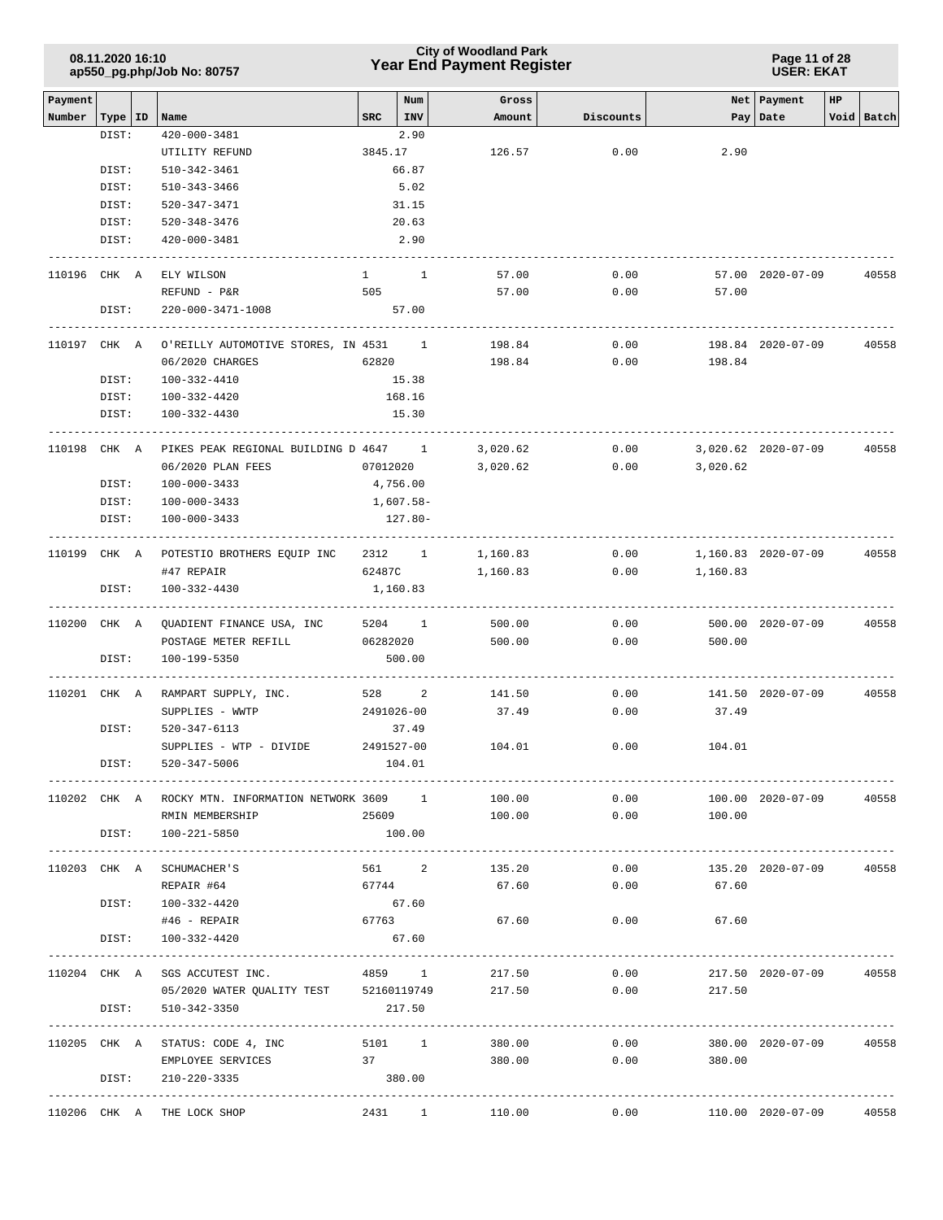| Payment Number | Type | ID | Name | SRC | Num INV | Gross Amount | Discounts | Net Pay | Payment Date | HP Void | Batch |
|---|---|---|---|---|---|---|---|---|---|---|---|
| | DIST: | | 420-000-3481 | | 2.90 | | | | | | |
| | | | UTILITY REFUND | 3845.17 | | 126.57 | 0.00 | 2.90 | | | |
| | DIST: | | 510-342-3461 | | 66.87 | | | | | | |
| | DIST: | | 510-343-3466 | | 5.02 | | | | | | |
| | DIST: | | 520-347-3471 | | 31.15 | | | | | | |
| | DIST: | | 520-348-3476 | | 20.63 | | | | | | |
| | DIST: | | 420-000-3481 | | 2.90 | | | | | | |
| 110196 | CHK | A | ELY WILSON | 1 | 1 | 57.00 | 0.00 | 57.00 | 2020-07-09 | | 40558 |
| | | | REFUND - P&R | 505 | | 57.00 | 0.00 | 57.00 | | | |
| | DIST: | | 220-000-3471-1008 | | 57.00 | | | | | | |
| 110197 | CHK | A | O'REILLY AUTOMOTIVE STORES, IN | 4531 | 1 | 198.84 | 0.00 | 198.84 | 2020-07-09 | | 40558 |
| | | | 06/2020 CHARGES | 62820 | | 198.84 | 0.00 | 198.84 | | | |
| | DIST: | | 100-332-4410 | | 15.38 | | | | | | |
| | DIST: | | 100-332-4420 | | 168.16 | | | | | | |
| | DIST: | | 100-332-4430 | | 15.30 | | | | | | |
| 110198 | CHK | A | PIKES PEAK REGIONAL BUILDING D | 4647 | 1 | 3,020.62 | 0.00 | 3,020.62 | 2020-07-09 | | 40558 |
| | | | 06/2020 PLAN FEES | 07012020 | | 3,020.62 | 0.00 | 3,020.62 | | | |
| | DIST: | | 100-000-3433 | | 4,756.00 | | | | | | |
| | DIST: | | 100-000-3433 | | 1,607.58- | | | | | | |
| | DIST: | | 100-000-3433 | | 127.80- | | | | | | |
| 110199 | CHK | A | POTESTIO BROTHERS EQUIP INC | 2312 | 1 | 1,160.83 | 0.00 | 1,160.83 | 2020-07-09 | | 40558 |
| | | | #47 REPAIR | 62487C | | 1,160.83 | 0.00 | 1,160.83 | | | |
| | DIST: | | 100-332-4430 | | 1,160.83 | | | | | | |
| 110200 | CHK | A | QUADIENT FINANCE USA, INC | 5204 | 1 | 500.00 | 0.00 | 500.00 | 2020-07-09 | | 40558 |
| | | | POSTAGE METER REFILL | 06282020 | | 500.00 | 0.00 | 500.00 | | | |
| | DIST: | | 100-199-5350 | | 500.00 | | | | | | |
| 110201 | CHK | A | RAMPART SUPPLY, INC. | 528 | 2 | 141.50 | 0.00 | 141.50 | 2020-07-09 | | 40558 |
| | | | SUPPLIES - WWTP | 2491026-00 | | 37.49 | 0.00 | 37.49 | | | |
| | DIST: | | 520-347-6113 | | 37.49 | | | | | | |
| | | | SUPPLIES - WTP - DIVIDE | 2491527-00 | | 104.01 | 0.00 | 104.01 | | | |
| | DIST: | | 520-347-5006 | | 104.01 | | | | | | |
| 110202 | CHK | A | ROCKY MTN. INFORMATION NETWORK | 3609 | 1 | 100.00 | 0.00 | 100.00 | 2020-07-09 | | 40558 |
| | | | RMIN MEMBERSHIP | 25609 | | 100.00 | 0.00 | 100.00 | | | |
| | DIST: | | 100-221-5850 | | 100.00 | | | | | | |
| 110203 | CHK | A | SCHUMACHER'S | 561 | 2 | 135.20 | 0.00 | 135.20 | 2020-07-09 | | 40558 |
| | | | REPAIR #64 | 67744 | | 67.60 | 0.00 | 67.60 | | | |
| | DIST: | | 100-332-4420 | | 67.60 | | | | | | |
| | | | #46 - REPAIR | 67763 | | 67.60 | 0.00 | 67.60 | | | |
| | DIST: | | 100-332-4420 | | 67.60 | | | | | | |
| 110204 | CHK | A | SGS ACCUTEST INC. | 4859 | 1 | 217.50 | 0.00 | 217.50 | 2020-07-09 | | 40558 |
| | | | 05/2020 WATER QUALITY TEST | 52160119749 | | 217.50 | 0.00 | 217.50 | | | |
| | DIST: | | 510-342-3350 | | 217.50 | | | | | | |
| 110205 | CHK | A | STATUS: CODE 4, INC | 5101 | 1 | 380.00 | 0.00 | 380.00 | 2020-07-09 | | 40558 |
| | | | EMPLOYEE SERVICES | 37 | | 380.00 | 0.00 | 380.00 | | | |
| | DIST: | | 210-220-3335 | | 380.00 | | | | | | |
| 110206 | CHK | A | THE LOCK SHOP | 2431 | 1 | 110.00 | 0.00 | 110.00 | 2020-07-09 | | 40558 |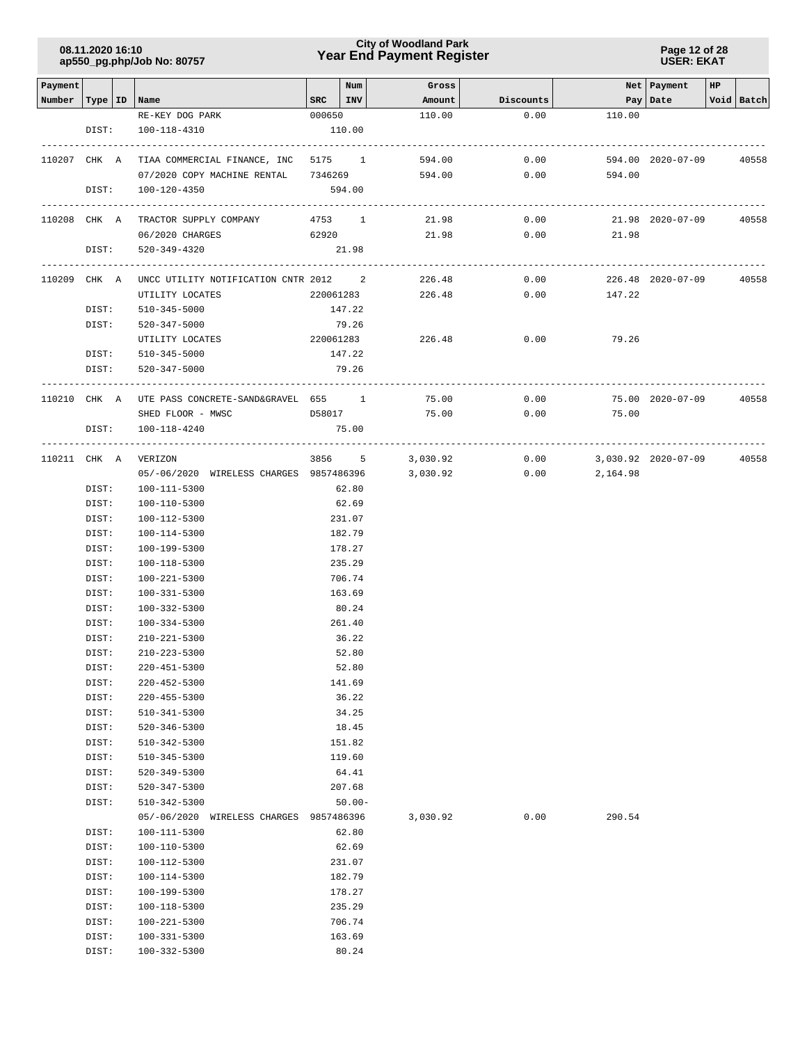| Payment Number | Type | ID | Name | SRC | Num INV | Gross Amount | Discounts | Net Pay | Payment Date | HP Void | Batch |
|---|---|---|---|---|---|---|---|---|---|---|---|
| | | | RE-KEY DOG PARK | 000650 | | 110.00 | 0.00 | 110.00 | | | |
| | DIST: | | 100-118-4310 | | 110.00 | | | | | | |
| 110207 | CHK | A | TIAA COMMERCIAL FINANCE, INC | 5175 | 1 | 594.00 | 0.00 | 594.00 | 2020-07-09 | | 40558 |
| | | | 07/2020 COPY MACHINE RENTAL | 7346269 | | 594.00 | 0.00 | 594.00 | | | |
| | DIST: | | 100-120-4350 | | 594.00 | | | | | | |
| 110208 | CHK | A | TRACTOR SUPPLY COMPANY | 4753 | 1 | 21.98 | 0.00 | 21.98 | 2020-07-09 | | 40558 |
| | | | 06/2020 CHARGES | 62920 | | 21.98 | 0.00 | 21.98 | | | |
| | DIST: | | 520-349-4320 | | 21.98 | | | | | | |
| 110209 | CHK | A | UNCC UTILITY NOTIFICATION CNTR | 2012 | 2 | 226.48 | 0.00 | 226.48 | 2020-07-09 | | 40558 |
| | | | UTILITY LOCATES | 220061283 | | 226.48 | 0.00 | 147.22 | | | |
| | DIST: | | 510-345-5000 | | 147.22 | | | | | | |
| | DIST: | | 520-347-5000 | | 79.26 | | | | | | |
| | | | UTILITY LOCATES | 220061283 | | 226.48 | 0.00 | 79.26 | | | |
| | DIST: | | 510-345-5000 | | 147.22 | | | | | | |
| | DIST: | | 520-347-5000 | | 79.26 | | | | | | |
| 110210 | CHK | A | UTE PASS CONCRETE-SAND&GRAVEL | 655 | 1 | 75.00 | 0.00 | 75.00 | 2020-07-09 | | 40558 |
| | | | SHED FLOOR - MWSC | D58017 | | 75.00 | 0.00 | 75.00 | | | |
| | DIST: | | 100-118-4240 | | 75.00 | | | | | | |
| 110211 | CHK | A | VERIZON | 3856 | 5 | 3,030.92 | 0.00 | 3,030.92 | 2020-07-09 | | 40558 |
| | | | 05/-06/2020 WIRELESS CHARGES | 9857486396 | | 3,030.92 | 0.00 | 2,164.98 | | | |
| | DIST: | | 100-111-5300 | | 62.80 | | | | | | |
| | DIST: | | 100-110-5300 | | 62.69 | | | | | | |
| | DIST: | | 100-112-5300 | | 231.07 | | | | | | |
| | DIST: | | 100-114-5300 | | 182.79 | | | | | | |
| | DIST: | | 100-199-5300 | | 178.27 | | | | | | |
| | DIST: | | 100-118-5300 | | 235.29 | | | | | | |
| | DIST: | | 100-221-5300 | | 706.74 | | | | | | |
| | DIST: | | 100-331-5300 | | 163.69 | | | | | | |
| | DIST: | | 100-332-5300 | | 80.24 | | | | | | |
| | DIST: | | 100-334-5300 | | 261.40 | | | | | | |
| | DIST: | | 210-221-5300 | | 36.22 | | | | | | |
| | DIST: | | 210-223-5300 | | 52.80 | | | | | | |
| | DIST: | | 220-451-5300 | | 52.80 | | | | | | |
| | DIST: | | 220-452-5300 | | 141.69 | | | | | | |
| | DIST: | | 220-455-5300 | | 36.22 | | | | | | |
| | DIST: | | 510-341-5300 | | 34.25 | | | | | | |
| | DIST: | | 520-346-5300 | | 18.45 | | | | | | |
| | DIST: | | 510-342-5300 | | 151.82 | | | | | | |
| | DIST: | | 510-345-5300 | | 119.60 | | | | | | |
| | DIST: | | 520-349-5300 | | 64.41 | | | | | | |
| | DIST: | | 520-347-5300 | | 207.68 | | | | | | |
| | DIST: | | 510-342-5300 | | 50.00- | | | | | | |
| | | | 05/-06/2020 WIRELESS CHARGES | 9857486396 | | 3,030.92 | 0.00 | 290.54 | | | |
| | DIST: | | 100-111-5300 | | 62.80 | | | | | | |
| | DIST: | | 100-110-5300 | | 62.69 | | | | | | |
| | DIST: | | 100-112-5300 | | 231.07 | | | | | | |
| | DIST: | | 100-114-5300 | | 182.79 | | | | | | |
| | DIST: | | 100-199-5300 | | 178.27 | | | | | | |
| | DIST: | | 100-118-5300 | | 235.29 | | | | | | |
| | DIST: | | 100-221-5300 | | 706.74 | | | | | | |
| | DIST: | | 100-331-5300 | | 163.69 | | | | | | |
| | DIST: | | 100-332-5300 | | 80.24 | | | | | | |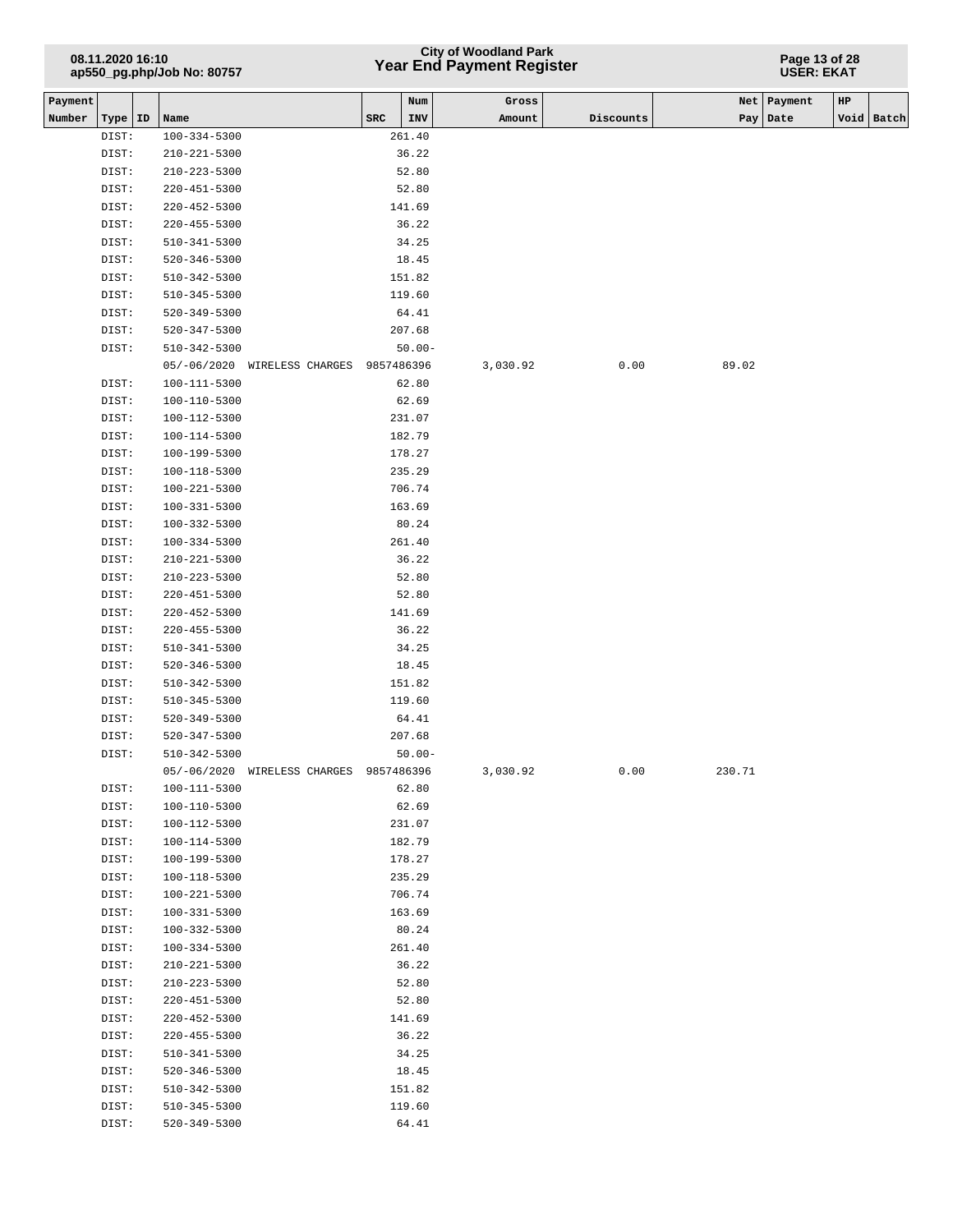| Payment Number | Type | ID | Name | SRC | Num INV | Gross Amount | Discounts | Net Pay | Payment Date | HP Void | Batch |
|---|---|---|---|---|---|---|---|---|---|---|---|
| | DIST: | | 100-334-5300 | | 261.40 | | | | | | |
| | DIST: | | 210-221-5300 | | 36.22 | | | | | | |
| | DIST: | | 210-223-5300 | | 52.80 | | | | | | |
| | DIST: | | 220-451-5300 | | 52.80 | | | | | | |
| | DIST: | | 220-452-5300 | | 141.69 | | | | | | |
| | DIST: | | 220-455-5300 | | 36.22 | | | | | | |
| | DIST: | | 510-341-5300 | | 34.25 | | | | | | |
| | DIST: | | 520-346-5300 | | 18.45 | | | | | | |
| | DIST: | | 510-342-5300 | | 151.82 | | | | | | |
| | DIST: | | 510-345-5300 | | 119.60 | | | | | | |
| | DIST: | | 520-349-5300 | | 64.41 | | | | | | |
| | DIST: | | 520-347-5300 | | 207.68 | | | | | | |
| | DIST: | | 510-342-5300 | | 50.00- | | | | | | |
| | | | 05/-06/2020 WIRELESS CHARGES | | 9857486396 | 3,030.92 | 0.00 | 89.02 | | | |
| | DIST: | | 100-111-5300 | | 62.80 | | | | | | |
| | DIST: | | 100-110-5300 | | 62.69 | | | | | | |
| | DIST: | | 100-112-5300 | | 231.07 | | | | | | |
| | DIST: | | 100-114-5300 | | 182.79 | | | | | | |
| | DIST: | | 100-199-5300 | | 178.27 | | | | | | |
| | DIST: | | 100-118-5300 | | 235.29 | | | | | | |
| | DIST: | | 100-221-5300 | | 706.74 | | | | | | |
| | DIST: | | 100-331-5300 | | 163.69 | | | | | | |
| | DIST: | | 100-332-5300 | | 80.24 | | | | | | |
| | DIST: | | 100-334-5300 | | 261.40 | | | | | | |
| | DIST: | | 210-221-5300 | | 36.22 | | | | | | |
| | DIST: | | 210-223-5300 | | 52.80 | | | | | | |
| | DIST: | | 220-451-5300 | | 52.80 | | | | | | |
| | DIST: | | 220-452-5300 | | 141.69 | | | | | | |
| | DIST: | | 220-455-5300 | | 36.22 | | | | | | |
| | DIST: | | 510-341-5300 | | 34.25 | | | | | | |
| | DIST: | | 520-346-5300 | | 18.45 | | | | | | |
| | DIST: | | 510-342-5300 | | 151.82 | | | | | | |
| | DIST: | | 510-345-5300 | | 119.60 | | | | | | |
| | DIST: | | 520-349-5300 | | 64.41 | | | | | | |
| | DIST: | | 520-347-5300 | | 207.68 | | | | | | |
| | DIST: | | 510-342-5300 | | 50.00- | | | | | | |
| | | | 05/-06/2020 WIRELESS CHARGES | | 9857486396 | 3,030.92 | 0.00 | 230.71 | | | |
| | DIST: | | 100-111-5300 | | 62.80 | | | | | | |
| | DIST: | | 100-110-5300 | | 62.69 | | | | | | |
| | DIST: | | 100-112-5300 | | 231.07 | | | | | | |
| | DIST: | | 100-114-5300 | | 182.79 | | | | | | |
| | DIST: | | 100-199-5300 | | 178.27 | | | | | | |
| | DIST: | | 100-118-5300 | | 235.29 | | | | | | |
| | DIST: | | 100-221-5300 | | 706.74 | | | | | | |
| | DIST: | | 100-331-5300 | | 163.69 | | | | | | |
| | DIST: | | 100-332-5300 | | 80.24 | | | | | | |
| | DIST: | | 100-334-5300 | | 261.40 | | | | | | |
| | DIST: | | 210-221-5300 | | 36.22 | | | | | | |
| | DIST: | | 210-223-5300 | | 52.80 | | | | | | |
| | DIST: | | 220-451-5300 | | 52.80 | | | | | | |
| | DIST: | | 220-452-5300 | | 141.69 | | | | | | |
| | DIST: | | 220-455-5300 | | 36.22 | | | | | | |
| | DIST: | | 510-341-5300 | | 34.25 | | | | | | |
| | DIST: | | 520-346-5300 | | 18.45 | | | | | | |
| | DIST: | | 510-342-5300 | | 151.82 | | | | | | |
| | DIST: | | 510-345-5300 | | 119.60 | | | | | | |
| | DIST: | | 520-349-5300 | | 64.41 | | | | | | |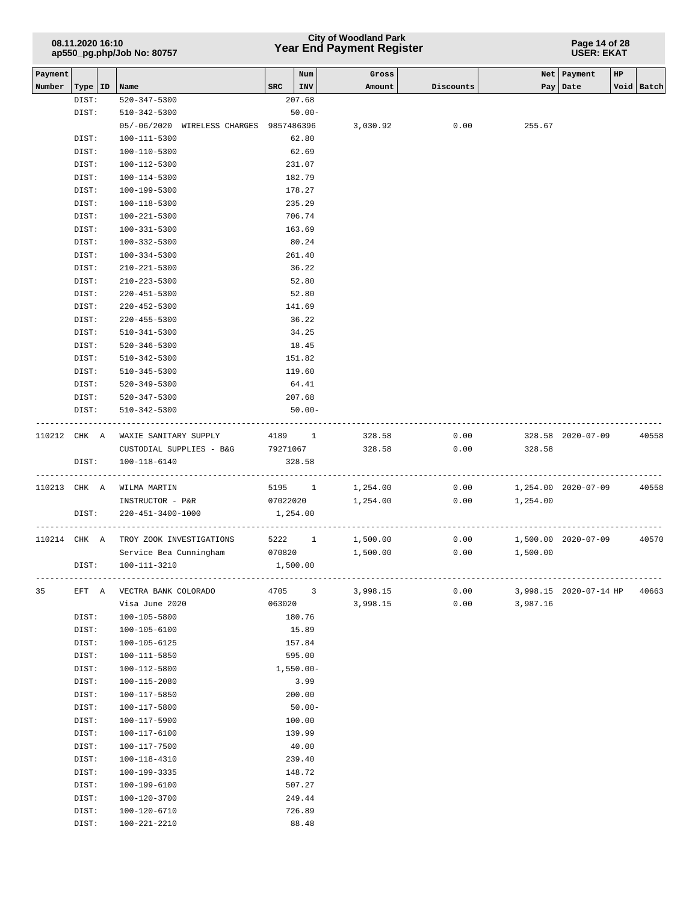| Payment Number | Type | ID | Name | SRC | Num INV | Gross Amount | Discounts | Net Pay | Payment Date | HP Void | Batch |
|---|---|---|---|---|---|---|---|---|---|---|---|
| | DIST: | | 520-347-5300 | | 207.68 | | | | | | |
| | DIST: | | 510-342-5300 | | 50.00- | | | | | | |
| | | | 05/-06/2020 WIRELESS CHARGES | 9857486396 | | 3,030.92 | 0.00 | 255.67 | | | |
| | DIST: | | 100-111-5300 | | 62.80 | | | | | | |
| | DIST: | | 100-110-5300 | | 62.69 | | | | | | |
| | DIST: | | 100-112-5300 | | 231.07 | | | | | | |
| | DIST: | | 100-114-5300 | | 182.79 | | | | | | |
| | DIST: | | 100-199-5300 | | 178.27 | | | | | | |
| | DIST: | | 100-118-5300 | | 235.29 | | | | | | |
| | DIST: | | 100-221-5300 | | 706.74 | | | | | | |
| | DIST: | | 100-331-5300 | | 163.69 | | | | | | |
| | DIST: | | 100-332-5300 | | 80.24 | | | | | | |
| | DIST: | | 100-334-5300 | | 261.40 | | | | | | |
| | DIST: | | 210-221-5300 | | 36.22 | | | | | | |
| | DIST: | | 210-223-5300 | | 52.80 | | | | | | |
| | DIST: | | 220-451-5300 | | 52.80 | | | | | | |
| | DIST: | | 220-452-5300 | | 141.69 | | | | | | |
| | DIST: | | 220-455-5300 | | 36.22 | | | | | | |
| | DIST: | | 510-341-5300 | | 34.25 | | | | | | |
| | DIST: | | 520-346-5300 | | 18.45 | | | | | | |
| | DIST: | | 510-342-5300 | | 151.82 | | | | | | |
| | DIST: | | 510-345-5300 | | 119.60 | | | | | | |
| | DIST: | | 520-349-5300 | | 64.41 | | | | | | |
| | DIST: | | 520-347-5300 | | 207.68 | | | | | | |
| | DIST: | | 510-342-5300 | | 50.00- | | | | | | |
| 110212 | CHK | A | WAXIE SANITARY SUPPLY | 4189 | 1 | 328.58 | 0.00 | 328.58 | 2020-07-09 | | 40558 |
| | | | CUSTODIAL SUPPLIES - B&G | 79271067 | | 328.58 | 0.00 | 328.58 | | | |
| | DIST: | | 100-118-6140 | | 328.58 | | | | | | |
| 110213 | CHK | A | WILMA MARTIN | 5195 | 1 | 1,254.00 | 0.00 | 1,254.00 | 2020-07-09 | | 40558 |
| | | | INSTRUCTOR - P&R | 07022020 | | 1,254.00 | 0.00 | 1,254.00 | | | |
| | DIST: | | 220-451-3400-1000 | | 1,254.00 | | | | | | |
| 110214 | CHK | A | TROY ZOOK INVESTIGATIONS | 5222 | 1 | 1,500.00 | 0.00 | 1,500.00 | 2020-07-09 | | 40570 |
| | | | Service Bea Cunningham | 070820 | | 1,500.00 | 0.00 | 1,500.00 | | | |
| | DIST: | | 100-111-3210 | | 1,500.00 | | | | | | |
| 35 | EFT | A | VECTRA BANK COLORADO | 4705 | 3 | 3,998.15 | 0.00 | 3,998.15 | 2020-07-14 | HP | 40663 |
| | | | Visa June 2020 | 063020 | | 3,998.15 | 0.00 | 3,987.16 | | | |
| | DIST: | | 100-105-5800 | | 180.76 | | | | | | |
| | DIST: | | 100-105-6100 | | 15.89 | | | | | | |
| | DIST: | | 100-105-6125 | | 157.84 | | | | | | |
| | DIST: | | 100-111-5850 | | 595.00 | | | | | | |
| | DIST: | | 100-112-5800 | | 1,550.00- | | | | | | |
| | DIST: | | 100-115-2080 | | 3.99 | | | | | | |
| | DIST: | | 100-117-5850 | | 200.00 | | | | | | |
| | DIST: | | 100-117-5800 | | 50.00- | | | | | | |
| | DIST: | | 100-117-5900 | | 100.00 | | | | | | |
| | DIST: | | 100-117-6100 | | 139.99 | | | | | | |
| | DIST: | | 100-117-7500 | | 40.00 | | | | | | |
| | DIST: | | 100-118-4310 | | 239.40 | | | | | | |
| | DIST: | | 100-199-3335 | | 148.72 | | | | | | |
| | DIST: | | 100-199-6100 | | 507.27 | | | | | | |
| | DIST: | | 100-120-3700 | | 249.44 | | | | | | |
| | DIST: | | 100-120-6710 | | 726.89 | | | | | | |
| | DIST: | | 100-221-2210 | | 88.48 | | | | | | |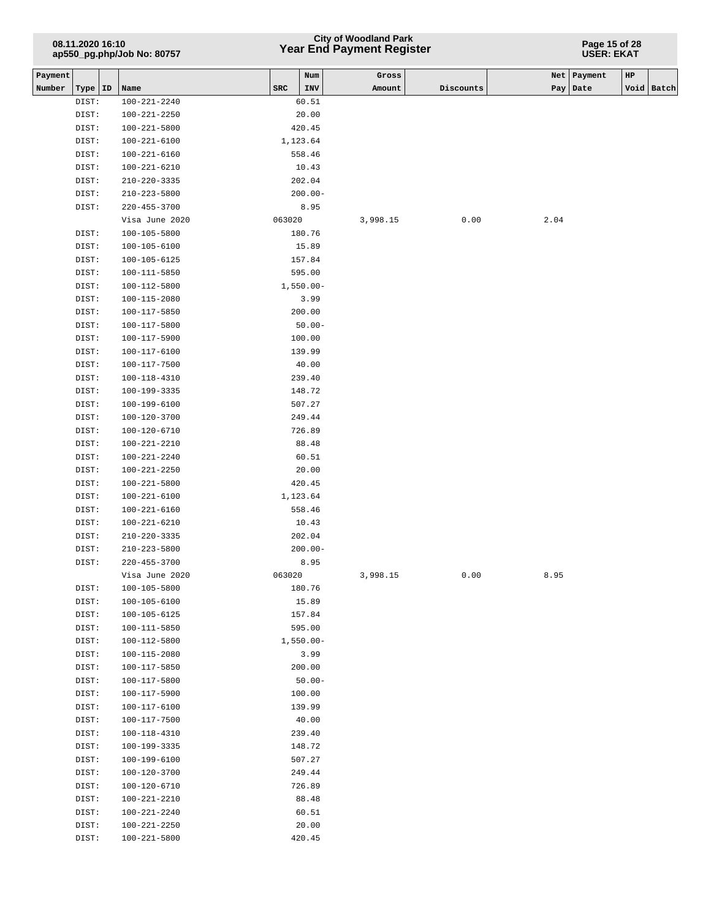| Payment Number | Type | ID | Name | SRC | Num INV | Gross Amount | Discounts | Net Pay | Payment Date | HP Void | Batch |
|---|---|---|---|---|---|---|---|---|---|---|---|
| | DIST: | | 100-221-2240 | | 60.51 | | | | | | |
| | DIST: | | 100-221-2250 | | 20.00 | | | | | | |
| | DIST: | | 100-221-5800 | | 420.45 | | | | | | |
| | DIST: | | 100-221-6100 | | 1,123.64 | | | | | | |
| | DIST: | | 100-221-6160 | | 558.46 | | | | | | |
| | DIST: | | 100-221-6210 | | 10.43 | | | | | | |
| | DIST: | | 210-220-3335 | | 202.04 | | | | | | |
| | DIST: | | 210-223-5800 | | 200.00- | | | | | | |
| | DIST: | | 220-455-3700 | | 8.95 | | | | | | |
| | | | Visa June 2020 | 063020 | | 3,998.15 | 0.00 | 2.04 | | | |
| | DIST: | | 100-105-5800 | | 180.76 | | | | | | |
| | DIST: | | 100-105-6100 | | 15.89 | | | | | | |
| | DIST: | | 100-105-6125 | | 157.84 | | | | | | |
| | DIST: | | 100-111-5850 | | 595.00 | | | | | | |
| | DIST: | | 100-112-5800 | | 1,550.00- | | | | | | |
| | DIST: | | 100-115-2080 | | 3.99 | | | | | | |
| | DIST: | | 100-117-5850 | | 200.00 | | | | | | |
| | DIST: | | 100-117-5800 | | 50.00- | | | | | | |
| | DIST: | | 100-117-5900 | | 100.00 | | | | | | |
| | DIST: | | 100-117-6100 | | 139.99 | | | | | | |
| | DIST: | | 100-117-7500 | | 40.00 | | | | | | |
| | DIST: | | 100-118-4310 | | 239.40 | | | | | | |
| | DIST: | | 100-199-3335 | | 148.72 | | | | | | |
| | DIST: | | 100-199-6100 | | 507.27 | | | | | | |
| | DIST: | | 100-120-3700 | | 249.44 | | | | | | |
| | DIST: | | 100-120-6710 | | 726.89 | | | | | | |
| | DIST: | | 100-221-2210 | | 88.48 | | | | | | |
| | DIST: | | 100-221-2240 | | 60.51 | | | | | | |
| | DIST: | | 100-221-2250 | | 20.00 | | | | | | |
| | DIST: | | 100-221-5800 | | 420.45 | | | | | | |
| | DIST: | | 100-221-6100 | | 1,123.64 | | | | | | |
| | DIST: | | 100-221-6160 | | 558.46 | | | | | | |
| | DIST: | | 100-221-6210 | | 10.43 | | | | | | |
| | DIST: | | 210-220-3335 | | 202.04 | | | | | | |
| | DIST: | | 210-223-5800 | | 200.00- | | | | | | |
| | DIST: | | 220-455-3700 | | 8.95 | | | | | | |
| | | | Visa June 2020 | 063020 | | 3,998.15 | 0.00 | 8.95 | | | |
| | DIST: | | 100-105-5800 | | 180.76 | | | | | | |
| | DIST: | | 100-105-6100 | | 15.89 | | | | | | |
| | DIST: | | 100-105-6125 | | 157.84 | | | | | | |
| | DIST: | | 100-111-5850 | | 595.00 | | | | | | |
| | DIST: | | 100-112-5800 | | 1,550.00- | | | | | | |
| | DIST: | | 100-115-2080 | | 3.99 | | | | | | |
| | DIST: | | 100-117-5850 | | 200.00 | | | | | | |
| | DIST: | | 100-117-5800 | | 50.00- | | | | | | |
| | DIST: | | 100-117-5900 | | 100.00 | | | | | | |
| | DIST: | | 100-117-6100 | | 139.99 | | | | | | |
| | DIST: | | 100-117-7500 | | 40.00 | | | | | | |
| | DIST: | | 100-118-4310 | | 239.40 | | | | | | |
| | DIST: | | 100-199-3335 | | 148.72 | | | | | | |
| | DIST: | | 100-199-6100 | | 507.27 | | | | | | |
| | DIST: | | 100-120-3700 | | 249.44 | | | | | | |
| | DIST: | | 100-120-6710 | | 726.89 | | | | | | |
| | DIST: | | 100-221-2210 | | 88.48 | | | | | | |
| | DIST: | | 100-221-2240 | | 60.51 | | | | | | |
| | DIST: | | 100-221-2250 | | 20.00 | | | | | | |
| | DIST: | | 100-221-5800 | | 420.45 | | | | | | |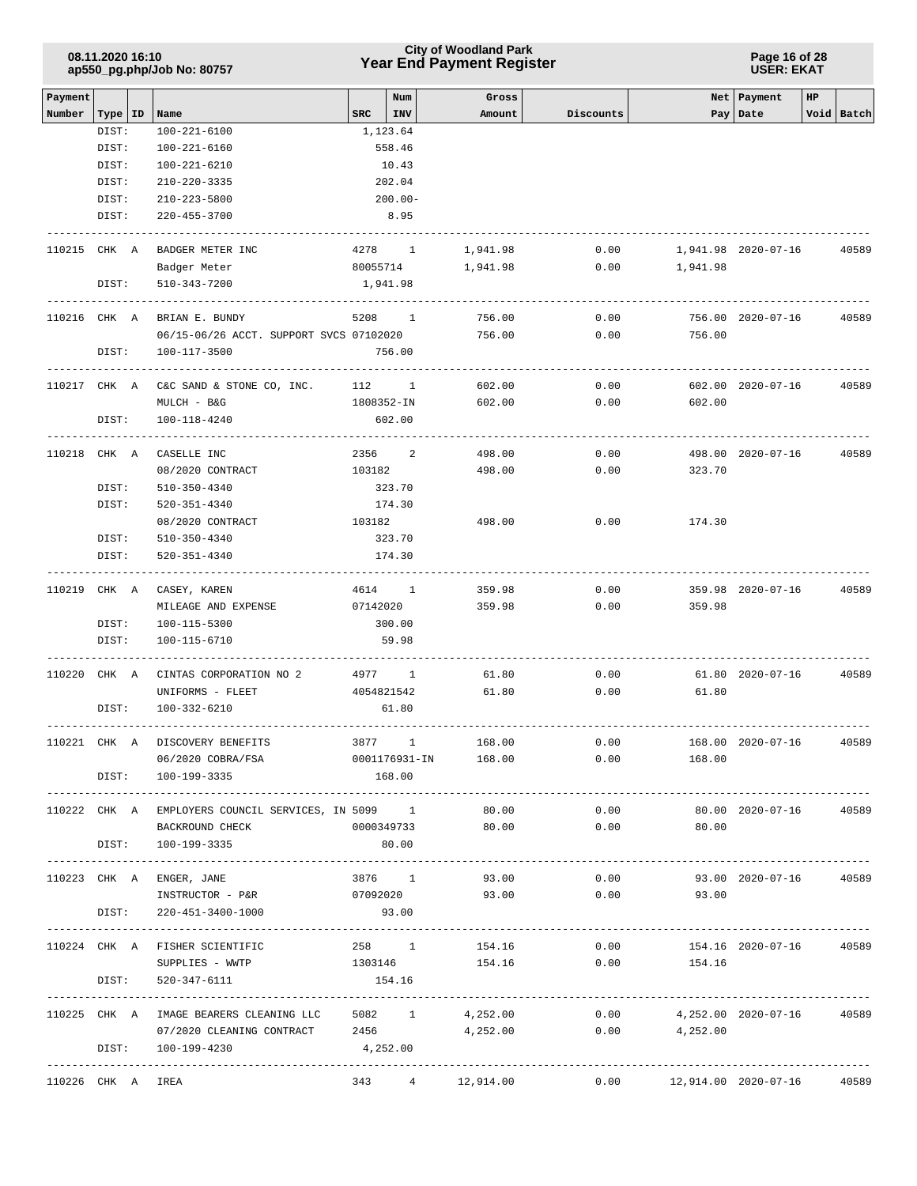| Payment Number | Type | ID | Name | SRC | Num INV | Gross Amount | Discounts | Net Pay | Payment Date | HP | Void | Batch |
|---|---|---|---|---|---|---|---|---|---|---|---|---|
| | DIST: | | 100-221-6100 | 1,123.64 | | | | | | | | |
| | DIST: | | 100-221-6160 | 558.46 | | | | | | | | |
| | DIST: | | 100-221-6210 | 10.43 | | | | | | | | |
| | DIST: | | 210-220-3335 | 202.04 | | | | | | | | |
| | DIST: | | 210-223-5800 | 200.00- | | | | | | | | |
| | DIST: | | 220-455-3700 | 8.95 | | | | | | | | |
| 110215 | CHK | A | BADGER METER INC | 4278 | 1 | 1,941.98 | 0.00 | 1,941.98 | 2020-07-16 | | | 40589 |
| | | | Badger Meter | 80055714 | | 1,941.98 | 0.00 | 1,941.98 | | | | |
| | DIST: | | 510-343-7200 | 1,941.98 | | | | | | | | |
| 110216 | CHK | A | BRIAN E. BUNDY | 5208 | 1 | 756.00 | 0.00 | 756.00 | 2020-07-16 | | | 40589 |
| | | | 06/15-06/26 ACCT. SUPPORT SVCS | 07102020 | | 756.00 | 0.00 | 756.00 | | | | |
| | DIST: | | 100-117-3500 | 756.00 | | | | | | | | |
| 110217 | CHK | A | C&C SAND & STONE CO, INC. | 112 | 1 | 602.00 | 0.00 | 602.00 | 2020-07-16 | | | 40589 |
| | | | MULCH - B&G | 1808352-IN | | 602.00 | 0.00 | 602.00 | | | | |
| | DIST: | | 100-118-4240 | 602.00 | | | | | | | | |
| 110218 | CHK | A | CASELLE INC | 2356 | 2 | 498.00 | 0.00 | 498.00 | 2020-07-16 | | | 40589 |
| | | | 08/2020 CONTRACT | 103182 | | 498.00 | 0.00 | 323.70 | | | | |
| | DIST: | | 510-350-4340 | 323.70 | | | | | | | | |
| | DIST: | | 520-351-4340 | 174.30 | | | | | | | | |
| | | | 08/2020 CONTRACT | 103182 | | 498.00 | 0.00 | 174.30 | | | | |
| | DIST: | | 510-350-4340 | 323.70 | | | | | | | | |
| | DIST: | | 520-351-4340 | 174.30 | | | | | | | | |
| 110219 | CHK | A | CASEY, KAREN | 4614 | 1 | 359.98 | 0.00 | 359.98 | 2020-07-16 | | | 40589 |
| | | | MILEAGE AND EXPENSE | 07142020 | | 359.98 | 0.00 | 359.98 | | | | |
| | DIST: | | 100-115-5300 | 300.00 | | | | | | | | |
| | DIST: | | 100-115-6710 | 59.98 | | | | | | | | |
| 110220 | CHK | A | CINTAS CORPORATION NO 2 | 4977 | 1 | 61.80 | 0.00 | 61.80 | 2020-07-16 | | | 40589 |
| | | | UNIFORMS - FLEET | 4054821542 | | 61.80 | 0.00 | 61.80 | | | | |
| | DIST: | | 100-332-6210 | 61.80 | | | | | | | | |
| 110221 | CHK | A | DISCOVERY BENEFITS | 3877 | 1 | 168.00 | 0.00 | 168.00 | 2020-07-16 | | | 40589 |
| | | | 06/2020 COBRA/FSA | 0001176931-IN | | 168.00 | 0.00 | 168.00 | | | | |
| | DIST: | | 100-199-3335 | 168.00 | | | | | | | | |
| 110222 | CHK | A | EMPLOYERS COUNCIL SERVICES, IN | 5099 | 1 | 80.00 | 0.00 | 80.00 | 2020-07-16 | | | 40589 |
| | | | BACKROUND CHECK | 0000349733 | | 80.00 | 0.00 | 80.00 | | | | |
| | DIST: | | 100-199-3335 | 80.00 | | | | | | | | |
| 110223 | CHK | A | ENGER, JANE | 3876 | 1 | 93.00 | 0.00 | 93.00 | 2020-07-16 | | | 40589 |
| | | | INSTRUCTOR - P&R | 07092020 | | 93.00 | 0.00 | 93.00 | | | | |
| | DIST: | | 220-451-3400-1000 | 93.00 | | | | | | | | |
| 110224 | CHK | A | FISHER SCIENTIFIC | 258 | 1 | 154.16 | 0.00 | 154.16 | 2020-07-16 | | | 40589 |
| | | | SUPPLIES - WWTP | 1303146 | | 154.16 | 0.00 | 154.16 | | | | |
| | DIST: | | 520-347-6111 | 154.16 | | | | | | | | |
| 110225 | CHK | A | IMAGE BEARERS CLEANING LLC | 5082 | 1 | 4,252.00 | 0.00 | 4,252.00 | 2020-07-16 | | | 40589 |
| | | | 07/2020 CLEANING CONTRACT | 2456 | | 4,252.00 | 0.00 | 4,252.00 | | | | |
| | DIST: | | 100-199-4230 | 4,252.00 | | | | | | | | |
| 110226 | CHK | A | IREA | 343 | 4 | 12,914.00 | 0.00 | 12,914.00 | 2020-07-16 | | | 40589 |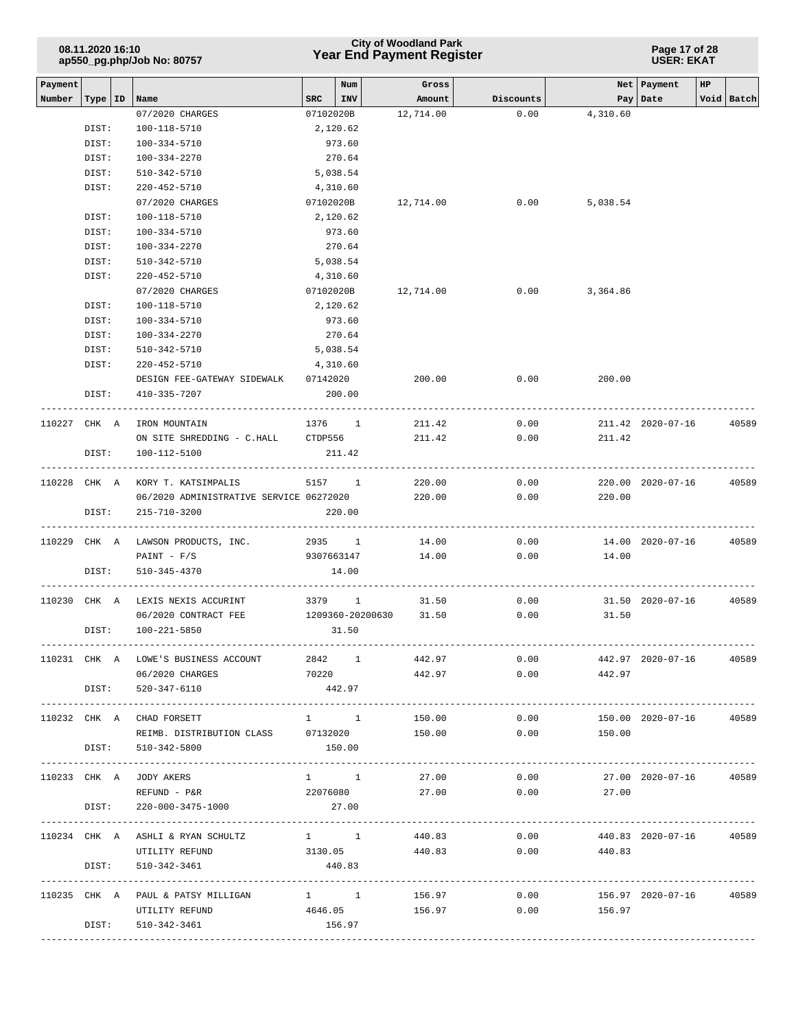| Payment Number | Type | ID | Name | SRC | Num INV | Gross Amount | Discounts | Net Pay | Payment Date | HP Void | Batch |
|---|---|---|---|---|---|---|---|---|---|---|---|
| | | | 07/2020 CHARGES | 07102020B | | 12,714.00 | 0.00 | 4,310.60 | | | |
| | DIST: | | 100-118-5710 | 2,120.62 | | | | | | | |
| | DIST: | | 100-334-5710 | 973.60 | | | | | | | |
| | DIST: | | 100-334-2270 | 270.64 | | | | | | | |
| | DIST: | | 510-342-5710 | 5,038.54 | | | | | | | |
| | DIST: | | 220-452-5710 | 4,310.60 | | | | | | | |
| | | | 07/2020 CHARGES | 07102020B | | 12,714.00 | 0.00 | 5,038.54 | | | |
| | DIST: | | 100-118-5710 | 2,120.62 | | | | | | | |
| | DIST: | | 100-334-5710 | 973.60 | | | | | | | |
| | DIST: | | 100-334-2270 | 270.64 | | | | | | | |
| | DIST: | | 510-342-5710 | 5,038.54 | | | | | | | |
| | DIST: | | 220-452-5710 | 4,310.60 | | | | | | | |
| | | | 07/2020 CHARGES | 07102020B | | 12,714.00 | 0.00 | 3,364.86 | | | |
| | DIST: | | 100-118-5710 | 2,120.62 | | | | | | | |
| | DIST: | | 100-334-5710 | 973.60 | | | | | | | |
| | DIST: | | 100-334-2270 | 270.64 | | | | | | | |
| | DIST: | | 510-342-5710 | 5,038.54 | | | | | | | |
| | DIST: | | 220-452-5710 | 4,310.60 | | | | | | | |
| | | | DESIGN FEE-GATEWAY SIDEWALK | 07142020 | | 200.00 | 0.00 | 200.00 | | | |
| | DIST: | | 410-335-7207 | 200.00 | | | | | | | |
| 110227 | CHK | A | IRON MOUNTAIN | 1376 | 1 | 211.42 | 0.00 | 211.42 | 2020-07-16 | | 40589 |
| | | | ON SITE SHREDDING - C.HALL | CTDP556 | | 211.42 | 0.00 | 211.42 | | | |
| | DIST: | | 100-112-5100 | 211.42 | | | | | | | |
| 110228 | CHK | A | KORY T. KATSIMPALIS | 5157 | 1 | 220.00 | 0.00 | 220.00 | 2020-07-16 | | 40589 |
| | | | 06/2020 ADMINISTRATIVE SERVICE | 06272020 | | 220.00 | 0.00 | 220.00 | | | |
| | DIST: | | 215-710-3200 | 220.00 | | | | | | | |
| 110229 | CHK | A | LAWSON PRODUCTS, INC. | 2935 | 1 | 14.00 | 0.00 | 14.00 | 2020-07-16 | | 40589 |
| | | | PAINT - F/S | 9307663147 | | 14.00 | 0.00 | 14.00 | | | |
| | DIST: | | 510-345-4370 | 14.00 | | | | | | | |
| 110230 | CHK | A | LEXIS NEXIS ACCURINT | 3379 | 1 | 31.50 | 0.00 | 31.50 | 2020-07-16 | | 40589 |
| | | | 06/2020 CONTRACT FEE | 1209360-20200630 | | 31.50 | 0.00 | 31.50 | | | |
| | DIST: | | 100-221-5850 | 31.50 | | | | | | | |
| 110231 | CHK | A | LOWE'S BUSINESS ACCOUNT | 2842 | 1 | 442.97 | 0.00 | 442.97 | 2020-07-16 | | 40589 |
| | | | 06/2020 CHARGES | 70220 | | 442.97 | 0.00 | 442.97 | | | |
| | DIST: | | 520-347-6110 | 442.97 | | | | | | | |
| 110232 | CHK | A | CHAD FORSETT | 1 | 1 | 150.00 | 0.00 | 150.00 | 2020-07-16 | | 40589 |
| | | | REIMB. DISTRIBUTION CLASS | 07132020 | | 150.00 | 0.00 | 150.00 | | | |
| | DIST: | | 510-342-5800 | 150.00 | | | | | | | |
| 110233 | CHK | A | JODY AKERS | 1 | 1 | 27.00 | 0.00 | 27.00 | 2020-07-16 | | 40589 |
| | | | REFUND - P&R | 22076080 | | 27.00 | 0.00 | 27.00 | | | |
| | DIST: | | 220-000-3475-1000 | 27.00 | | | | | | | |
| 110234 | CHK | A | ASHLI & RYAN SCHULTZ | 1 | 1 | 440.83 | 0.00 | 440.83 | 2020-07-16 | | 40589 |
| | | | UTILITY REFUND | 3130.05 | | 440.83 | 0.00 | 440.83 | | | |
| | DIST: | | 510-342-3461 | 440.83 | | | | | | | |
| 110235 | CHK | A | PAUL & PATSY MILLIGAN | 1 | 1 | 156.97 | 0.00 | 156.97 | 2020-07-16 | | 40589 |
| | | | UTILITY REFUND | 4646.05 | | 156.97 | 0.00 | 156.97 | | | |
| | DIST: | | 510-342-3461 | 156.97 | | | | | | | |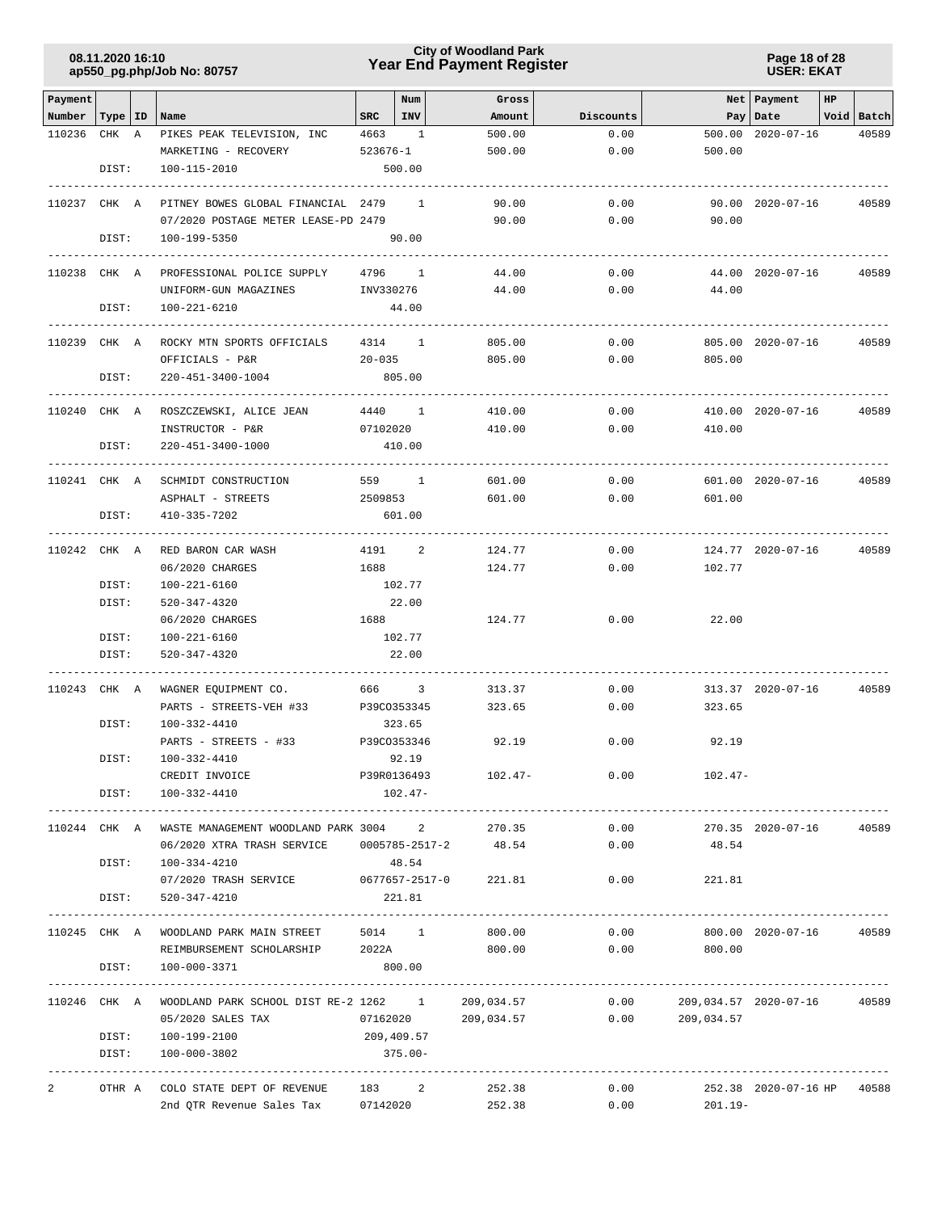# City of Woodland Park
## Year End Payment Register

08.11.2020 16:10
ap550_pg.php/Job No: 80757

USER: EKAT

| Payment Number | Type | ID | Name | SRC | Num INV | Gross Amount | Discounts | Net Pay | Payment Date | HP | Void | Batch |
|---|---|---|---|---|---|---|---|---|---|---|---|---|
| 110236 | CHK | A | PIKES PEAK TELEVISION, INC | 4663 | 1 | 500.00 | 0.00 | 500.00 | 2020-07-16 | | | 40589 |
| | | | MARKETING - RECOVERY | 523676-1 | | 500.00 | 0.00 | 500.00 | | | | |
| | DIST: | | 100-115-2010 | | 500.00 | | | | | | | |
| 110237 | CHK | A | PITNEY BOWES GLOBAL FINANCIAL | 2479 | 1 | 90.00 | 0.00 | 90.00 | 2020-07-16 | | | 40589 |
| | | | 07/2020 POSTAGE METER LEASE-PD | 2479 | | 90.00 | 0.00 | 90.00 | | | | |
| | DIST: | | 100-199-5350 | | 90.00 | | | | | | | |
| 110238 | CHK | A | PROFESSIONAL POLICE SUPPLY | 4796 | 1 | 44.00 | 0.00 | 44.00 | 2020-07-16 | | | 40589 |
| | | | UNIFORM-GUN MAGAZINES | INV330276 | | 44.00 | 0.00 | 44.00 | | | | |
| | DIST: | | 100-221-6210 | | 44.00 | | | | | | | |
| 110239 | CHK | A | ROCKY MTN SPORTS OFFICIALS | 4314 | 1 | 805.00 | 0.00 | 805.00 | 2020-07-16 | | | 40589 |
| | | | OFFICIALS - P&R | 20-035 | | 805.00 | 0.00 | 805.00 | | | | |
| | DIST: | | 220-451-3400-1004 | | 805.00 | | | | | | | |
| 110240 | CHK | A | ROSZCZEWSKI, ALICE JEAN | 4440 | 1 | 410.00 | 0.00 | 410.00 | 2020-07-16 | | | 40589 |
| | | | INSTRUCTOR - P&R | 07102020 | | 410.00 | 0.00 | 410.00 | | | | |
| | DIST: | | 220-451-3400-1000 | | 410.00 | | | | | | | |
| 110241 | CHK | A | SCHMIDT CONSTRUCTION | 559 | 1 | 601.00 | 0.00 | 601.00 | 2020-07-16 | | | 40589 |
| | | | ASPHALT - STREETS | 2509853 | | 601.00 | 0.00 | 601.00 | | | | |
| | DIST: | | 410-335-7202 | | 601.00 | | | | | | | |
| 110242 | CHK | A | RED BARON CAR WASH | 4191 | 2 | 124.77 | 0.00 | 124.77 | 2020-07-16 | | | 40589 |
| | | | 06/2020 CHARGES | 1688 | | 124.77 | 0.00 | 102.77 | | | | |
| | DIST: | | 100-221-6160 | | 102.77 | | | | | | | |
| | DIST: | | 520-347-4320 | | 22.00 | | | | | | | |
| | | | 06/2020 CHARGES | 1688 | | 124.77 | 0.00 | 22.00 | | | | |
| | DIST: | | 100-221-6160 | | 102.77 | | | | | | | |
| | DIST: | | 520-347-4320 | | 22.00 | | | | | | | |
| 110243 | CHK | A | WAGNER EQUIPMENT CO. | 666 | 3 | 313.37 | 0.00 | 313.37 | 2020-07-16 | | | 40589 |
| | | | PARTS - STREETS-VEH #33 | P39CO353345 | | 323.65 | 0.00 | 323.65 | | | | |
| | DIST: | | 100-332-4410 | | 323.65 | | | | | | | |
| | | | PARTS - STREETS - #33 | P39CO353346 | | 92.19 | 0.00 | 92.19 | | | | |
| | DIST: | | 100-332-4410 | | 92.19 | | | | | | | |
| | | | CREDIT INVOICE | P39R0136493 | | 102.47- | 0.00 | 102.47- | | | | |
| | DIST: | | 100-332-4410 | | 102.47- | | | | | | | |
| 110244 | CHK | A | WASTE MANAGEMENT WOODLAND PARK | 3004 | 2 | 270.35 | 0.00 | 270.35 | 2020-07-16 | | | 40589 |
| | | | 06/2020 XTRA TRASH SERVICE | 0005785-2517-2 | | 48.54 | 0.00 | 48.54 | | | | |
| | DIST: | | 100-334-4210 | | 48.54 | | | | | | | |
| | | | 07/2020 TRASH SERVICE | 0677657-2517-0 | | 221.81 | 0.00 | 221.81 | | | | |
| | DIST: | | 520-347-4210 | | 221.81 | | | | | | | |
| 110245 | CHK | A | WOODLAND PARK MAIN STREET | 5014 | 1 | 800.00 | 0.00 | 800.00 | 2020-07-16 | | | 40589 |
| | | | REIMBURSEMENT SCHOLARSHIP | 2022A | | 800.00 | 0.00 | 800.00 | | | | |
| | DIST: | | 100-000-3371 | | 800.00 | | | | | | | |
| 110246 | CHK | A | WOODLAND PARK SCHOOL DIST RE-2 | 1262 | 1 | 209,034.57 | 0.00 | 209,034.57 | 2020-07-16 | | | 40589 |
| | | | 05/2020 SALES TAX | 07162020 | | 209,034.57 | 0.00 | 209,034.57 | | | | |
| | DIST: | | 100-199-2100 | | 209,409.57 | | | | | | | |
| | DIST: | | 100-000-3802 | | 375.00- | | | | | | | |
| 2 | OTHR | A | COLO STATE DEPT OF REVENUE | 183 | 2 | 252.38 | 0.00 | 252.38 | 2020-07-16 | HP | | 40588 |
| | | | 2nd QTR Revenue Sales Tax | 07142020 | | 252.38 | 0.00 | 201.19- | | | | |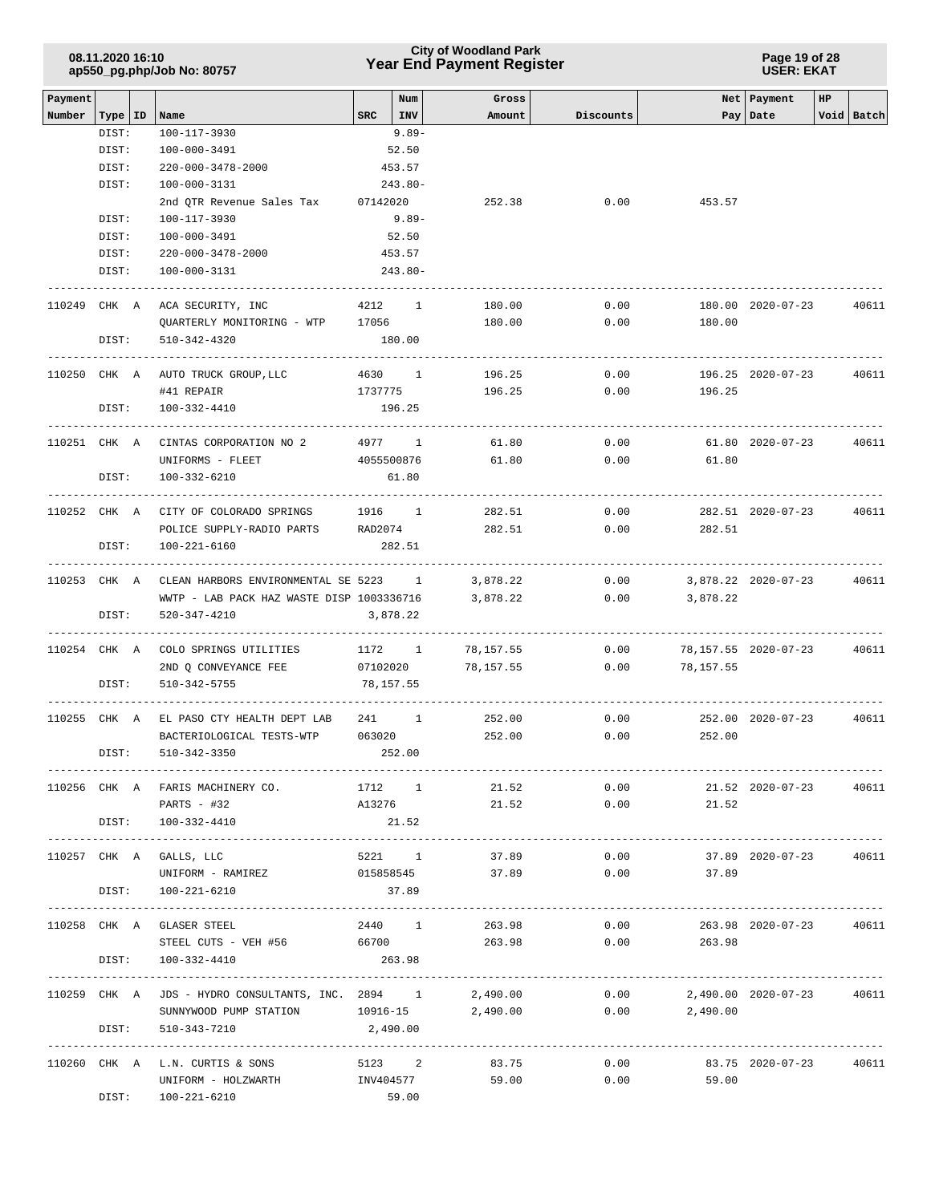| Payment Number | Type | ID | Name | SRC | Num INV | Gross Amount | Discounts | Net Pay | Payment Date | HP | Void | Batch |
|---|---|---|---|---|---|---|---|---|---|---|---|---|
| | DIST: | | 100-117-3930 | | 9.89- | | | | | | | |
| | DIST: | | 100-000-3491 | | 52.50 | | | | | | | |
| | DIST: | | 220-000-3478-2000 | | 453.57 | | | | | | | |
| | DIST: | | 100-000-3131 | | 243.80- | | | | | | | |
| | | | 2nd QTR Revenue Sales Tax | 07142020 | | 252.38 | 0.00 | 453.57 | | | | |
| | DIST: | | 100-117-3930 | | 9.89- | | | | | | | |
| | DIST: | | 100-000-3491 | | 52.50 | | | | | | | |
| | DIST: | | 220-000-3478-2000 | | 453.57 | | | | | | | |
| | DIST: | | 100-000-3131 | | 243.80- | | | | | | | |
| 110249 | CHK | A | ACA SECURITY, INC | 4212 | 1 | 180.00 | 0.00 | 180.00 | 2020-07-23 | | | 40611 |
| | | | QUARTERLY MONITORING - WTP | 17056 | | 180.00 | 0.00 | 180.00 | | | | |
| | DIST: | | 510-342-4320 | | 180.00 | | | | | | | |
| 110250 | CHK | A | AUTO TRUCK GROUP,LLC | 4630 | 1 | 196.25 | 0.00 | 196.25 | 2020-07-23 | | | 40611 |
| | | | #41 REPAIR | 1737775 | | 196.25 | 0.00 | 196.25 | | | | |
| | DIST: | | 100-332-4410 | | 196.25 | | | | | | | |
| 110251 | CHK | A | CINTAS CORPORATION NO 2 | 4977 | 1 | 61.80 | 0.00 | 61.80 | 2020-07-23 | | | 40611 |
| | | | UNIFORMS - FLEET | 4055500876 | | 61.80 | 0.00 | 61.80 | | | | |
| | DIST: | | 100-332-6210 | | 61.80 | | | | | | | |
| 110252 | CHK | A | CITY OF COLORADO SPRINGS | 1916 | 1 | 282.51 | 0.00 | 282.51 | 2020-07-23 | | | 40611 |
| | | | POLICE SUPPLY-RADIO PARTS | RAD2074 | | 282.51 | 0.00 | 282.51 | | | | |
| | DIST: | | 100-221-6160 | | 282.51 | | | | | | | |
| 110253 | CHK | A | CLEAN HARBORS ENVIRONMENTAL SE | 5223 | 1 | 3,878.22 | 0.00 | 3,878.22 | 2020-07-23 | | | 40611 |
| | | | WWTP - LAB PACK HAZ WASTE DISP | 1003336716 | | 3,878.22 | 0.00 | 3,878.22 | | | | |
| | DIST: | | 520-347-4210 | | 3,878.22 | | | | | | | |
| 110254 | CHK | A | COLO SPRINGS UTILITIES | 1172 | 1 | 78,157.55 | 0.00 | 78,157.55 | 2020-07-23 | | | 40611 |
| | | | 2ND Q CONVEYANCE FEE | 07102020 | | 78,157.55 | 0.00 | 78,157.55 | | | | |
| | DIST: | | 510-342-5755 | | 78,157.55 | | | | | | | |
| 110255 | CHK | A | EL PASO CTY HEALTH DEPT LAB | 241 | 1 | 252.00 | 0.00 | 252.00 | 2020-07-23 | | | 40611 |
| | | | BACTERIOLOGICAL TESTS-WTP | 063020 | | 252.00 | 0.00 | 252.00 | | | | |
| | DIST: | | 510-342-3350 | | 252.00 | | | | | | | |
| 110256 | CHK | A | FARIS MACHINERY CO. | 1712 | 1 | 21.52 | 0.00 | 21.52 | 2020-07-23 | | | 40611 |
| | | | PARTS - #32 | A13276 | | 21.52 | 0.00 | 21.52 | | | | |
| | DIST: | | 100-332-4410 | | 21.52 | | | | | | | |
| 110257 | CHK | A | GALLS, LLC | 5221 | 1 | 37.89 | 0.00 | 37.89 | 2020-07-23 | | | 40611 |
| | | | UNIFORM - RAMIREZ | 015858545 | | 37.89 | 0.00 | 37.89 | | | | |
| | DIST: | | 100-221-6210 | | 37.89 | | | | | | | |
| 110258 | CHK | A | GLASER STEEL | 2440 | 1 | 263.98 | 0.00 | 263.98 | 2020-07-23 | | | 40611 |
| | | | STEEL CUTS - VEH #56 | 66700 | | 263.98 | 0.00 | 263.98 | | | | |
| | DIST: | | 100-332-4410 | | 263.98 | | | | | | | |
| 110259 | CHK | A | JDS - HYDRO CONSULTANTS, INC. | 2894 | 1 | 2,490.00 | 0.00 | 2,490.00 | 2020-07-23 | | | 40611 |
| | | | SUNNYWOOD PUMP STATION | 10916-15 | | 2,490.00 | 0.00 | 2,490.00 | | | | |
| | DIST: | | 510-343-7210 | | 2,490.00 | | | | | | | |
| 110260 | CHK | A | L.N. CURTIS & SONS | 5123 | 2 | 83.75 | 0.00 | 83.75 | 2020-07-23 | | | 40611 |
| | | | UNIFORM - HOLZWARTH | INV404577 | | 59.00 | 0.00 | 59.00 | | | | |
| | DIST: | | 100-221-6210 | | 59.00 | | | | | | | |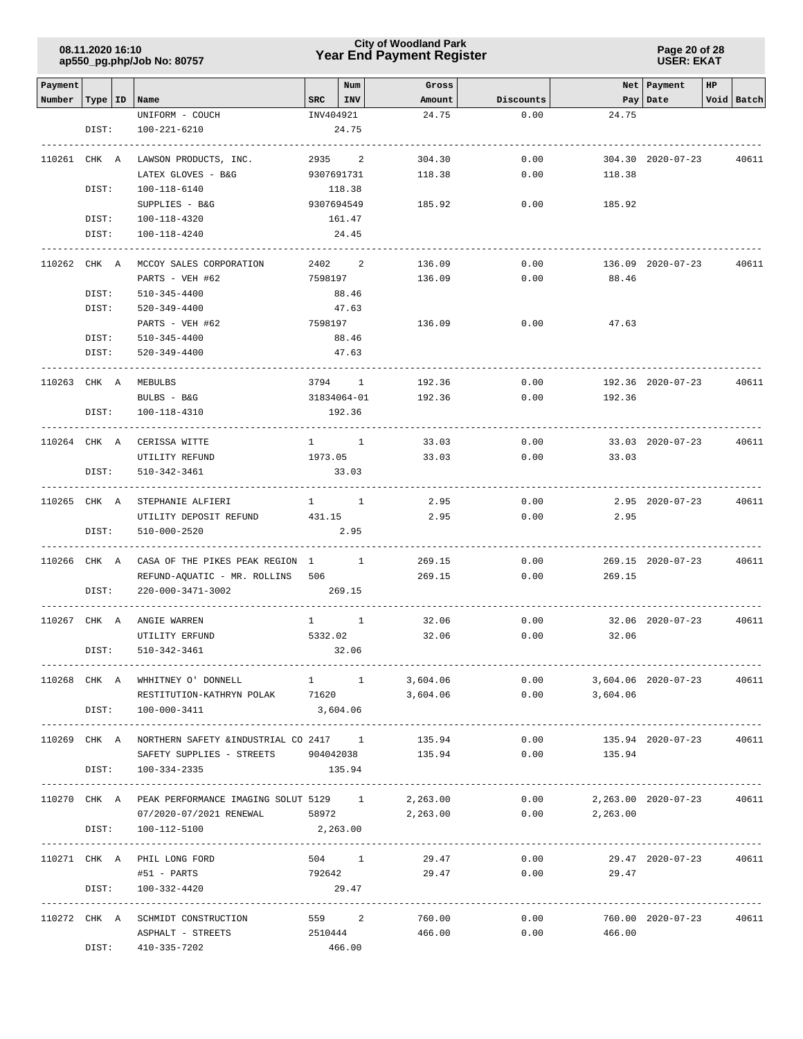| Payment Number | Type | ID | Name | SRC | Num INV | Gross Amount | Discounts | Net Pay | Payment Date | HP | Void | Batch |
|---|---|---|---|---|---|---|---|---|---|---|---|---|
| | | | UNIFORM - COUCH | INV404921 | | 24.75 | 0.00 | 24.75 | | | | |
| | DIST: | | 100-221-6210 | | 24.75 | | | | | | | |
| 110261 | CHK | A | LAWSON PRODUCTS, INC. | 2935 | 2 | 304.30 | 0.00 | 304.30 | 2020-07-23 | | | 40611 |
| | | | LATEX GLOVES - B&G | 9307691731 | | 118.38 | 0.00 | 118.38 | | | | |
| | DIST: | | 100-118-6140 | | 118.38 | | | | | | | |
| | | | SUPPLIES - B&G | 9307694549 | | 185.92 | 0.00 | 185.92 | | | | |
| | DIST: | | 100-118-4320 | | 161.47 | | | | | | | |
| | DIST: | | 100-118-4240 | | 24.45 | | | | | | | |
| 110262 | CHK | A | MCCOY SALES CORPORATION | 2402 | 2 | 136.09 | 0.00 | 136.09 | 2020-07-23 | | | 40611 |
| | | | PARTS - VEH #62 | 7598197 | | 136.09 | 0.00 | 88.46 | | | | |
| | DIST: | | 510-345-4400 | | 88.46 | | | | | | | |
| | DIST: | | 520-349-4400 | | 47.63 | | | | | | | |
| | | | PARTS - VEH #62 | 7598197 | | 136.09 | 0.00 | 47.63 | | | | |
| | DIST: | | 510-345-4400 | | 88.46 | | | | | | | |
| | DIST: | | 520-349-4400 | | 47.63 | | | | | | | |
| 110263 | CHK | A | MEBULBS | 3794 | 1 | 192.36 | 0.00 | 192.36 | 2020-07-23 | | | 40611 |
| | | | BULBS - B&G | 31834064-01 | | 192.36 | 0.00 | 192.36 | | | | |
| | DIST: | | 100-118-4310 | | 192.36 | | | | | | | |
| 110264 | CHK | A | CERISSA WITTE | 1 | 1 | 33.03 | 0.00 | 33.03 | 2020-07-23 | | | 40611 |
| | | | UTILITY REFUND | 1973.05 | | 33.03 | 0.00 | 33.03 | | | | |
| | DIST: | | 510-342-3461 | | 33.03 | | | | | | | |
| 110265 | CHK | A | STEPHANIE ALFIERI | 1 | 1 | 2.95 | 0.00 | 2.95 | 2020-07-23 | | | 40611 |
| | | | UTILITY DEPOSIT REFUND | 431.15 | | 2.95 | 0.00 | 2.95 | | | | |
| | DIST: | | 510-000-2520 | | 2.95 | | | | | | | |
| 110266 | CHK | A | CASA OF THE PIKES PEAK REGION | 1 | 1 | 269.15 | 0.00 | 269.15 | 2020-07-23 | | | 40611 |
| | | | REFUND-AQUATIC - MR. ROLLINS | 506 | | 269.15 | 0.00 | 269.15 | | | | |
| | DIST: | | 220-000-3471-3002 | | 269.15 | | | | | | | |
| 110267 | CHK | A | ANGIE WARREN | 1 | 1 | 32.06 | 0.00 | 32.06 | 2020-07-23 | | | 40611 |
| | | | UTILITY ERFUND | 5332.02 | | 32.06 | 0.00 | 32.06 | | | | |
| | DIST: | | 510-342-3461 | | 32.06 | | | | | | | |
| 110268 | CHK | A | WHHITNEY O' DONNELL | 1 | 1 | 3,604.06 | 0.00 | 3,604.06 | 2020-07-23 | | | 40611 |
| | | | RESTITUTION-KATHRYN POLAK | 71620 | | 3,604.06 | 0.00 | 3,604.06 | | | | |
| | DIST: | | 100-000-3411 | | 3,604.06 | | | | | | | |
| 110269 | CHK | A | NORTHERN SAFETY &INDUSTRIAL CO | 2417 | 1 | 135.94 | 0.00 | 135.94 | 2020-07-23 | | | 40611 |
| | | | SAFETY SUPPLIES - STREETS | 904042038 | | 135.94 | 0.00 | 135.94 | | | | |
| | DIST: | | 100-334-2335 | | 135.94 | | | | | | | |
| 110270 | CHK | A | PEAK PERFORMANCE IMAGING SOLUT | 5129 | 1 | 2,263.00 | 0.00 | 2,263.00 | 2020-07-23 | | | 40611 |
| | | | 07/2020-07/2021 RENEWAL | 58972 | | 2,263.00 | 0.00 | 2,263.00 | | | | |
| | DIST: | | 100-112-5100 | | 2,263.00 | | | | | | | |
| 110271 | CHK | A | PHIL LONG FORD | 504 | 1 | 29.47 | 0.00 | 29.47 | 2020-07-23 | | | 40611 |
| | | | #51 - PARTS | 792642 | | 29.47 | 0.00 | 29.47 | | | | |
| | DIST: | | 100-332-4420 | | 29.47 | | | | | | | |
| 110272 | CHK | A | SCHMIDT CONSTRUCTION | 559 | 2 | 760.00 | 0.00 | 760.00 | 2020-07-23 | | | 40611 |
| | | | ASPHALT - STREETS | 2510444 | | 466.00 | 0.00 | 466.00 | | | | |
| | DIST: | | 410-335-7202 | | 466.00 | | | | | | | |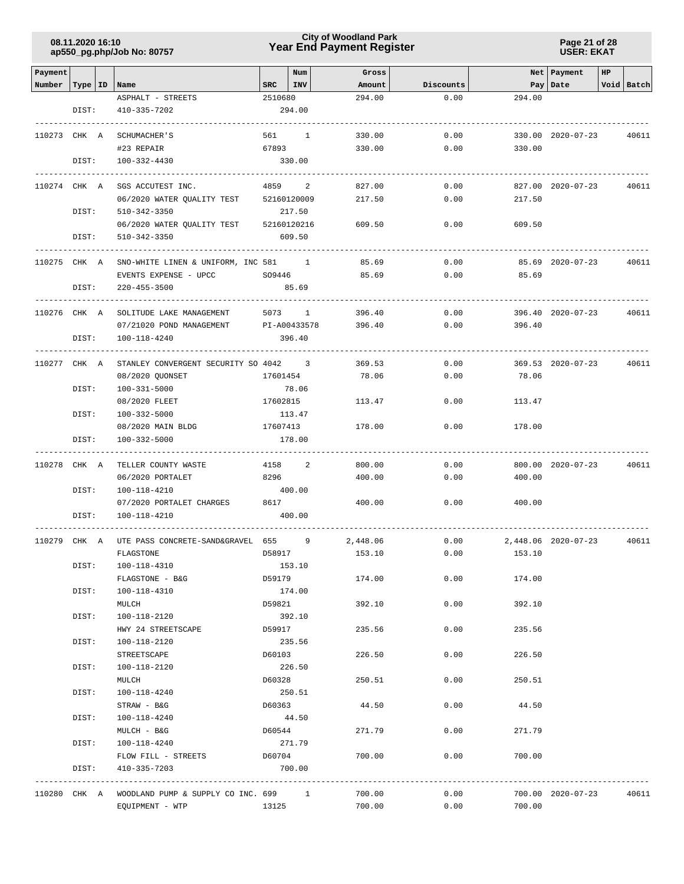| Payment Number | Type | ID | Name | SRC | Num INV | Gross Amount | Discounts | Net Pay | Payment Date | HP | Void | Batch |
|---|---|---|---|---|---|---|---|---|---|---|---|---|
| | | | ASPHALT - STREETS | 2510680 | | 294.00 | 0.00 | 294.00 | | | | |
| | DIST: | | 410-335-7202 | | 294.00 | | | | | | | |
| 110273 | CHK | A | SCHUMACHER'S | 561 | 1 | 330.00 | 0.00 | 330.00 | 2020-07-23 | | | 40611 |
| | | | #23 REPAIR | 67893 | | 330.00 | 0.00 | 330.00 | | | | |
| | DIST: | | 100-332-4430 | | 330.00 | | | | | | | |
| 110274 | CHK | A | SGS ACCUTEST INC. | 4859 | 2 | 827.00 | 0.00 | 827.00 | 2020-07-23 | | | 40611 |
| | | | 06/2020 WATER QUALITY TEST | 52160120009 | | 217.50 | 0.00 | 217.50 | | | | |
| | DIST: | | 510-342-3350 | | 217.50 | | | | | | | |
| | | | 06/2020 WATER QUALITY TEST | 52160120216 | | 609.50 | 0.00 | 609.50 | | | | |
| | DIST: | | 510-342-3350 | | 609.50 | | | | | | | |
| 110275 | CHK | A | SNO-WHITE LINEN & UNIFORM, INC | 581 | 1 | 85.69 | 0.00 | 85.69 | 2020-07-23 | | | 40611 |
| | | | EVENTS EXPENSE - UPCC | S09446 | | 85.69 | 0.00 | 85.69 | | | | |
| | DIST: | | 220-455-3500 | | 85.69 | | | | | | | |
| 110276 | CHK | A | SOLITUDE LAKE MANAGEMENT | 5073 | 1 | 396.40 | 0.00 | 396.40 | 2020-07-23 | | | 40611 |
| | | | 07/21020 POND MANAGEMENT | PI-A00433578 | | 396.40 | 0.00 | 396.40 | | | | |
| | DIST: | | 100-118-4240 | | 396.40 | | | | | | | |
| 110277 | CHK | A | STANLEY CONVERGENT SECURITY SO | 4042 | 3 | 369.53 | 0.00 | 369.53 | 2020-07-23 | | | 40611 |
| | | | 08/2020 QUONSET | 17601454 | | 78.06 | 0.00 | 78.06 | | | | |
| | DIST: | | 100-331-5000 | | 78.06 | | | | | | | |
| | | | 08/2020 FLEET | 17602815 | | 113.47 | 0.00 | 113.47 | | | | |
| | DIST: | | 100-332-5000 | | 113.47 | | | | | | | |
| | | | 08/2020 MAIN BLDG | 17607413 | | 178.00 | 0.00 | 178.00 | | | | |
| | DIST: | | 100-332-5000 | | 178.00 | | | | | | | |
| 110278 | CHK | A | TELLER COUNTY WASTE | 4158 | 2 | 800.00 | 0.00 | 800.00 | 2020-07-23 | | | 40611 |
| | | | 06/2020 PORTALET | 8296 | | 400.00 | 0.00 | 400.00 | | | | |
| | DIST: | | 100-118-4210 | | 400.00 | | | | | | | |
| | | | 07/2020 PORTALET CHARGES | 8617 | | 400.00 | 0.00 | 400.00 | | | | |
| | DIST: | | 100-118-4210 | | 400.00 | | | | | | | |
| 110279 | CHK | A | UTE PASS CONCRETE-SAND&GRAVEL | 655 | 9 | 2,448.06 | 0.00 | 2,448.06 | 2020-07-23 | | | 40611 |
| | | | FLAGSTONE | D58917 | | 153.10 | 0.00 | 153.10 | | | | |
| | DIST: | | 100-118-4310 | | 153.10 | | | | | | | |
| | | | FLAGSTONE - B&G | D59179 | | 174.00 | 0.00 | 174.00 | | | | |
| | DIST: | | 100-118-4310 | | 174.00 | | | | | | | |
| | | | MULCH | D59821 | | 392.10 | 0.00 | 392.10 | | | | |
| | DIST: | | 100-118-2120 | | 392.10 | | | | | | | |
| | | | HWY 24 STREETSCAPE | D59917 | | 235.56 | 0.00 | 235.56 | | | | |
| | DIST: | | 100-118-2120 | | 235.56 | | | | | | | |
| | | | STREETSCAPE | D60103 | | 226.50 | 0.00 | 226.50 | | | | |
| | DIST: | | 100-118-2120 | | 226.50 | | | | | | | |
| | | | MULCH | D60328 | | 250.51 | 0.00 | 250.51 | | | | |
| | DIST: | | 100-118-4240 | | 250.51 | | | | | | | |
| | | | STRAW - B&G | D60363 | | 44.50 | 0.00 | 44.50 | | | | |
| | DIST: | | 100-118-4240 | | 44.50 | | | | | | | |
| | | | MULCH - B&G | D60544 | | 271.79 | 0.00 | 271.79 | | | | |
| | DIST: | | 100-118-4240 | | 271.79 | | | | | | | |
| | | | FLOW FILL - STREETS | D60704 | | 700.00 | 0.00 | 700.00 | | | | |
| | DIST: | | 410-335-7203 | | 700.00 | | | | | | | |
| 110280 | CHK | A | WOODLAND PUMP & SUPPLY CO INC. | 699 | 1 | 700.00 | 0.00 | 700.00 | 2020-07-23 | | | 40611 |
| | | | EQUIPMENT - WTP | 13125 | | 700.00 | 0.00 | 700.00 | | | | |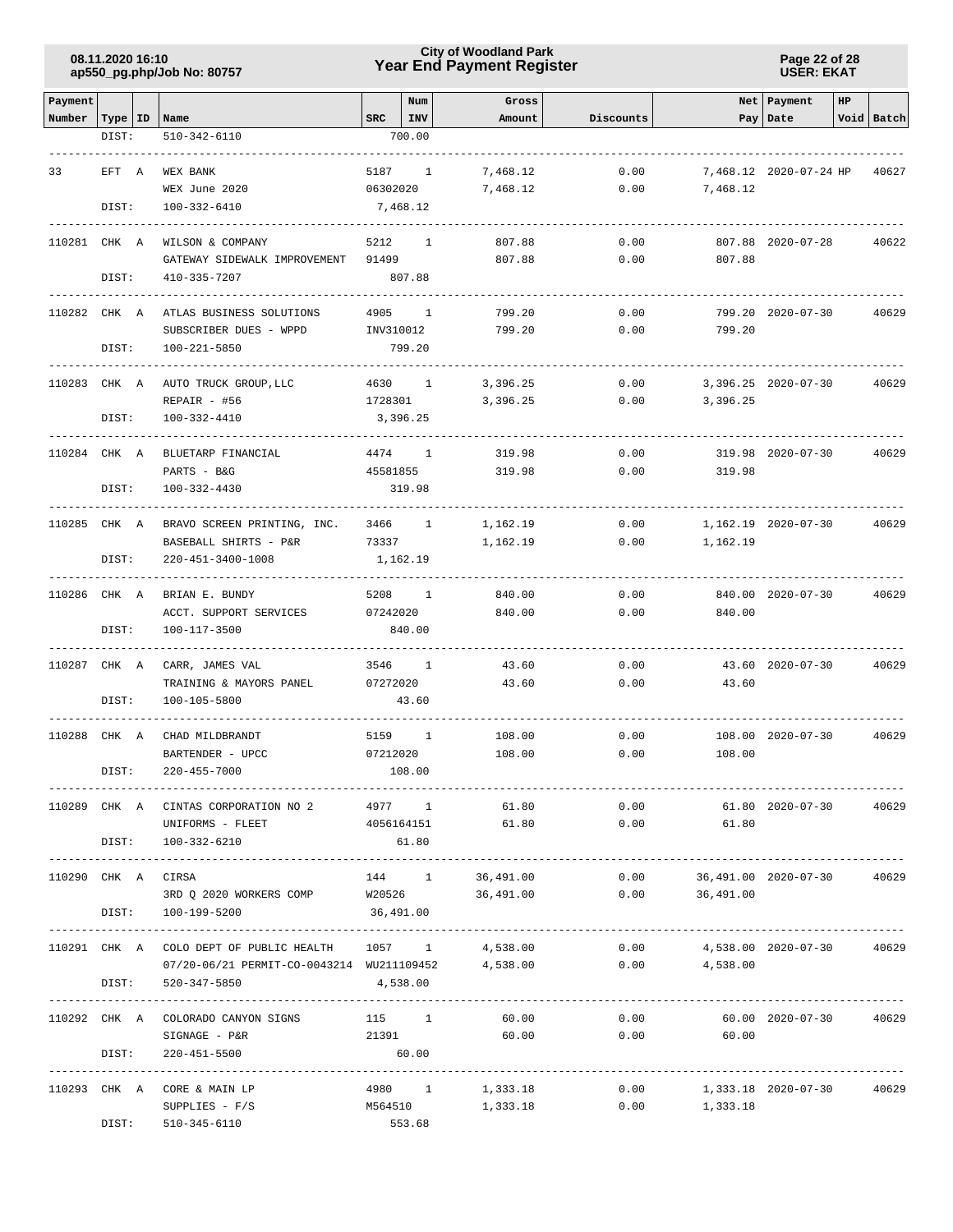| Payment Number | Type | ID | Name | SRC | Num INV | Gross Amount | Discounts | Net Pay | Payment Date | HP | Void | Batch |
|---|---|---|---|---|---|---|---|---|---|---|---|---|
| | DIST: | | 510-342-6110 | | 700.00 | | | | | | | |
| 33 | EFT | A | WEX BANK | 5187 | 1 | 7,468.12 | 0.00 | 7,468.12 | 2020-07-24 | HP | | 40627 |
| | | | WEX June 2020 | 06302020 | | 7,468.12 | 0.00 | 7,468.12 | | | | |
| | DIST: | | 100-332-6410 | | 7,468.12 | | | | | | | |
| 110281 | CHK | A | WILSON & COMPANY | 5212 | 1 | 807.88 | 0.00 | 807.88 | 2020-07-28 | | | 40622 |
| | | | GATEWAY SIDEWALK IMPROVEMENT | 91499 | | 807.88 | 0.00 | 807.88 | | | | |
| | DIST: | | 410-335-7207 | | 807.88 | | | | | | | |
| 110282 | CHK | A | ATLAS BUSINESS SOLUTIONS | 4905 | 1 | 799.20 | 0.00 | 799.20 | 2020-07-30 | | | 40629 |
| | | | SUBSCRIBER DUES - WPPD | INV310012 | | 799.20 | 0.00 | 799.20 | | | | |
| | DIST: | | 100-221-5850 | | 799.20 | | | | | | | |
| 110283 | CHK | A | AUTO TRUCK GROUP,LLC | 4630 | 1 | 3,396.25 | 0.00 | 3,396.25 | 2020-07-30 | | | 40629 |
| | | | REPAIR - #56 | 1728301 | | 3,396.25 | 0.00 | 3,396.25 | | | | |
| | DIST: | | 100-332-4410 | | 3,396.25 | | | | | | | |
| 110284 | CHK | A | BLUETARP FINANCIAL | 4474 | 1 | 319.98 | 0.00 | 319.98 | 2020-07-30 | | | 40629 |
| | | | PARTS - B&G | 45581855 | | 319.98 | 0.00 | 319.98 | | | | |
| | DIST: | | 100-332-4430 | | 319.98 | | | | | | | |
| 110285 | CHK | A | BRAVO SCREEN PRINTING, INC. | 3466 | 1 | 1,162.19 | 0.00 | 1,162.19 | 2020-07-30 | | | 40629 |
| | | | BASEBALL SHIRTS - P&R | 73337 | | 1,162.19 | 0.00 | 1,162.19 | | | | |
| | DIST: | | 220-451-3400-1008 | | 1,162.19 | | | | | | | |
| 110286 | CHK | A | BRIAN E. BUNDY | 5208 | 1 | 840.00 | 0.00 | 840.00 | 2020-07-30 | | | 40629 |
| | | | ACCT. SUPPORT SERVICES | 07242020 | | 840.00 | 0.00 | 840.00 | | | | |
| | DIST: | | 100-117-3500 | | 840.00 | | | | | | | |
| 110287 | CHK | A | CARR, JAMES VAL | 3546 | 1 | 43.60 | 0.00 | 43.60 | 2020-07-30 | | | 40629 |
| | | | TRAINING & MAYORS PANEL | 07272020 | | 43.60 | 0.00 | 43.60 | | | | |
| | DIST: | | 100-105-5800 | | 43.60 | | | | | | | |
| 110288 | CHK | A | CHAD MILDBRANDT | 5159 | 1 | 108.00 | 0.00 | 108.00 | 2020-07-30 | | | 40629 |
| | | | BARTENDER - UPCC | 07212020 | | 108.00 | 0.00 | 108.00 | | | | |
| | DIST: | | 220-455-7000 | | 108.00 | | | | | | | |
| 110289 | CHK | A | CINTAS CORPORATION NO 2 | 4977 | 1 | 61.80 | 0.00 | 61.80 | 2020-07-30 | | | 40629 |
| | | | UNIFORMS - FLEET | 4056164151 | | 61.80 | 0.00 | 61.80 | | | | |
| | DIST: | | 100-332-6210 | | 61.80 | | | | | | | |
| 110290 | CHK | A | CIRSA | 144 | 1 | 36,491.00 | 0.00 | 36,491.00 | 2020-07-30 | | | 40629 |
| | | | 3RD Q 2020 WORKERS COMP | W20526 | | 36,491.00 | 0.00 | 36,491.00 | | | | |
| | DIST: | | 100-199-5200 | | 36,491.00 | | | | | | | |
| 110291 | CHK | A | COLO DEPT OF PUBLIC HEALTH | 1057 | 1 | 4,538.00 | 0.00 | 4,538.00 | 2020-07-30 | | | 40629 |
| | | | 07/20-06/21 PERMIT-CO-0043214 | WU211109452 | | 4,538.00 | 0.00 | 4,538.00 | | | | |
| | DIST: | | 520-347-5850 | | 4,538.00 | | | | | | | |
| 110292 | CHK | A | COLORADO CANYON SIGNS | 115 | 1 | 60.00 | 0.00 | 60.00 | 2020-07-30 | | | 40629 |
| | | | SIGNAGE - P&R | 21391 | | 60.00 | 0.00 | 60.00 | | | | |
| | DIST: | | 220-451-5500 | | 60.00 | | | | | | | |
| 110293 | CHK | A | CORE & MAIN LP | 4980 | 1 | 1,333.18 | 0.00 | 1,333.18 | 2020-07-30 | | | 40629 |
| | | | SUPPLIES - F/S | M564510 | | 1,333.18 | 0.00 | 1,333.18 | | | | |
| | DIST: | | 510-345-6110 | | 553.68 | | | | | | | |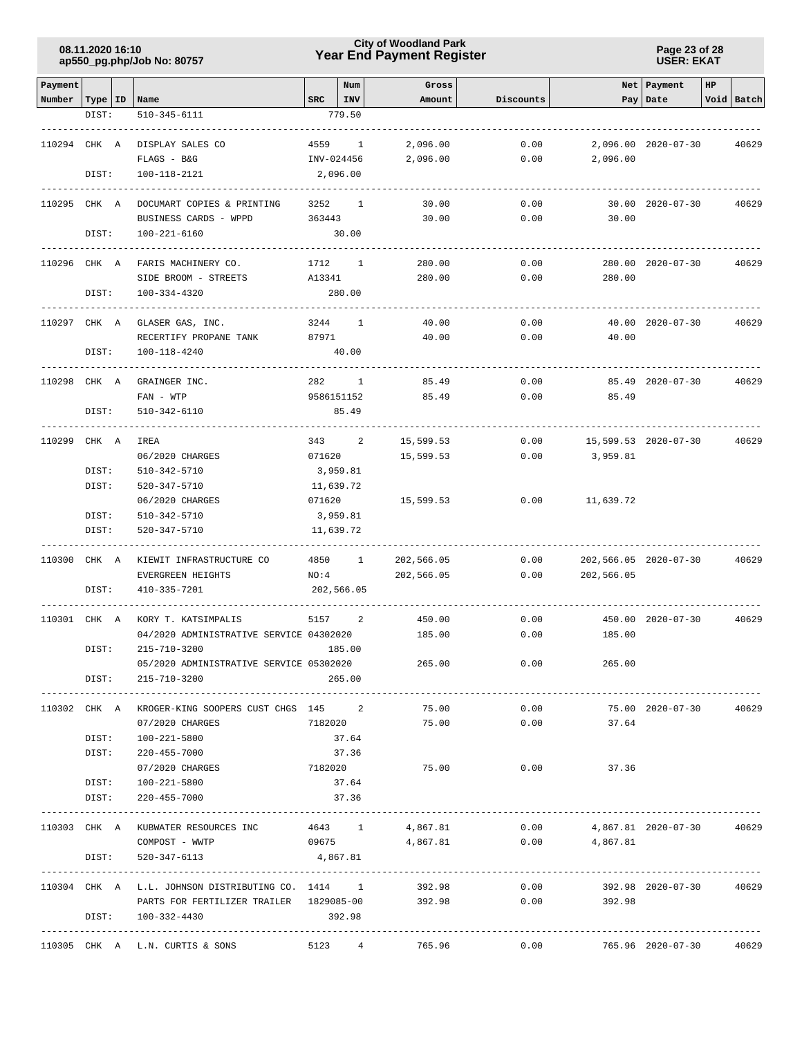| Payment Number | Type | ID | Name | SRC | Num INV | Gross Amount | Discounts | Net Pay | Payment Date | HP Void | Batch |
|---|---|---|---|---|---|---|---|---|---|---|---|
| | DIST: | | 510-345-6111 | | 779.50 | | | | | | |
| 110294 | CHK | A | DISPLAY SALES CO | 4559 | 1 | 2,096.00 | 0.00 | 2,096.00 | 2020-07-30 | | 40629 |
| | | | FLAGS - B&G | INV-024456 | | 2,096.00 | 0.00 | 2,096.00 | | | |
| | DIST: | | 100-118-2121 | | 2,096.00 | | | | | | |
| 110295 | CHK | A | DOCUMART COPIES & PRINTING | 3252 | 1 | 30.00 | 0.00 | 30.00 | 2020-07-30 | | 40629 |
| | | | BUSINESS CARDS - WPPD | 363443 | | 30.00 | 0.00 | 30.00 | | | |
| | DIST: | | 100-221-6160 | | 30.00 | | | | | | |
| 110296 | CHK | A | FARIS MACHINERY CO. | 1712 | 1 | 280.00 | 0.00 | 280.00 | 2020-07-30 | | 40629 |
| | | | SIDE BROOM - STREETS | A13341 | | 280.00 | 0.00 | 280.00 | | | |
| | DIST: | | 100-334-4320 | | 280.00 | | | | | | |
| 110297 | CHK | A | GLASER GAS, INC. | 3244 | 1 | 40.00 | 0.00 | 40.00 | 2020-07-30 | | 40629 |
| | | | RECERTIFY PROPANE TANK | 87971 | | 40.00 | 0.00 | 40.00 | | | |
| | DIST: | | 100-118-4240 | | 40.00 | | | | | | |
| 110298 | CHK | A | GRAINGER INC. | 282 | 1 | 85.49 | 0.00 | 85.49 | 2020-07-30 | | 40629 |
| | | | FAN - WTP | 9586151152 | | 85.49 | 0.00 | 85.49 | | | |
| | DIST: | | 510-342-6110 | | 85.49 | | | | | | |
| 110299 | CHK | A | IREA | 343 | 2 | 15,599.53 | 0.00 | 15,599.53 | 2020-07-30 | | 40629 |
| | | | 06/2020 CHARGES | 071620 | | 15,599.53 | 0.00 | 3,959.81 | | | |
| | DIST: | | 510-342-5710 | | 3,959.81 | | | | | | |
| | DIST: | | 520-347-5710 | | 11,639.72 | | | | | | |
| | | | 06/2020 CHARGES | 071620 | | 15,599.53 | 0.00 | 11,639.72 | | | |
| | DIST: | | 510-342-5710 | | 3,959.81 | | | | | | |
| | DIST: | | 520-347-5710 | | 11,639.72 | | | | | | |
| 110300 | CHK | A | KIEWIT INFRASTRUCTURE CO | 4850 | 1 | 202,566.05 | 0.00 | 202,566.05 | 2020-07-30 | | 40629 |
| | | | EVERGREEN HEIGHTS | NO:4 | | 202,566.05 | 0.00 | 202,566.05 | | | |
| | DIST: | | 410-335-7201 | | 202,566.05 | | | | | | |
| 110301 | CHK | A | KORY T. KATSIMPALIS | 5157 | 2 | 450.00 | 0.00 | 450.00 | 2020-07-30 | | 40629 |
| | | | 04/2020 ADMINISTRATIVE SERVICE | 04302020 | | 185.00 | 0.00 | 185.00 | | | |
| | DIST: | | 215-710-3200 | | 185.00 | | | | | | |
| | | | 05/2020 ADMINISTRATIVE SERVICE | 05302020 | | 265.00 | 0.00 | 265.00 | | | |
| | DIST: | | 215-710-3200 | | 265.00 | | | | | | |
| 110302 | CHK | A | KROGER-KING SOOPERS CUST CHGS | 145 | 2 | 75.00 | 0.00 | 75.00 | 2020-07-30 | | 40629 |
| | | | 07/2020 CHARGES | 7182020 | | 75.00 | 0.00 | 37.64 | | | |
| | DIST: | | 100-221-5800 | | 37.64 | | | | | | |
| | DIST: | | 220-455-7000 | | 37.36 | | | | | | |
| | | | 07/2020 CHARGES | 7182020 | | 75.00 | 0.00 | 37.36 | | | |
| | DIST: | | 100-221-5800 | | 37.64 | | | | | | |
| | DIST: | | 220-455-7000 | | 37.36 | | | | | | |
| 110303 | CHK | A | KUBWATER RESOURCES INC | 4643 | 1 | 4,867.81 | 0.00 | 4,867.81 | 2020-07-30 | | 40629 |
| | | | COMPOST - WWTP | 09675 | | 4,867.81 | 0.00 | 4,867.81 | | | |
| | DIST: | | 520-347-6113 | | 4,867.81 | | | | | | |
| 110304 | CHK | A | L.L. JOHNSON DISTRIBUTING CO. | 1414 | 1 | 392.98 | 0.00 | 392.98 | 2020-07-30 | | 40629 |
| | | | PARTS FOR FERTILIZER TRAILER | 1829085-00 | | 392.98 | 0.00 | 392.98 | | | |
| | DIST: | | 100-332-4430 | | 392.98 | | | | | | |
| 110305 | CHK | A | L.N. CURTIS & SONS | 5123 | 4 | 765.96 | 0.00 | 765.96 | 2020-07-30 | | 40629 |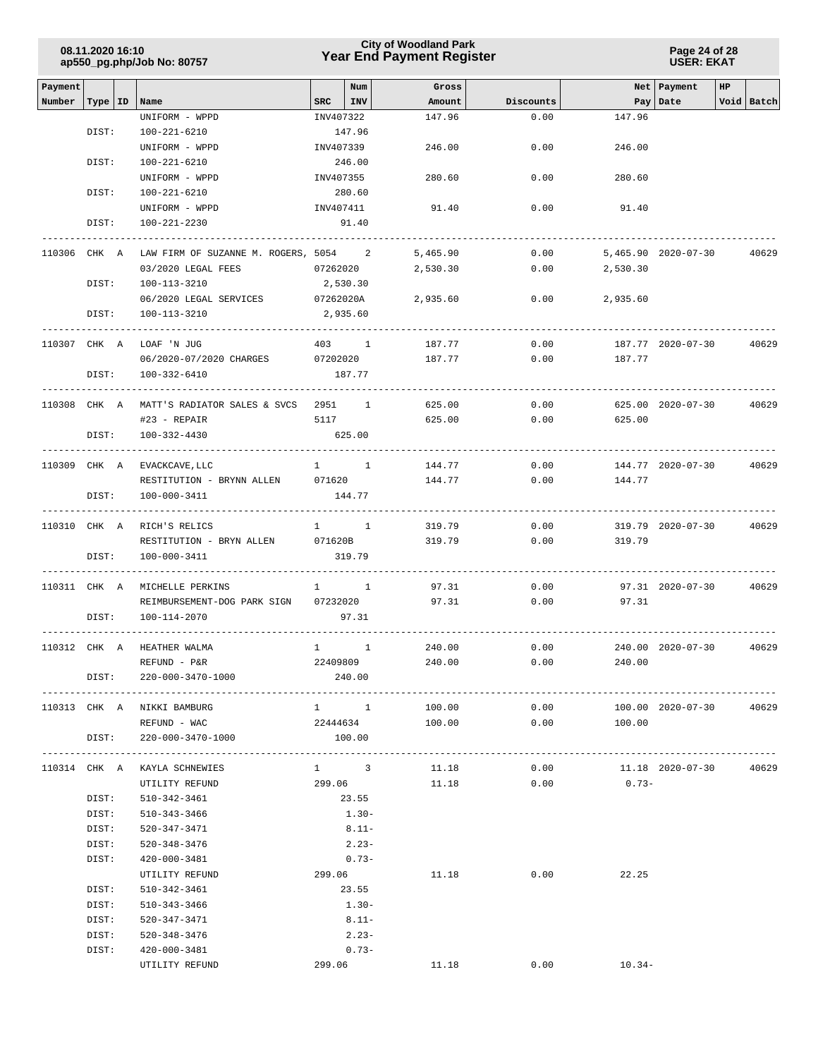| Payment Number | Type | ID | Name | SRC | Num INV | Gross Amount | Discounts | Net Pay | Payment Date | HP Void | Batch |
|---|---|---|---|---|---|---|---|---|---|---|---|
| | | | UNIFORM - WPPD | INV407322 | | 147.96 | 0.00 | 147.96 | | | |
| | DIST: | | 100-221-6210 | | 147.96 | | | | | | |
| | | | UNIFORM - WPPD | INV407339 | | 246.00 | 0.00 | 246.00 | | | |
| | DIST: | | 100-221-6210 | | 246.00 | | | | | | |
| | | | UNIFORM - WPPD | INV407355 | | 280.60 | 0.00 | 280.60 | | | |
| | DIST: | | 100-221-6210 | | 280.60 | | | | | | |
| | | | UNIFORM - WPPD | INV407411 | | 91.40 | 0.00 | 91.40 | | | |
| | DIST: | | 100-221-2230 | | 91.40 | | | | | | |
| 110306 | CHK | A | LAW FIRM OF SUZANNE M. ROGERS, | 5054 | 2 | 5,465.90 | 0.00 | 5,465.90 | 2020-07-30 | | 40629 |
| | | | 03/2020 LEGAL FEES | 07262020 | | 2,530.30 | 0.00 | 2,530.30 | | | |
| | DIST: | | 100-113-3210 | | 2,530.30 | | | | | | |
| | | | 06/2020 LEGAL SERVICES | 07262020A | | 2,935.60 | 0.00 | 2,935.60 | | | |
| | DIST: | | 100-113-3210 | | 2,935.60 | | | | | | |
| 110307 | CHK | A | LOAF 'N JUG | 403 | 1 | 187.77 | 0.00 | 187.77 | 2020-07-30 | | 40629 |
| | | | 06/2020-07/2020 CHARGES | 07202020 | | 187.77 | 0.00 | 187.77 | | | |
| | DIST: | | 100-332-6410 | | 187.77 | | | | | | |
| 110308 | CHK | A | MATT'S RADIATOR SALES & SVCS | 2951 | 1 | 625.00 | 0.00 | 625.00 | 2020-07-30 | | 40629 |
| | | | #23 - REPAIR | 5117 | | 625.00 | 0.00 | 625.00 | | | |
| | DIST: | | 100-332-4430 | | 625.00 | | | | | | |
| 110309 | CHK | A | EVACKCAVE,LLC | 1 | 1 | 144.77 | 0.00 | 144.77 | 2020-07-30 | | 40629 |
| | | | RESTITUTION - BRYNN ALLEN | 071620 | | 144.77 | 0.00 | 144.77 | | | |
| | DIST: | | 100-000-3411 | | 144.77 | | | | | | |
| 110310 | CHK | A | RICH'S RELICS | 1 | 1 | 319.79 | 0.00 | 319.79 | 2020-07-30 | | 40629 |
| | | | RESTITUTION - BRYN ALLEN | 071620B | | 319.79 | 0.00 | 319.79 | | | |
| | DIST: | | 100-000-3411 | | 319.79 | | | | | | |
| 110311 | CHK | A | MICHELLE PERKINS | 1 | 1 | 97.31 | 0.00 | 97.31 | 2020-07-30 | | 40629 |
| | | | REIMBURSEMENT-DOG PARK SIGN | 07232020 | | 97.31 | 0.00 | 97.31 | | | |
| | DIST: | | 100-114-2070 | | 97.31 | | | | | | |
| 110312 | CHK | A | HEATHER WALMA | 1 | 1 | 240.00 | 0.00 | 240.00 | 2020-07-30 | | 40629 |
| | | | REFUND - P&R | 22409809 | | 240.00 | 0.00 | 240.00 | | | |
| | DIST: | | 220-000-3470-1000 | | 240.00 | | | | | | |
| 110313 | CHK | A | NIKKI BAMBURG | 1 | 1 | 100.00 | 0.00 | 100.00 | 2020-07-30 | | 40629 |
| | | | REFUND - WAC | 22444634 | | 100.00 | 0.00 | 100.00 | | | |
| | DIST: | | 220-000-3470-1000 | | 100.00 | | | | | | |
| 110314 | CHK | A | KAYLA SCHNEWIES | 1 | 3 | 11.18 | 0.00 | 11.18 | 2020-07-30 | | 40629 |
| | | | UTILITY REFUND | 299.06 | | 11.18 | 0.00 | 0.73- | | | |
| | DIST: | | 510-342-3461 | | 23.55 | | | | | | |
| | DIST: | | 510-343-3466 | | 1.30- | | | | | | |
| | DIST: | | 520-347-3471 | | 8.11- | | | | | | |
| | DIST: | | 520-348-3476 | | 2.23- | | | | | | |
| | DIST: | | 420-000-3481 | | 0.73- | | | | | | |
| | | | UTILITY REFUND | 299.06 | | 11.18 | 0.00 | 22.25 | | | |
| | DIST: | | 510-342-3461 | | 23.55 | | | | | | |
| | DIST: | | 510-343-3466 | | 1.30- | | | | | | |
| | DIST: | | 520-347-3471 | | 8.11- | | | | | | |
| | DIST: | | 520-348-3476 | | 2.23- | | | | | | |
| | DIST: | | 420-000-3481 | | 0.73- | | | | | | |
| | | | UTILITY REFUND | 299.06 | | 11.18 | 0.00 | 10.34- | | | |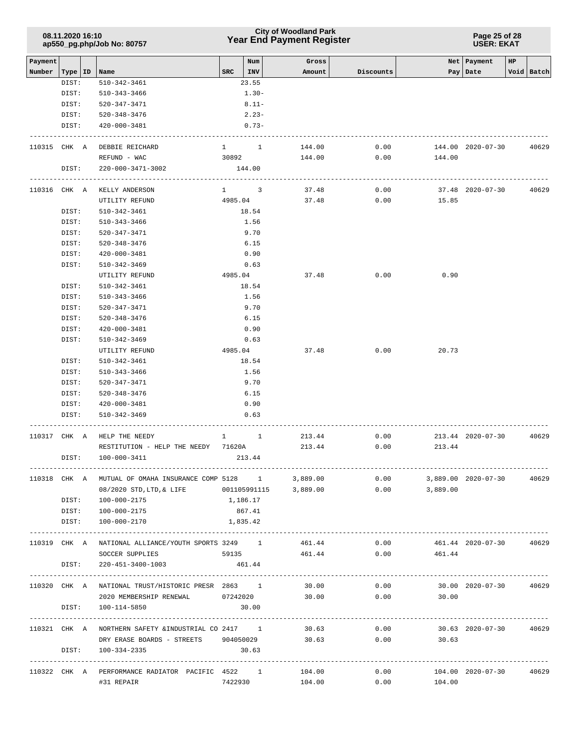| Payment Number | Type | ID | Name | SRC | Num INV | Gross Amount | Discounts | Net Pay | Payment Date | HP Void | Batch |
|---|---|---|---|---|---|---|---|---|---|---|---|
| | DIST: | | 510-342-3461 | | 23.55 | | | | | | |
| | DIST: | | 510-343-3466 | | 1.30- | | | | | | |
| | DIST: | | 520-347-3471 | | 8.11- | | | | | | |
| | DIST: | | 520-348-3476 | | 2.23- | | | | | | |
| | DIST: | | 420-000-3481 | | 0.73- | | | | | | |
| 110315 | CHK | A | DEBBIE REICHARD | 1 | 1 | 144.00 | 0.00 | 144.00 | 2020-07-30 | | 40629 |
| | | | REFUND - WAC | 30892 | | 144.00 | 0.00 | 144.00 | | | |
| | DIST: | | 220-000-3471-3002 | | 144.00 | | | | | | |
| 110316 | CHK | A | KELLY ANDERSON | 1 | 3 | 37.48 | 0.00 | 37.48 | 2020-07-30 | | 40629 |
| | | | UTILITY REFUND | 4985.04 | | 37.48 | 0.00 | 15.85 | | | |
| | DIST: | | 510-342-3461 | | 18.54 | | | | | | |
| | DIST: | | 510-343-3466 | | 1.56 | | | | | | |
| | DIST: | | 520-347-3471 | | 9.70 | | | | | | |
| | DIST: | | 520-348-3476 | | 6.15 | | | | | | |
| | DIST: | | 420-000-3481 | | 0.90 | | | | | | |
| | DIST: | | 510-342-3469 | | 0.63 | | | | | | |
| | | | UTILITY REFUND | 4985.04 | | 37.48 | 0.00 | 0.90 | | | |
| | DIST: | | 510-342-3461 | | 18.54 | | | | | | |
| | DIST: | | 510-343-3466 | | 1.56 | | | | | | |
| | DIST: | | 520-347-3471 | | 9.70 | | | | | | |
| | DIST: | | 520-348-3476 | | 6.15 | | | | | | |
| | DIST: | | 420-000-3481 | | 0.90 | | | | | | |
| | DIST: | | 510-342-3469 | | 0.63 | | | | | | |
| | | | UTILITY REFUND | 4985.04 | | 37.48 | 0.00 | 20.73 | | | |
| | DIST: | | 510-342-3461 | | 18.54 | | | | | | |
| | DIST: | | 510-343-3466 | | 1.56 | | | | | | |
| | DIST: | | 520-347-3471 | | 9.70 | | | | | | |
| | DIST: | | 520-348-3476 | | 6.15 | | | | | | |
| | DIST: | | 420-000-3481 | | 0.90 | | | | | | |
| | DIST: | | 510-342-3469 | | 0.63 | | | | | | |
| 110317 | CHK | A | HELP THE NEEDY | 1 | 1 | 213.44 | 0.00 | 213.44 | 2020-07-30 | | 40629 |
| | | | RESTITUTION - HELP THE NEEDY | 71620A | | 213.44 | 0.00 | 213.44 | | | |
| | DIST: | | 100-000-3411 | | 213.44 | | | | | | |
| 110318 | CHK | A | MUTUAL OF OMAHA INSURANCE COMP | 5128 | 1 | 3,889.00 | 0.00 | 3,889.00 | 2020-07-30 | | 40629 |
| | | | 08/2020 STD,LTD,& LIFE | 001105991115 | | 3,889.00 | 0.00 | 3,889.00 | | | |
| | DIST: | | 100-000-2175 | | 1,186.17 | | | | | | |
| | DIST: | | 100-000-2175 | | 867.41 | | | | | | |
| | DIST: | | 100-000-2170 | | 1,835.42 | | | | | | |
| 110319 | CHK | A | NATIONAL ALLIANCE/YOUTH SPORTS | 3249 | 1 | 461.44 | 0.00 | 461.44 | 2020-07-30 | | 40629 |
| | | | SOCCER SUPPLIES | 59135 | | 461.44 | 0.00 | 461.44 | | | |
| | DIST: | | 220-451-3400-1003 | | 461.44 | | | | | | |
| 110320 | CHK | A | NATIONAL TRUST/HISTORIC PRESR | 2863 | 1 | 30.00 | 0.00 | 30.00 | 2020-07-30 | | 40629 |
| | | | 2020 MEMBERSHIP RENEWAL | 07242020 | | 30.00 | 0.00 | 30.00 | | | |
| | DIST: | | 100-114-5850 | | 30.00 | | | | | | |
| 110321 | CHK | A | NORTHERN SAFETY &INDUSTRIAL CO | 2417 | 1 | 30.63 | 0.00 | 30.63 | 2020-07-30 | | 40629 |
| | | | DRY ERASE BOARDS - STREETS | 904050029 | | 30.63 | 0.00 | 30.63 | | | |
| | DIST: | | 100-334-2335 | | 30.63 | | | | | | |
| 110322 | CHK | A | PERFORMANCE RADIATOR PACIFIC | 4522 | 1 | 104.00 | 0.00 | 104.00 | 2020-07-30 | | 40629 |
| | | | #31 REPAIR | 7422930 | | 104.00 | 0.00 | 104.00 | | | |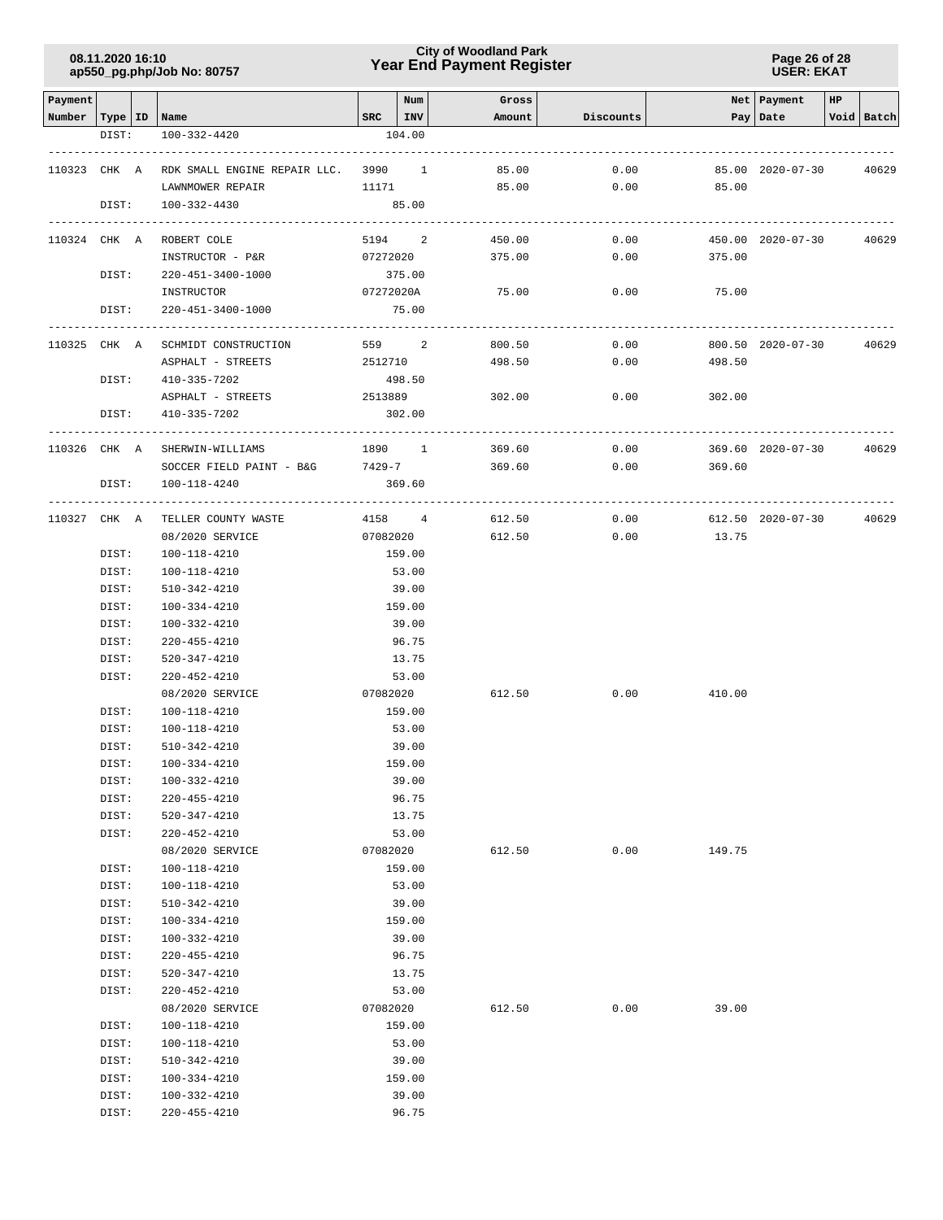| Payment Number | Type | ID | Name | SRC | Num INV | Gross Amount | Discounts | Net Pay | Payment Date | HP Void | Batch |
|---|---|---|---|---|---|---|---|---|---|---|---|
| | DIST: | | 100-332-4420 | | 104.00 | | | | | | |
| 110323 | CHK | A | RDK SMALL ENGINE REPAIR LLC. | 3990 | 1 | 85.00 | 0.00 | 85.00 | 2020-07-30 | | 40629 |
| | | | LAWNMOWER REPAIR | 11171 | | 85.00 | 0.00 | 85.00 | | | |
| | DIST: | | 100-332-4430 | | 85.00 | | | | | | |
| 110324 | CHK | A | ROBERT COLE | 5194 | 2 | 450.00 | 0.00 | 450.00 | 2020-07-30 | | 40629 |
| | | | INSTRUCTOR - P&R | 07272020 | | 375.00 | 0.00 | 375.00 | | | |
| | DIST: | | 220-451-3400-1000 | | 375.00 | | | | | | |
| | | | INSTRUCTOR | 07272020A | | 75.00 | 0.00 | 75.00 | | | |
| | DIST: | | 220-451-3400-1000 | | 75.00 | | | | | | |
| 110325 | CHK | A | SCHMIDT CONSTRUCTION | 559 | 2 | 800.50 | 0.00 | 800.50 | 2020-07-30 | | 40629 |
| | | | ASPHALT - STREETS | 2512710 | | 498.50 | 0.00 | 498.50 | | | |
| | DIST: | | 410-335-7202 | | 498.50 | | | | | | |
| | | | ASPHALT - STREETS | 2513889 | | 302.00 | 0.00 | 302.00 | | | |
| | DIST: | | 410-335-7202 | | 302.00 | | | | | | |
| 110326 | CHK | A | SHERWIN-WILLIAMS | 1890 | 1 | 369.60 | 0.00 | 369.60 | 2020-07-30 | | 40629 |
| | | | SOCCER FIELD PAINT - B&G | 7429-7 | | 369.60 | 0.00 | 369.60 | | | |
| | DIST: | | 100-118-4240 | | 369.60 | | | | | | |
| 110327 | CHK | A | TELLER COUNTY WASTE | 4158 | 4 | 612.50 | 0.00 | 612.50 | 2020-07-30 | | 40629 |
| | | | 08/2020 SERVICE | 07082020 | | 612.50 | 0.00 | 13.75 | | | |
| | DIST: | | 100-118-4210 | | 159.00 | | | | | | |
| | DIST: | | 100-118-4210 | | 53.00 | | | | | | |
| | DIST: | | 510-342-4210 | | 39.00 | | | | | | |
| | DIST: | | 100-334-4210 | | 159.00 | | | | | | |
| | DIST: | | 100-332-4210 | | 39.00 | | | | | | |
| | DIST: | | 220-455-4210 | | 96.75 | | | | | | |
| | DIST: | | 520-347-4210 | | 13.75 | | | | | | |
| | DIST: | | 220-452-4210 | | 53.00 | | | | | | |
| | | | 08/2020 SERVICE | 07082020 | | 612.50 | 0.00 | 410.00 | | | |
| | DIST: | | 100-118-4210 | | 159.00 | | | | | | |
| | DIST: | | 100-118-4210 | | 53.00 | | | | | | |
| | DIST: | | 510-342-4210 | | 39.00 | | | | | | |
| | DIST: | | 100-334-4210 | | 159.00 | | | | | | |
| | DIST: | | 100-332-4210 | | 39.00 | | | | | | |
| | DIST: | | 220-455-4210 | | 96.75 | | | | | | |
| | DIST: | | 520-347-4210 | | 13.75 | | | | | | |
| | DIST: | | 220-452-4210 | | 53.00 | | | | | | |
| | | | 08/2020 SERVICE | 07082020 | | 612.50 | 0.00 | 149.75 | | | |
| | DIST: | | 100-118-4210 | | 159.00 | | | | | | |
| | DIST: | | 100-118-4210 | | 53.00 | | | | | | |
| | DIST: | | 510-342-4210 | | 39.00 | | | | | | |
| | DIST: | | 100-334-4210 | | 159.00 | | | | | | |
| | DIST: | | 100-332-4210 | | 39.00 | | | | | | |
| | DIST: | | 220-455-4210 | | 96.75 | | | | | | |
| | DIST: | | 520-347-4210 | | 13.75 | | | | | | |
| | DIST: | | 220-452-4210 | | 53.00 | | | | | | |
| | | | 08/2020 SERVICE | 07082020 | | 612.50 | 0.00 | 39.00 | | | |
| | DIST: | | 100-118-4210 | | 159.00 | | | | | | |
| | DIST: | | 100-118-4210 | | 53.00 | | | | | | |
| | DIST: | | 510-342-4210 | | 39.00 | | | | | | |
| | DIST: | | 100-334-4210 | | 159.00 | | | | | | |
| | DIST: | | 100-332-4210 | | 39.00 | | | | | | |
| | DIST: | | 220-455-4210 | | 96.75 | | | | | | |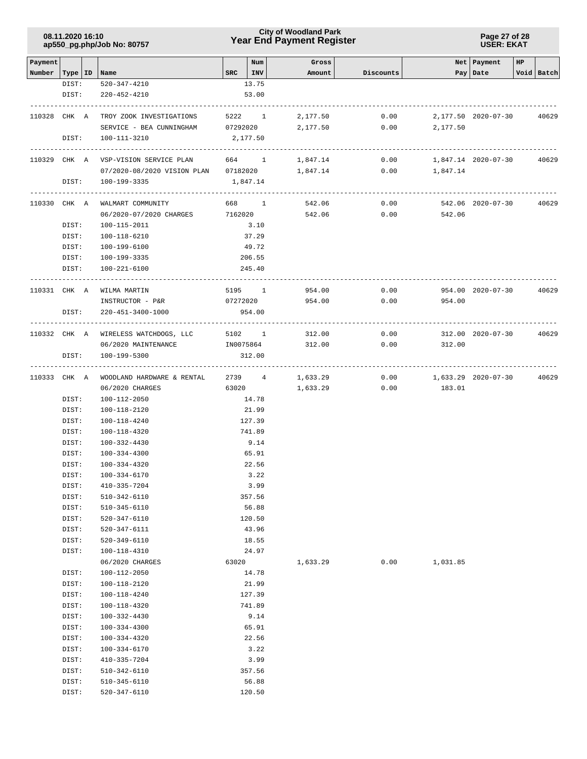| Payment Number | Type | ID | Name | SRC | Num INV | Gross Amount | Discounts | Net Pay | Payment Date | HP Void | Batch |
|---|---|---|---|---|---|---|---|---|---|---|---|
| | DIST: | | 520-347-4210 | | 13.75 | | | | | | |
| | DIST: | | 220-452-4210 | | 53.00 | | | | | | |
| 110328 | CHK | A | TROY ZOOK INVESTIGATIONS | 5222 | 1 | 2,177.50 | 0.00 | 2,177.50 | 2020-07-30 | | 40629 |
| | | | SERVICE - BEA CUNNINGHAM | 07292020 | | 2,177.50 | 0.00 | 2,177.50 | | | |
| | DIST: | | 100-111-3210 | | 2,177.50 | | | | | | |
| 110329 | CHK | A | VSP-VISION SERVICE PLAN | 664 | 1 | 1,847.14 | 0.00 | 1,847.14 | 2020-07-30 | | 40629 |
| | | | 07/2020-08/2020 VISION PLAN | 07182020 | | 1,847.14 | 0.00 | 1,847.14 | | | |
| | DIST: | | 100-199-3335 | | 1,847.14 | | | | | | |
| 110330 | CHK | A | WALMART COMMUNITY | 668 | 1 | 542.06 | 0.00 | 542.06 | 2020-07-30 | | 40629 |
| | | | 06/2020-07/2020 CHARGES | 7162020 | | 542.06 | 0.00 | 542.06 | | | |
| | DIST: | | 100-115-2011 | | 3.10 | | | | | | |
| | DIST: | | 100-118-6210 | | 37.29 | | | | | | |
| | DIST: | | 100-199-6100 | | 49.72 | | | | | | |
| | DIST: | | 100-199-3335 | | 206.55 | | | | | | |
| | DIST: | | 100-221-6100 | | 245.40 | | | | | | |
| 110331 | CHK | A | WILMA MARTIN | 5195 | 1 | 954.00 | 0.00 | 954.00 | 2020-07-30 | | 40629 |
| | | | INSTRUCTOR - P&R | 07272020 | | 954.00 | 0.00 | 954.00 | | | |
| | DIST: | | 220-451-3400-1000 | | 954.00 | | | | | | |
| 110332 | CHK | A | WIRELESS WATCHDOGS, LLC | 5102 | 1 | 312.00 | 0.00 | 312.00 | 2020-07-30 | | 40629 |
| | | | 06/2020 MAINTENANCE | IN0075864 | | 312.00 | 0.00 | 312.00 | | | |
| | DIST: | | 100-199-5300 | | 312.00 | | | | | | |
| 110333 | CHK | A | WOODLAND HARDWARE & RENTAL | 2739 | 4 | 1,633.29 | 0.00 | 1,633.29 | 2020-07-30 | | 40629 |
| | | | 06/2020 CHARGES | 63020 | | 1,633.29 | 0.00 | 183.01 | | | |
| | DIST: | | 100-112-2050 | | 14.78 | | | | | | |
| | DIST: | | 100-118-2120 | | 21.99 | | | | | | |
| | DIST: | | 100-118-4240 | | 127.39 | | | | | | |
| | DIST: | | 100-118-4320 | | 741.89 | | | | | | |
| | DIST: | | 100-332-4430 | | 9.14 | | | | | | |
| | DIST: | | 100-334-4300 | | 65.91 | | | | | | |
| | DIST: | | 100-334-4320 | | 22.56 | | | | | | |
| | DIST: | | 100-334-6170 | | 3.22 | | | | | | |
| | DIST: | | 410-335-7204 | | 3.99 | | | | | | |
| | DIST: | | 510-342-6110 | | 357.56 | | | | | | |
| | DIST: | | 510-345-6110 | | 56.88 | | | | | | |
| | DIST: | | 520-347-6110 | | 120.50 | | | | | | |
| | DIST: | | 520-347-6111 | | 43.96 | | | | | | |
| | DIST: | | 520-349-6110 | | 18.55 | | | | | | |
| | DIST: | | 100-118-4310 | | 24.97 | | | | | | |
| | | | 06/2020 CHARGES | 63020 | | 1,633.29 | 0.00 | 1,031.85 | | | |
| | DIST: | | 100-112-2050 | | 14.78 | | | | | | |
| | DIST: | | 100-118-2120 | | 21.99 | | | | | | |
| | DIST: | | 100-118-4240 | | 127.39 | | | | | | |
| | DIST: | | 100-118-4320 | | 741.89 | | | | | | |
| | DIST: | | 100-332-4430 | | 9.14 | | | | | | |
| | DIST: | | 100-334-4300 | | 65.91 | | | | | | |
| | DIST: | | 100-334-4320 | | 22.56 | | | | | | |
| | DIST: | | 100-334-6170 | | 3.22 | | | | | | |
| | DIST: | | 410-335-7204 | | 3.99 | | | | | | |
| | DIST: | | 510-342-6110 | | 357.56 | | | | | | |
| | DIST: | | 510-345-6110 | | 56.88 | | | | | | |
| | DIST: | | 520-347-6110 | | 120.50 | | | | | | |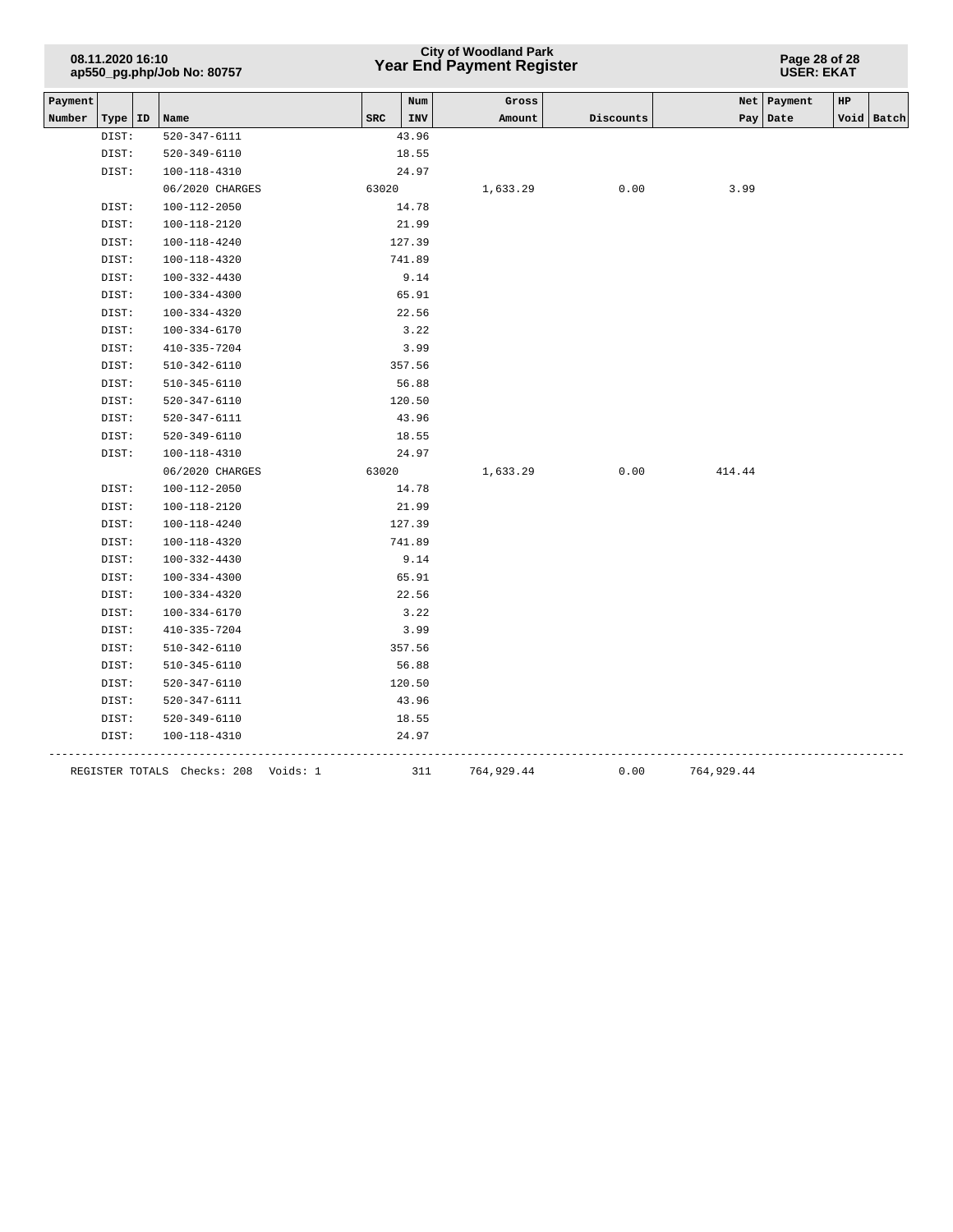| Payment Number | Type | ID | Name | SRC | Num INV | Gross Amount | Discounts | Net Pay | Payment Date | HP Void | Batch |
|---|---|---|---|---|---|---|---|---|---|---|---|
| | DIST: | | 520-347-6111 | | 43.96 | | | | | | |
| | DIST: | | 520-349-6110 | | 18.55 | | | | | | |
| | DIST: | | 100-118-4310 | | 24.97 | | | | | | |
| | | | 06/2020 CHARGES | 63020 | | 1,633.29 | 0.00 | 3.99 | | | |
| | DIST: | | 100-112-2050 | | 14.78 | | | | | | |
| | DIST: | | 100-118-2120 | | 21.99 | | | | | | |
| | DIST: | | 100-118-4240 | | 127.39 | | | | | | |
| | DIST: | | 100-118-4320 | | 741.89 | | | | | | |
| | DIST: | | 100-332-4430 | | 9.14 | | | | | | |
| | DIST: | | 100-334-4300 | | 65.91 | | | | | | |
| | DIST: | | 100-334-4320 | | 22.56 | | | | | | |
| | DIST: | | 100-334-6170 | | 3.22 | | | | | | |
| | DIST: | | 410-335-7204 | | 3.99 | | | | | | |
| | DIST: | | 510-342-6110 | | 357.56 | | | | | | |
| | DIST: | | 510-345-6110 | | 56.88 | | | | | | |
| | DIST: | | 520-347-6110 | | 120.50 | | | | | | |
| | DIST: | | 520-347-6111 | | 43.96 | | | | | | |
| | DIST: | | 520-349-6110 | | 18.55 | | | | | | |
| | DIST: | | 100-118-4310 | | 24.97 | | | | | | |
| | | | 06/2020 CHARGES | 63020 | | 1,633.29 | 0.00 | 414.44 | | | |
| | DIST: | | 100-112-2050 | | 14.78 | | | | | | |
| | DIST: | | 100-118-2120 | | 21.99 | | | | | | |
| | DIST: | | 100-118-4240 | | 127.39 | | | | | | |
| | DIST: | | 100-118-4320 | | 741.89 | | | | | | |
| | DIST: | | 100-332-4430 | | 9.14 | | | | | | |
| | DIST: | | 100-334-4300 | | 65.91 | | | | | | |
| | DIST: | | 100-334-4320 | | 22.56 | | | | | | |
| | DIST: | | 100-334-6170 | | 3.22 | | | | | | |
| | DIST: | | 410-335-7204 | | 3.99 | | | | | | |
| | DIST: | | 510-342-6110 | | 357.56 | | | | | | |
| | DIST: | | 510-345-6110 | | 56.88 | | | | | | |
| | DIST: | | 520-347-6110 | | 120.50 | | | | | | |
| | DIST: | | 520-347-6111 | | 43.96 | | | | | | |
| | DIST: | | 520-349-6110 | | 18.55 | | | | | | |
| | DIST: | | 100-118-4310 | | 24.97 | | | | | | |

REGISTER TOTALS Checks: 208 Voids: 1 — Num INV: 311 — Gross Amount: 764,929.44 — Discounts: 0.00 — Net Pay: 764,929.44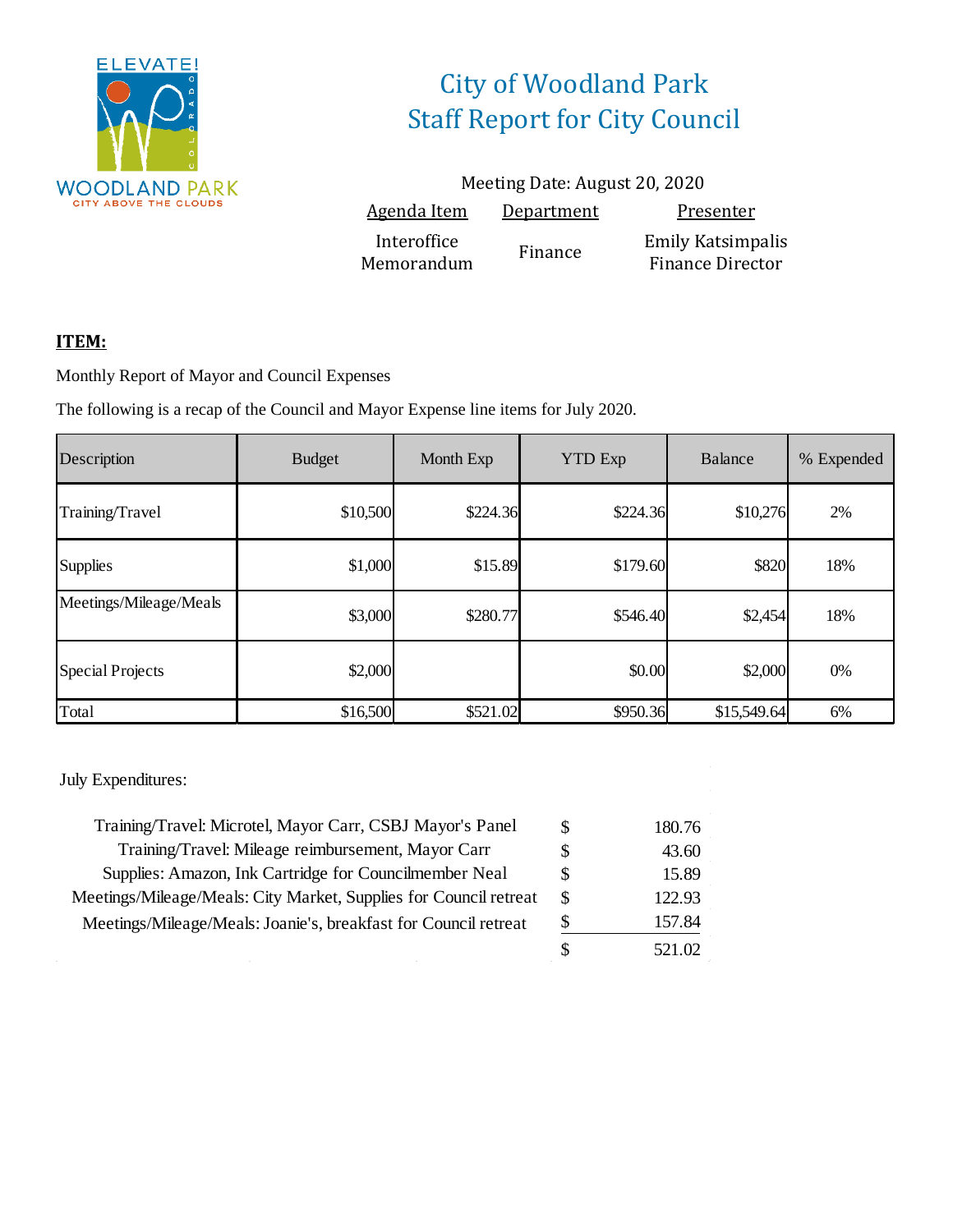# City of Woodland Park
# Staff Report for City Council

Meeting Date: August 20, 2020

| Agenda Item | Department | Presenter |
|---|---|---|
| Interoffice Memorandum | Finance | Emily Katsimpalis Finance Director |

**ITEM:**

Monthly Report of Mayor and Council Expenses

The following is a recap of the Council and Mayor Expense line items for July 2020.

| Description | Budget | Month Exp | YTD Exp | Balance | % Expended |
|---|---|---|---|---|---|
| Training/Travel | $10,500 | $224.36 | $224.36 | $10,276 | 2% |
| Supplies | $1,000 | $15.89 | $179.60 | $820 | 18% |
| Meetings/Mileage/Meals | $3,000 | $280.77 | $546.40 | $2,454 | 18% |
| Special Projects | $2,000 | | $0.00 | $2,000 | 0% |
| Total | $16,500 | $521.02 | $950.36 | $15,549.64 | 6% |

July Expenditures:

| | | |
|---|---|---|
| Training/Travel: Microtel, Mayor Carr, CSBJ Mayor's Panel | $ | 180.76 |
| Training/Travel: Mileage reimbursement, Mayor Carr | $ | 43.60 |
| Supplies: Amazon, Ink Cartridge for Councilmember Neal | $ | 15.89 |
| Meetings/Mileage/Meals: City Market, Supplies for Council retreat | $ | 122.93 |
| Meetings/Mileage/Meals: Joanie's, breakfast for Council retreat | $ | 157.84 |
| | $ | 521.02 |